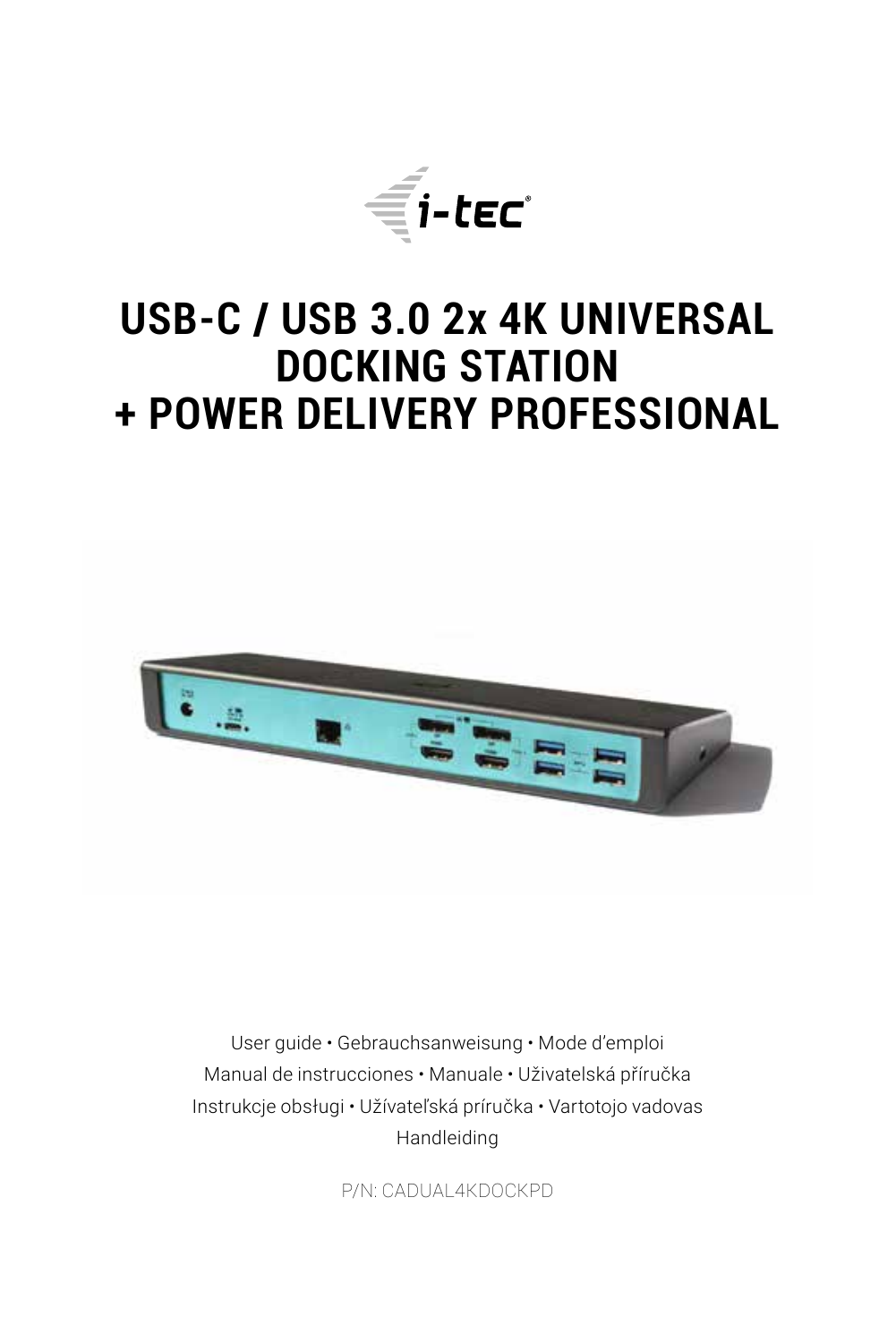i-tec

# USB-C / USB 3.0 2x 4K UNIVERSAL DOCKING STATION + POWER DELIVERY PROFESSIONAL

User guide • Gebrauchsanweisung • Mode d'emploi
Manual de instrucciones • Manuale • Uživatelská příručka
Instrukcje obsługi • Užívateľská príručka • Vartotojo vadovas
Handleiding

P/N: CADUAL4KDOCKPD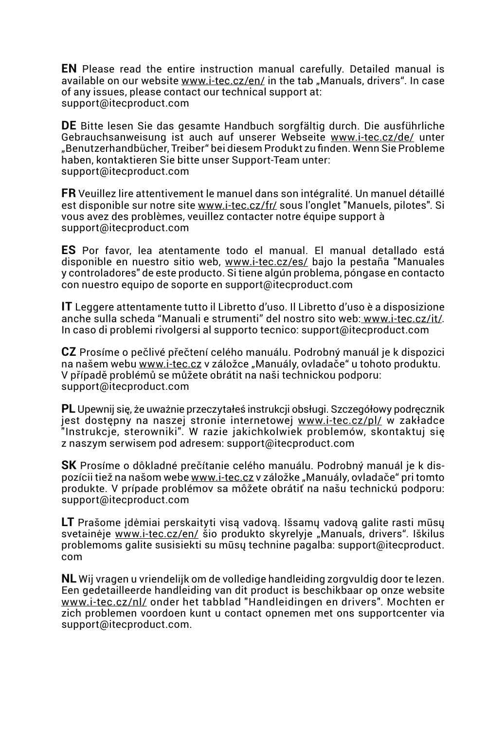**EN** Please read the entire instruction manual carefully. Detailed manual is available on our website www.i-tec.cz/en/ in the tab „Manuals, drivers". In case of any issues, please contact our technical support at: support@itecproduct.com

**DE** Bitte lesen Sie das gesamte Handbuch sorgfältig durch. Die ausführliche Gebrauchsanweisung ist auch auf unserer Webseite www.i-tec.cz/de/ unter „Benutzerhandbücher, Treiber" bei diesem Produkt zu finden. Wenn Sie Probleme haben, kontaktieren Sie bitte unser Support-Team unter: support@itecproduct.com

**FR** Veuillez lire attentivement le manuel dans son intégralité. Un manuel détaillé est disponible sur notre site www.i-tec.cz/fr/ sous l'onglet "Manuels, pilotes". Si vous avez des problèmes, veuillez contacter notre équipe support à support@itecproduct.com

**ES** Por favor, lea atentamente todo el manual. El manual detallado está disponible en nuestro sitio web, www.i-tec.cz/es/ bajo la pestaña "Manuales y controladores" de este producto. Si tiene algún problema, póngase en contacto con nuestro equipo de soporte en support@itecproduct.com

**IT** Leggere attentamente tutto il Libretto d'uso. Il Libretto d'uso è a disposizione anche sulla scheda "Manuali e strumenti" del nostro sito web: www.i-tec.cz/it/. In caso di problemi rivolgersi al supporto tecnico: support@itecproduct.com

**CZ** Prosíme o pečlivé přečtení celého manuálu. Podrobný manuál je k dispozici na našem webu www.i-tec.cz v záložce „Manuály, ovladače" u tohoto produktu. V případě problémů se můžete obrátit na naši technickou podporu: support@itecproduct.com

**PL** Upewnij się, że uważnie przeczytałeś instrukcji obsługi. Szczegółowy podręcznik jest dostępny na naszej stronie internetowej www.i-tec.cz/pl/ w zakładce "Instrukcje, sterowniki". W razie jakichkolwiek problemów, skontaktuj się z naszym serwisem pod adresem: support@itecproduct.com

**SK** Prosíme o dôkladné prečítanie celého manuálu. Podrobný manuál je k dispozícii tiež na našom webe www.i-tec.cz v záložke „Manuály, ovladače" pri tomto produkte. V prípade problémov sa môžete obrátiť na našu technickú podporu: support@itecproduct.com

**LT** Prašome įdėmiai perskaityti visą vadovą. Išsamų vadovą galite rasti mūsų svetainėje www.i-tec.cz/en/ šio produkto skyrelyje „Manuals, drivers". Iškilus problemoms galite susisiekti su mūsų technine pagalba: support@itecproduct.com

**NL** Wij vragen u vriendelijk om de volledige handleiding zorgvuldig door te lezen. Een gedetailleerde handleiding van dit product is beschikbaar op onze website www.i-tec.cz/nl/ onder het tabblad "Handleidingen en drivers". Mochten er zich problemen voordoen kunt u contact opnemen met ons supportcenter via support@itecproduct.com.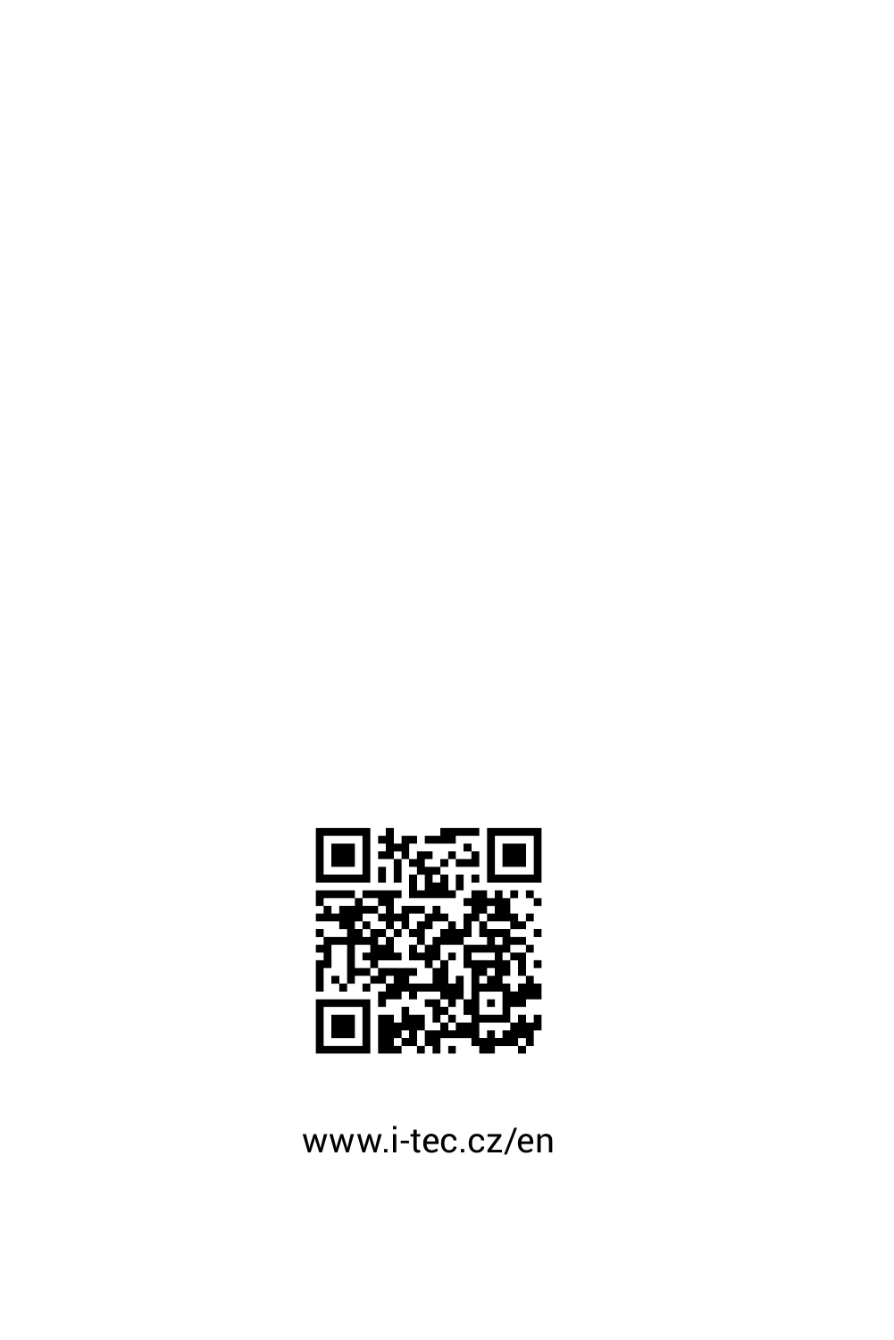www.i-tec.cz/en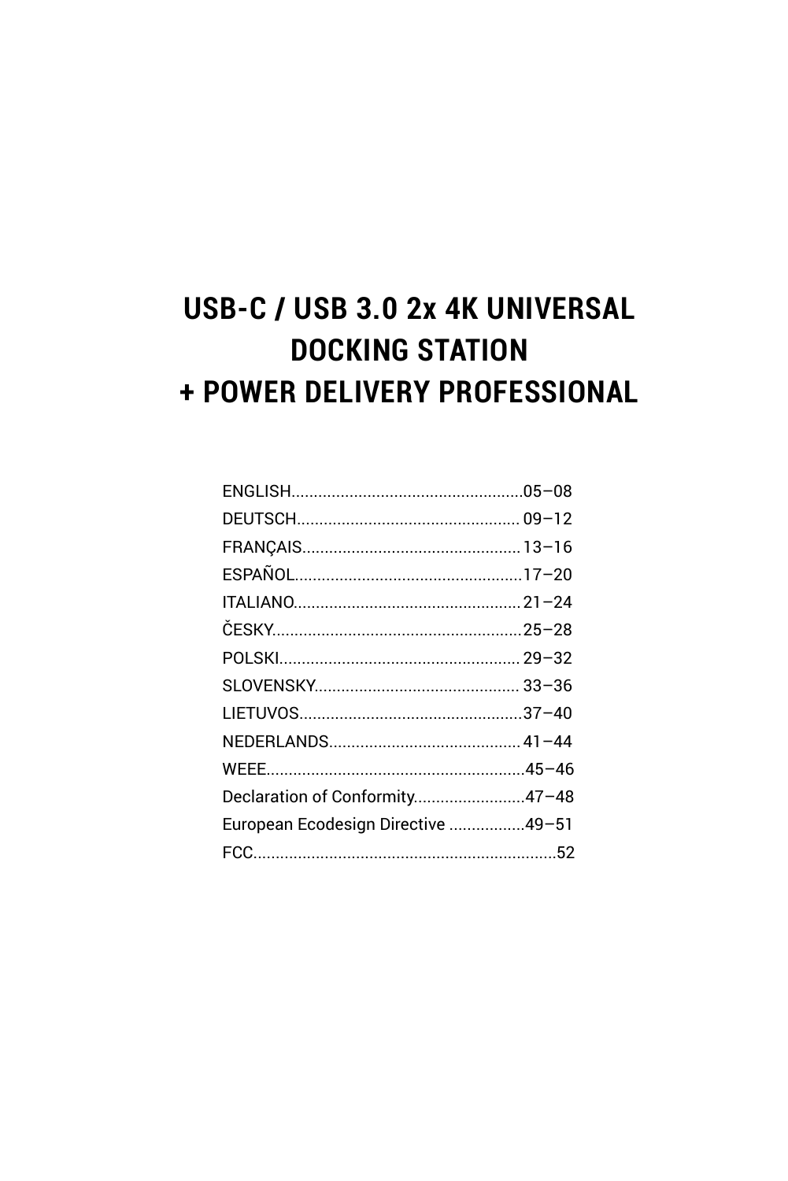# USB-C / USB 3.0 2x 4K UNIVERSAL DOCKING STATION + POWER DELIVERY PROFESSIONAL

ENGLISH....................................................05–08
DEUTSCH.................................................. 09–12
FRANÇAIS................................................. 13–16
ESPAÑOL...................................................17–20
ITALIANO.................................................. 21–24
ČESKY........................................................25–28
POLSKI...................................................... 29–32
SLOVENSKY.............................................. 33–36
LIETUVOS..................................................37–40
NEDERLANDS........................................... 41–44
WEEE..........................................................45–46
Declaration of Conformity.........................47–48
European Ecodesign Directive .................49–51
FCC....................................................................52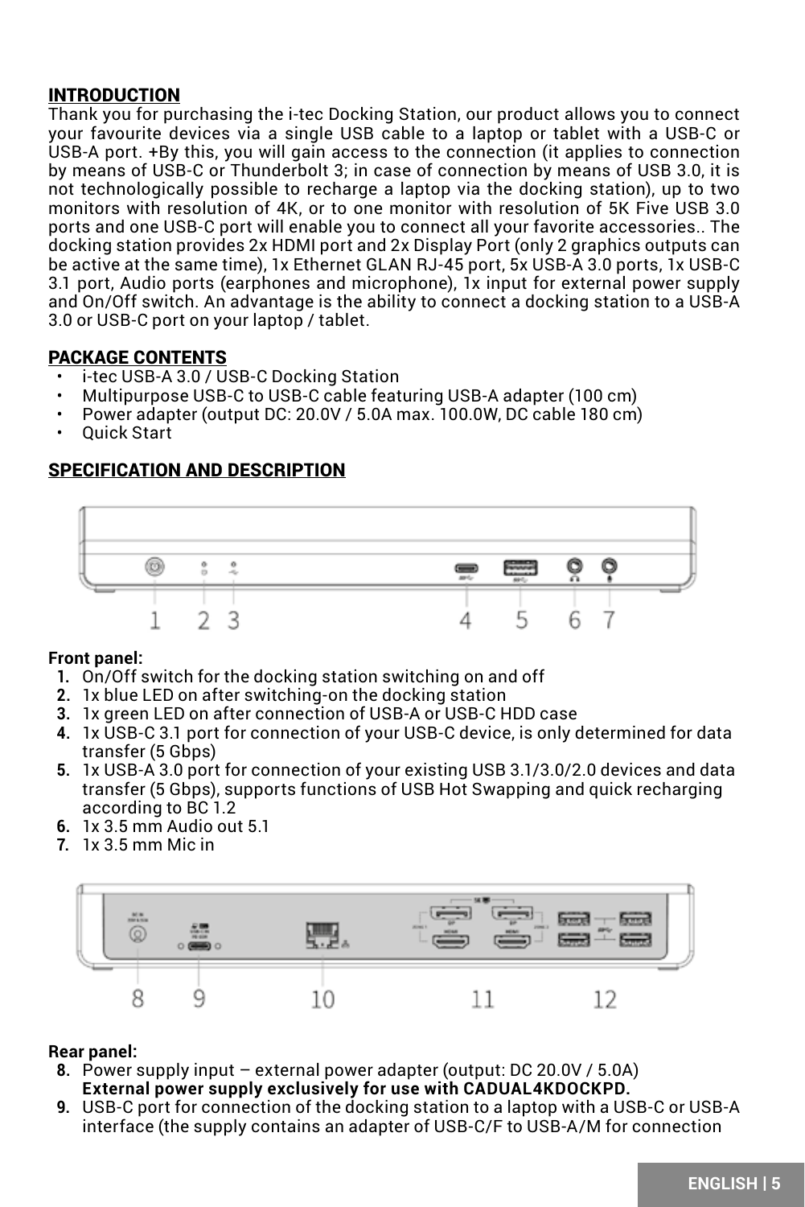## INTRODUCTION

Thank you for purchasing the i-tec Docking Station, our product allows you to connect your favourite devices via a single USB cable to a laptop or tablet with a USB-C or USB-A port. +By this, you will gain access to the connection (it applies to connection by means of USB-C or Thunderbolt 3; in case of connection by means of USB 3.0, it is not technologically possible to recharge a laptop via the docking station), up to two monitors with resolution of 4K, or to one monitor with resolution of 5K Five USB 3.0 ports and one USB-C port will enable you to connect all your favorite accessories.. The docking station provides 2x HDMI port and 2x Display Port (only 2 graphics outputs can be active at the same time), 1x Ethernet GLAN RJ-45 port, 5x USB-A 3.0 ports, 1x USB-C 3.1 port, Audio ports (earphones and microphone), 1x input for external power supply and On/Off switch. An advantage is the ability to connect a docking station to a USB-A 3.0 or USB-C port on your laptop / tablet.

## PACKAGE CONTENTS

- i-tec USB-A 3.0 / USB-C Docking Station
- Multipurpose USB-C to USB-C cable featuring USB-A adapter (100 cm)
- Power adapter (output DC: 20.0V / 5.0A max. 100.0W, DC cable 180 cm)
- Quick Start

## SPECIFICATION AND DESCRIPTION

**Front panel:**

1. On/Off switch for the docking station switching on and off
2. 1x blue LED on after switching-on the docking station
3. 1x green LED on after connection of USB-A or USB-C HDD case
4. 1x USB-C 3.1 port for connection of your USB-C device, is only determined for data transfer (5 Gbps)
5. 1x USB-A 3.0 port for connection of your existing USB 3.1/3.0/2.0 devices and data transfer (5 Gbps), supports functions of USB Hot Swapping and quick recharging according to BC 1.2
6. 1x 3.5 mm Audio out 5.1
7. 1x 3.5 mm Mic in

**Rear panel:**

8. Power supply input – external power adapter (output: DC 20.0V / 5.0A)
   **External power supply exclusively for use with CADUAL4KDOCKPD.**
9. USB-C port for connection of the docking station to a laptop with a USB-C or USB-A interface (the supply contains an adapter of USB-C/F to USB-A/M for connection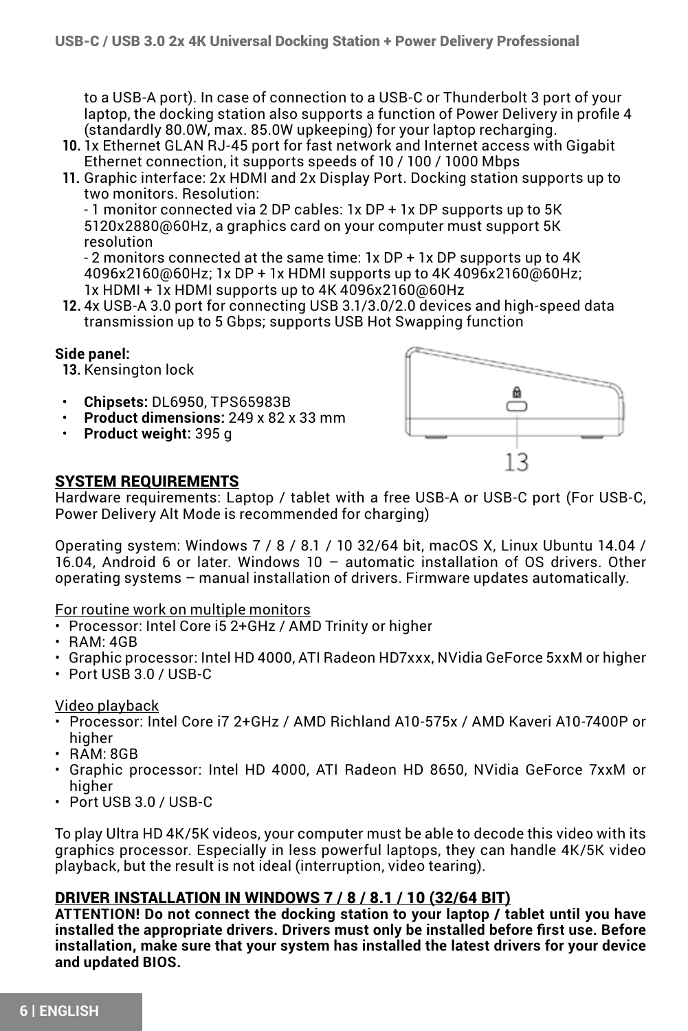to a USB-A port). In case of connection to a USB-C or Thunderbolt 3 port of your laptop, the docking station also supports a function of Power Delivery in profile 4 (standardly 80.0W, max. 85.0W upkeeping) for your laptop recharging.

10. 1x Ethernet GLAN RJ-45 port for fast network and Internet access with Gigabit Ethernet connection, it supports speeds of 10 / 100 / 1000 Mbps
11. Graphic interface: 2x HDMI and 2x Display Port. Docking station supports up to two monitors. Resolution:
    - 1 monitor connected via 2 DP cables: 1x DP + 1x DP supports up to 5K 5120x2880@60Hz, a graphics card on your computer must support 5K resolution
    - 2 monitors connected at the same time: 1x DP + 1x DP supports up to 4K 4096x2160@60Hz; 1x DP + 1x HDMI supports up to 4K 4096x2160@60Hz; 1x HDMI + 1x HDMI supports up to 4K 4096x2160@60Hz
12. 4x USB-A 3.0 port for connecting USB 3.1/3.0/2.0 devices and high-speed data transmission up to 5 Gbps; supports USB Hot Swapping function

**Side panel:**

13. Kensington lock

- **Chipsets:** DL6950, TPS65983B
- **Product dimensions:** 249 x 82 x 33 mm
- **Product weight:** 395 g

13

## SYSTEM REQUIREMENTS

Hardware requirements: Laptop / tablet with a free USB-A or USB-C port (For USB-C, Power Delivery Alt Mode is recommended for charging)

Operating system: Windows 7 / 8 / 8.1 / 10 32/64 bit, macOS X, Linux Ubuntu 14.04 / 16.04, Android 6 or later. Windows 10 – automatic installation of OS drivers. Other operating systems – manual installation of drivers. Firmware updates automatically.

For routine work on multiple monitors

- Processor: Intel Core i5 2+GHz / AMD Trinity or higher
- RAM: 4GB
- Graphic processor: Intel HD 4000, ATI Radeon HD7xxx, NVidia GeForce 5xxM or higher
- Port USB 3.0 / USB-C

Video playback

- Processor: Intel Core i7 2+GHz / AMD Richland A10-575x / AMD Kaveri A10-7400P or higher
- RAM: 8GB
- Graphic processor: Intel HD 4000, ATI Radeon HD 8650, NVidia GeForce 7xxM or higher
- Port USB 3.0 / USB-C

To play Ultra HD 4K/5K videos, your computer must be able to decode this video with its graphics processor. Especially in less powerful laptops, they can handle 4K/5K video playback, but the result is not ideal (interruption, video tearing).

## DRIVER INSTALLATION IN WINDOWS 7 / 8 / 8.1 / 10 (32/64 BIT)

**ATTENTION! Do not connect the docking station to your laptop / tablet until you have installed the appropriate drivers. Drivers must only be installed before first use. Before installation, make sure that your system has installed the latest drivers for your device and updated BIOS.**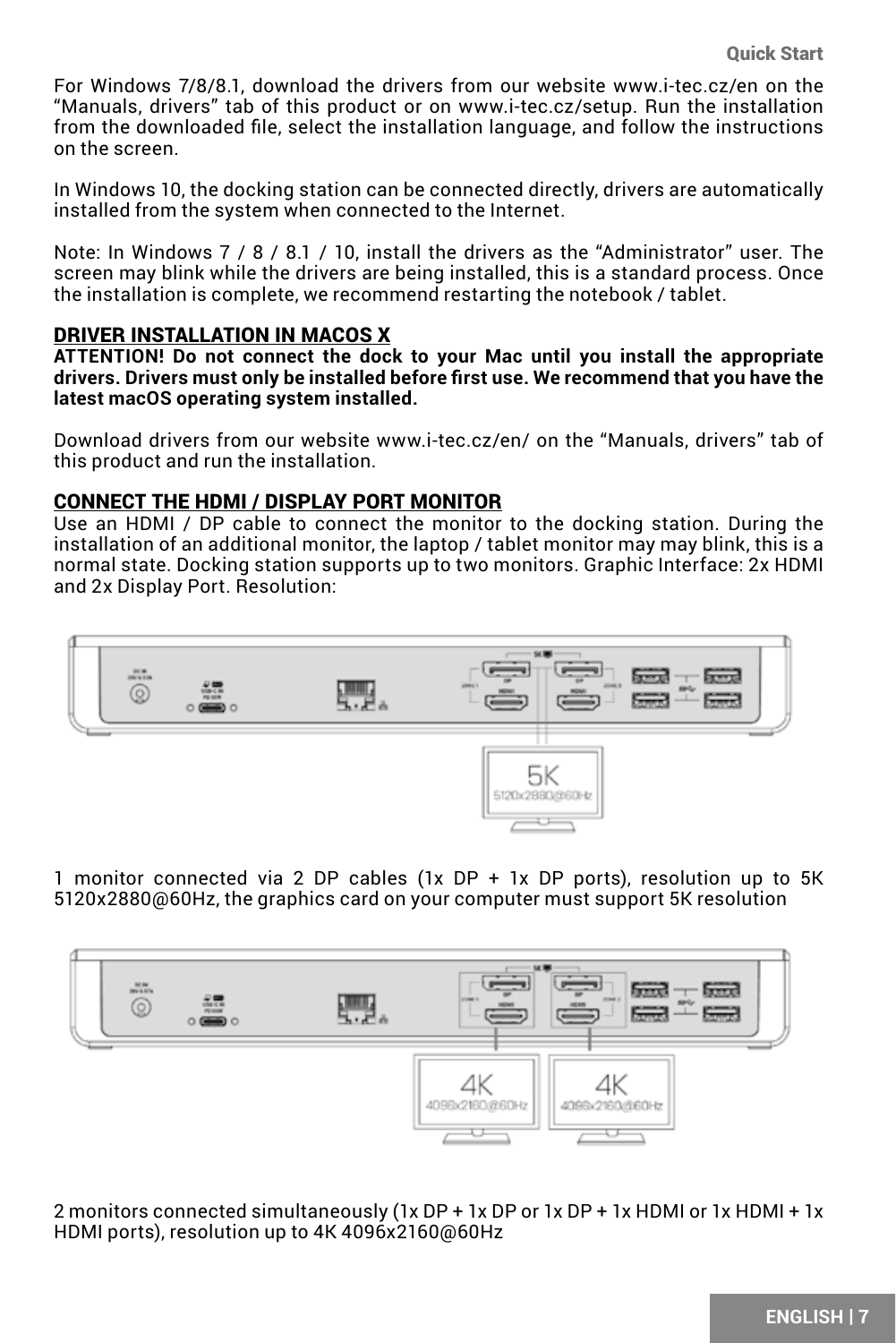For Windows 7/8/8.1, download the drivers from our website www.i-tec.cz/en on the "Manuals, drivers" tab of this product or on www.i-tec.cz/setup. Run the installation from the downloaded file, select the installation language, and follow the instructions on the screen.

In Windows 10, the docking station can be connected directly, drivers are automatically installed from the system when connected to the Internet.

Note: In Windows 7 / 8 / 8.1 / 10, install the drivers as the "Administrator" user. The screen may blink while the drivers are being installed, this is a standard process. Once the installation is complete, we recommend restarting the notebook / tablet.

## DRIVER INSTALLATION IN MACOS X

**ATTENTION! Do not connect the dock to your Mac until you install the appropriate drivers. Drivers must only be installed before first use. We recommend that you have the latest macOS operating system installed.**

Download drivers from our website www.i-tec.cz/en/ on the "Manuals, drivers" tab of this product and run the installation.

## CONNECT THE HDMI / DISPLAY PORT MONITOR

Use an HDMI / DP cable to connect the monitor to the docking station. During the installation of an additional monitor, the laptop / tablet monitor may may blink, this is a normal state. Docking station supports up to two monitors. Graphic Interface: 2x HDMI and 2x Display Port. Resolution:

1 monitor connected via 2 DP cables (1x DP + 1x DP ports), resolution up to 5K 5120x2880@60Hz, the graphics card on your computer must support 5K resolution

2 monitors connected simultaneously (1x DP + 1x DP or 1x DP + 1x HDMI or 1x HDMI + 1x HDMI ports), resolution up to 4K 4096x2160@60Hz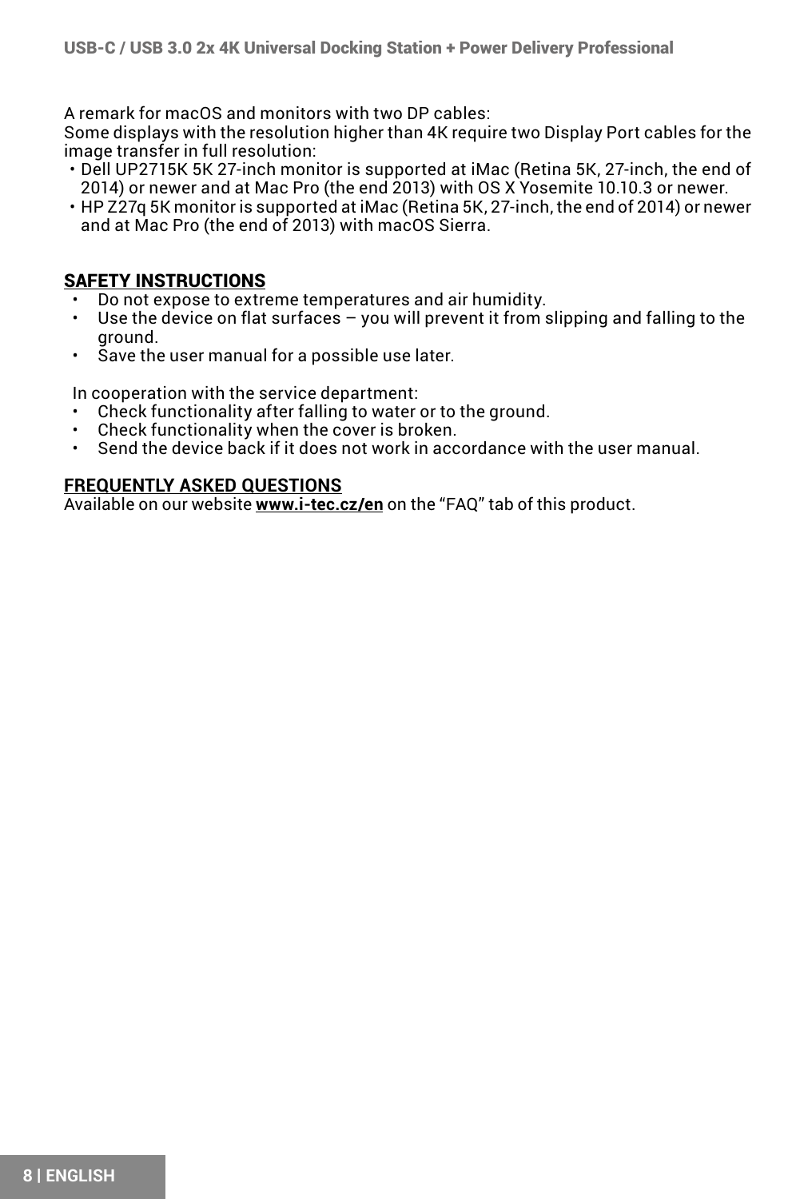A remark for macOS and monitors with two DP cables:
Some displays with the resolution higher than 4K require two Display Port cables for the image transfer in full resolution:

- Dell UP2715K 5K 27-inch monitor is supported at iMac (Retina 5K, 27-inch, the end of 2014) or newer and at Mac Pro (the end 2013) with OS X Yosemite 10.10.3 or newer.
- HP Z27q 5K monitor is supported at iMac (Retina 5K, 27-inch, the end of 2014) or newer and at Mac Pro (the end of 2013) with macOS Sierra.

## SAFETY INSTRUCTIONS

- Do not expose to extreme temperatures and air humidity.
- Use the device on flat surfaces – you will prevent it from slipping and falling to the ground.
- Save the user manual for a possible use later.

In cooperation with the service department:

- Check functionality after falling to water or to the ground.
- Check functionality when the cover is broken.
- Send the device back if it does not work in accordance with the user manual.

## FREQUENTLY ASKED QUESTIONS

Available on our website **www.i-tec.cz/en** on the "FAQ" tab of this product.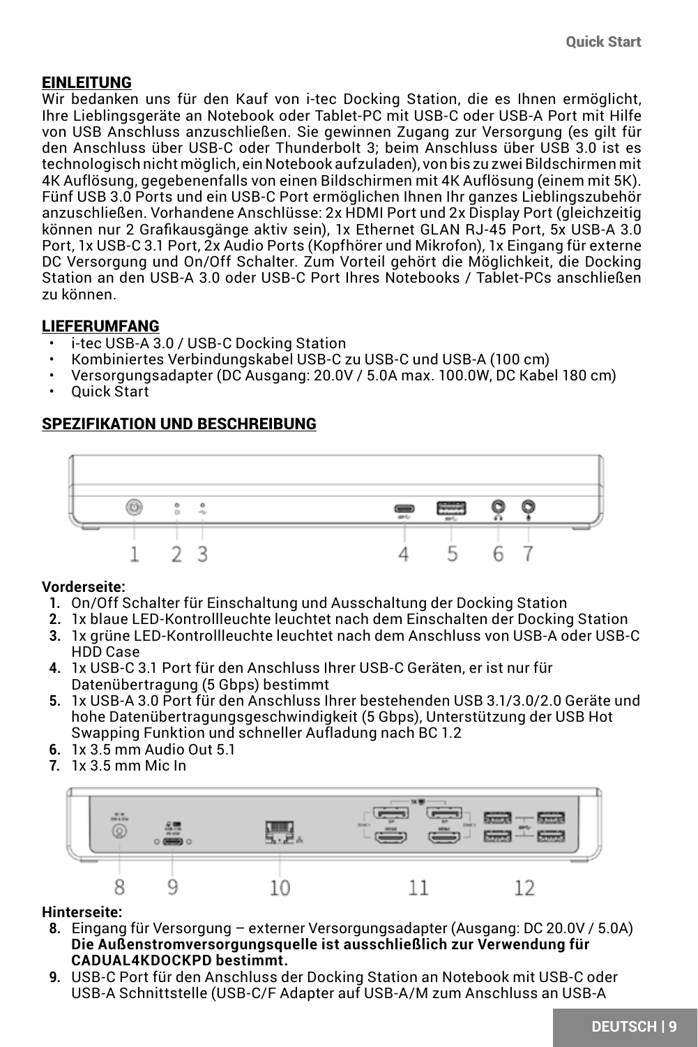## EINLEITUNG

Wir bedanken uns für den Kauf von i-tec Docking Station, die es Ihnen ermöglicht, Ihre Lieblingsgeräte an Notebook oder Tablet-PC mit USB-C oder USB-A Port mit Hilfe von USB Anschluss anzuschließen. Sie gewinnen Zugang zur Versorgung (es gilt für den Anschluss über USB-C oder Thunderbolt 3; beim Anschluss über USB 3.0 ist es technologisch nicht möglich, ein Notebook aufzuladen), von bis zu zwei Bildschirmen mit 4K Auflösung, gegebenenfalls von einen Bildschirmen mit 4K Auflösung (einem mit 5K). Fünf USB 3.0 Ports und ein USB-C Port ermöglichen Ihnen Ihr ganzes Lieblingszubehör anzuschließen. Vorhandene Anschlüsse: 2x HDMI Port und 2x Display Port (gleichzeitig können nur 2 Grafikausgänge aktiv sein), 1x Ethernet GLAN RJ-45 Port, 5x USB-A 3.0 Port, 1x USB-C 3.1 Port, 2x Audio Ports (Kopfhörer und Mikrofon), 1x Eingang für externe DC Versorgung und On/Off Schalter. Zum Vorteil gehört die Möglichkeit, die Docking Station an den USB-A 3.0 oder USB-C Port Ihres Notebooks / Tablet-PCs anschließen zu können.

## LIEFERUMFANG

- i-tec USB-A 3.0 / USB-C Docking Station
- Kombiniertes Verbindungskabel USB-C zu USB-C und USB-A (100 cm)
- Versorgungsadapter (DC Ausgang: 20.0V / 5.0A max. 100.0W, DC Kabel 180 cm)
- Quick Start

## SPEZIFIKATION UND BESCHREIBUNG

1 2 3 4 5 6 7

**Vorderseite:**

1. On/Off Schalter für Einschaltung und Ausschaltung der Docking Station
2. 1x blaue LED-Kontrollleuchte leuchtet nach dem Einschalten der Docking Station
3. 1x grüne LED-Kontrollleuchte leuchtet nach dem Anschluss von USB-A oder USB-C HDD Case
4. 1x USB-C 3.1 Port für den Anschluss Ihrer USB-C Geräten, er ist nur für Datenübertragung (5 Gbps) bestimmt
5. 1x USB-A 3.0 Port für den Anschluss Ihrer bestehenden USB 3.1/3.0/2.0 Geräte und hohe Datenübertragungsgeschwindigkeit (5 Gbps), Unterstützung der USB Hot Swapping Funktion und schneller Aufladung nach BC 1.2
6. 1x 3.5 mm Audio Out 5.1
7. 1x 3.5 mm Mic In

8 9 10 11 12

**Hinterseite:**

8. Eingang für Versorgung – externer Versorgungsadapter (Ausgang: DC 20.0V / 5.0A) **Die Außenstromversorgungsquelle ist ausschließlich zur Verwendung für CADUAL4KDOCKPD bestimmt.**
9. USB-C Port für den Anschluss der Docking Station an Notebook mit USB-C oder USB-A Schnittstelle (USB-C/F Adapter auf USB-A/M zum Anschluss an USB-A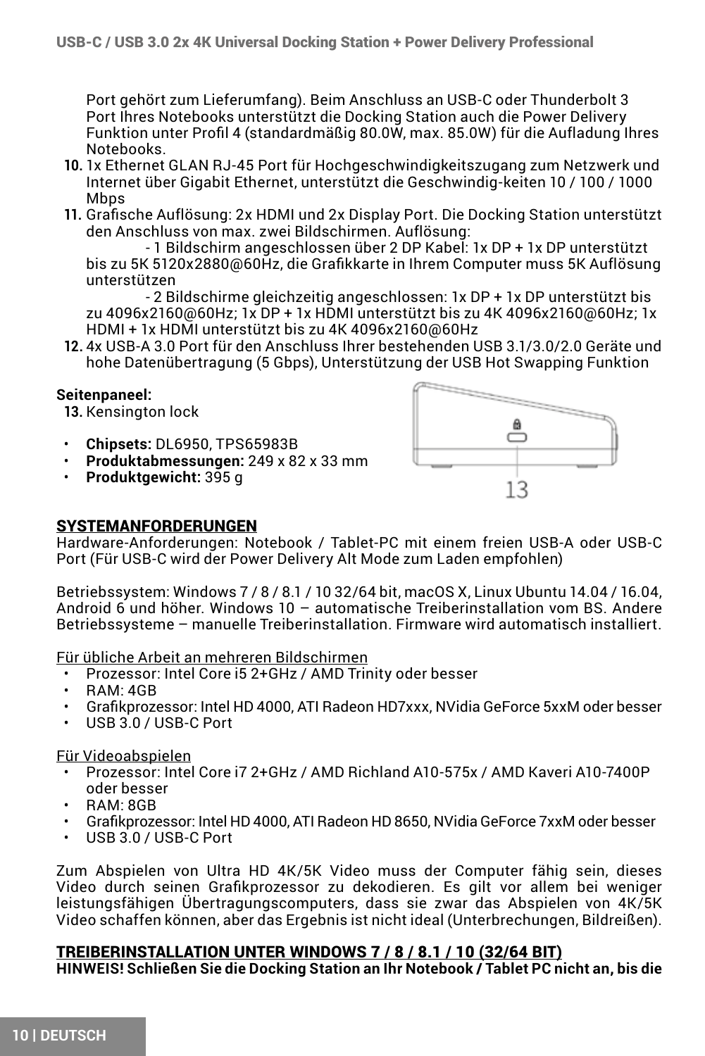Port gehört zum Lieferumfang). Beim Anschluss an USB-C oder Thunderbolt 3 Port Ihres Notebooks unterstützt die Docking Station auch die Power Delivery Funktion unter Profil 4 (standardmäßig 80.0W, max. 85.0W) für die Aufladung Ihres Notebooks.

10. 1x Ethernet GLAN RJ-45 Port für Hochgeschwindigkeitszugang zum Netzwerk und Internet über Gigabit Ethernet, unterstützt die Geschwindig-keiten 10 / 100 / 1000 Mbps
11. Grafische Auflösung: 2x HDMI und 2x Display Port. Die Docking Station unterstützt den Anschluss von max. zwei Bildschirmen. Auflösung:
    - 1 Bildschirm angeschlossen über 2 DP Kabel: 1x DP + 1x DP unterstützt bis zu 5K 5120x2880@60Hz, die Grafikkarte in Ihrem Computer muss 5K Auflösung unterstützen
    - 2 Bildschirme gleichzeitig angeschlossen: 1x DP + 1x DP unterstützt bis zu 4096x2160@60Hz; 1x DP + 1x HDMI unterstützt bis zu 4K 4096x2160@60Hz; 1x HDMI + 1x HDMI unterstützt bis zu 4K 4096x2160@60Hz
12. 4x USB-A 3.0 Port für den Anschluss Ihrer bestehenden USB 3.1/3.0/2.0 Geräte und hohe Datenübertragung (5 Gbps), Unterstützung der USB Hot Swapping Funktion

**Seitenpaneel:**

13. Kensington lock

13

- **Chipsets:** DL6950, TPS65983B
- **Produktabmessungen:** 249 x 82 x 33 mm
- **Produktgewicht:** 395 g

## SYSTEMANFORDERUNGEN

Hardware-Anforderungen: Notebook / Tablet-PC mit einem freien USB-A oder USB-C Port (Für USB-C wird der Power Delivery Alt Mode zum Laden empfohlen)

Betriebssystem: Windows 7 / 8 / 8.1 / 10 32/64 bit, macOS X, Linux Ubuntu 14.04 / 16.04, Android 6 und höher. Windows 10 – automatische Treiberinstallation vom BS. Andere Betriebssysteme – manuelle Treiberinstallation. Firmware wird automatisch installiert.

Für übliche Arbeit an mehreren Bildschirmen

- Prozessor: Intel Core i5 2+GHz / AMD Trinity oder besser
- RAM: 4GB
- Grafikprozessor: Intel HD 4000, ATI Radeon HD7xxx, NVidia GeForce 5xxM oder besser
- USB 3.0 / USB-C Port

Für Videoabspielen

- Prozessor: Intel Core i7 2+GHz / AMD Richland A10-575x / AMD Kaveri A10-7400P oder besser
- RAM: 8GB
- Grafikprozessor: Intel HD 4000, ATI Radeon HD 8650, NVidia GeForce 7xxM oder besser
- USB 3.0 / USB-C Port

Zum Abspielen von Ultra HD 4K/5K Video muss der Computer fähig sein, dieses Video durch seinen Grafikprozessor zu dekodieren. Es gilt vor allem bei weniger leistungsfähigen Übertragungscomputers, dass sie zwar das Abspielen von 4K/5K Video schaffen können, aber das Ergebnis ist nicht ideal (Unterbrechungen, Bildreißen).

## TREIBERINSTALLATION UNTER WINDOWS 7 / 8 / 8.1 / 10 (32/64 BIT)

**HINWEIS! Schließen Sie die Docking Station an Ihr Notebook / Tablet PC nicht an, bis die**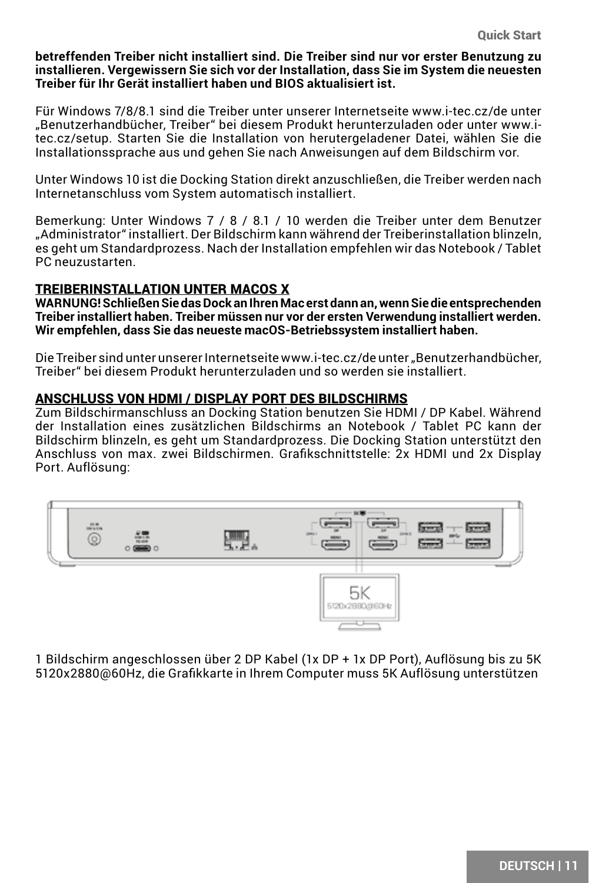**betreffenden Treiber nicht installiert sind. Die Treiber sind nur vor erster Benutzung zu installieren. Vergewissern Sie sich vor der Installation, dass Sie im System die neuesten Treiber für Ihr Gerät installiert haben und BIOS aktualisiert ist.**

Für Windows 7/8/8.1 sind die Treiber unter unserer Internetseite www.i-tec.cz/de unter „Benutzerhandbücher, Treiber" bei diesem Produkt herunterzuladen oder unter www.i-tec.cz/setup. Starten Sie die Installation von herutergeladener Datei, wählen Sie die Installationssprache aus und gehen Sie nach Anweisungen auf dem Bildschirm vor.

Unter Windows 10 ist die Docking Station direkt anzuschließen, die Treiber werden nach Internetanschluss vom System automatisch installiert.

Bemerkung: Unter Windows 7 / 8 / 8.1 / 10 werden die Treiber unter dem Benutzer „Administrator" installiert. Der Bildschirm kann während der Treiberinstallation blinzeln, es geht um Standardprozess. Nach der Installation empfehlen wir das Notebook / Tablet PC neuzustarten.

## TREIBERINSTALLATION UNTER MACOS X

**WARNUNG! Schließen Sie das Dock an Ihren Mac erst dann an, wenn Sie die entsprechenden Treiber installiert haben. Treiber müssen nur vor der ersten Verwendung installiert werden. Wir empfehlen, dass Sie das neueste macOS-Betriebssystem installiert haben.**

Die Treiber sind unter unserer Internetseite www.i-tec.cz/de unter „Benutzerhandbücher, Treiber" bei diesem Produkt herunterzuladen und so werden sie installiert.

## ANSCHLUSS VON HDMI / DISPLAY PORT DES BILDSCHIRMS

Zum Bildschirmanschluss an Docking Station benutzen Sie HDMI / DP Kabel. Während der Installation eines zusätzlichen Bildschirms an Notebook / Tablet PC kann der Bildschirm blinzeln, es geht um Standardprozess. Die Docking Station unterstützt den Anschluss von max. zwei Bildschirmen. Grafikschnittstelle: 2x HDMI und 2x Display Port. Auflösung:

1 Bildschirm angeschlossen über 2 DP Kabel (1x DP + 1x DP Port), Auflösung bis zu 5K 5120x2880@60Hz, die Grafikkarte in Ihrem Computer muss 5K Auflösung unterstützen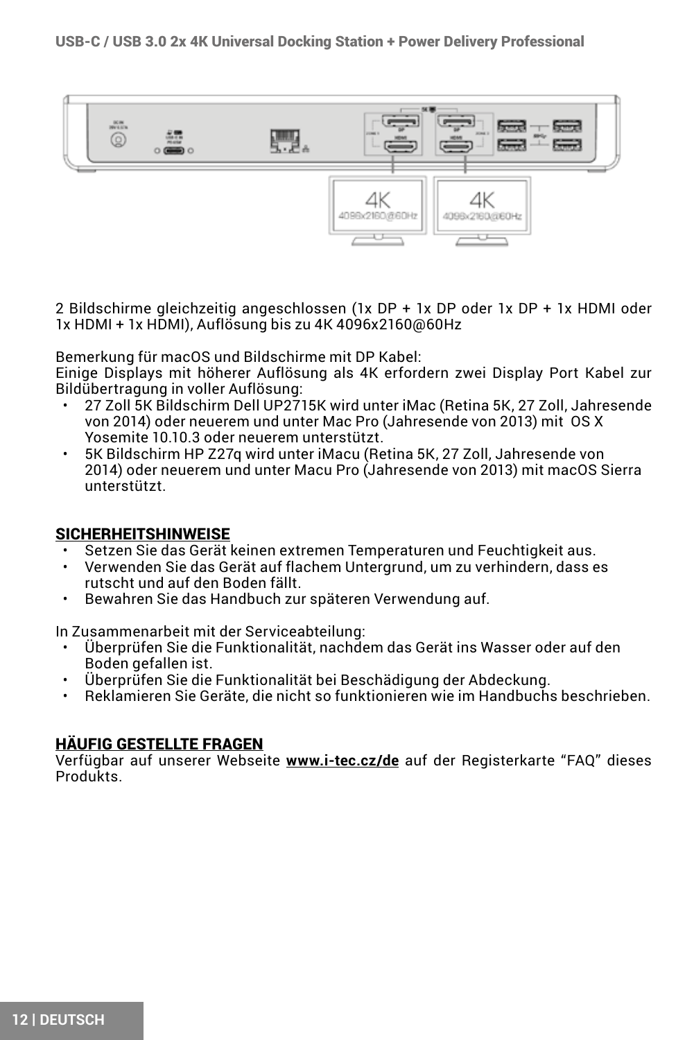2 Bildschirme gleichzeitig angeschlossen (1x DP + 1x DP oder 1x DP + 1x HDMI oder 1x HDMI + 1x HDMI), Auflösung bis zu 4K 4096x2160@60Hz

Bemerkung für macOS und Bildschirme mit DP Kabel:
Einige Displays mit höherer Auflösung als 4K erfordern zwei Display Port Kabel zur Bildübertragung in voller Auflösung:

- 27 Zoll 5K Bildschirm Dell UP2715K wird unter iMac (Retina 5K, 27 Zoll, Jahresende von 2014) oder neuerem und unter Mac Pro (Jahresende von 2013) mit OS X Yosemite 10.10.3 oder neuerem unterstützt.
- 5K Bildschirm HP Z27q wird unter iMacu (Retina 5K, 27 Zoll, Jahresende von 2014) oder neuerem und unter Macu Pro (Jahresende von 2013) mit macOS Sierra unterstützt.

## SICHERHEITSHINWEISE

- Setzen Sie das Gerät keinen extremen Temperaturen und Feuchtigkeit aus.
- Verwenden Sie das Gerät auf flachem Untergrund, um zu verhindern, dass es rutscht und auf den Boden fällt.
- Bewahren Sie das Handbuch zur späteren Verwendung auf.

In Zusammenarbeit mit der Serviceabteilung:

- Überprüfen Sie die Funktionalität, nachdem das Gerät ins Wasser oder auf den Boden gefallen ist.
- Überprüfen Sie die Funktionalität bei Beschädigung der Abdeckung.
- Reklamieren Sie Geräte, die nicht so funktionieren wie im Handbuchs beschrieben.

## HÄUFIG GESTELLTE FRAGEN

Verfügbar auf unserer Webseite **www.i-tec.cz/de** auf der Registerkarte “FAQ” dieses Produkts.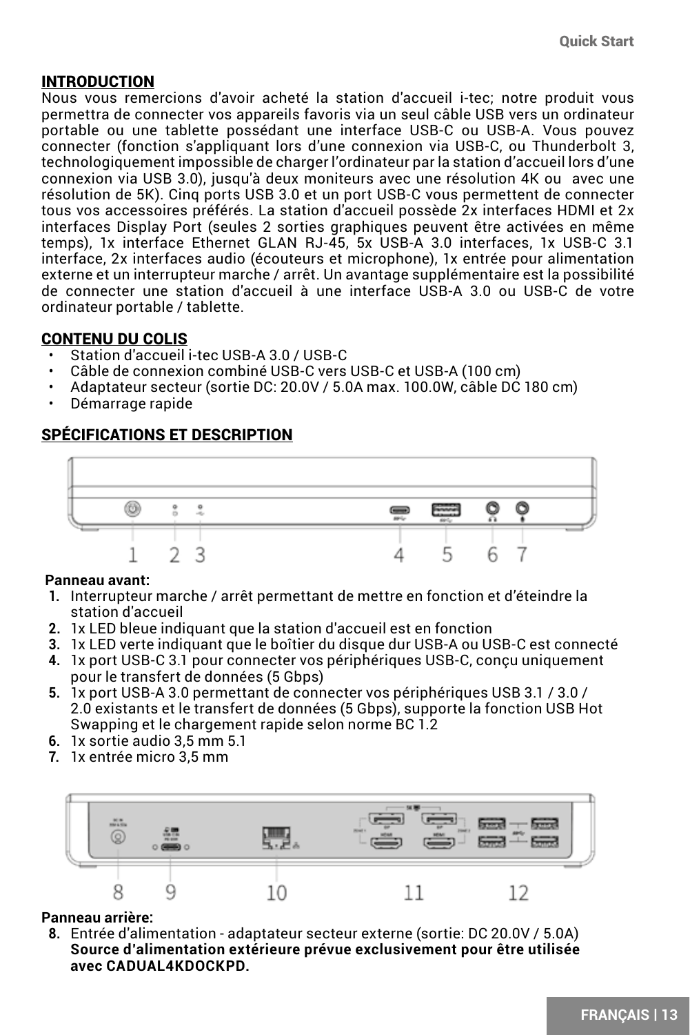## INTRODUCTION

Nous vous remercions d'avoir acheté la station d'accueil i-tec; notre produit vous permettra de connecter vos appareils favoris via un seul câble USB vers un ordinateur portable ou une tablette possédant une interface USB-C ou USB-A. Vous pouvez connecter (fonction s'appliquant lors d'une connexion via USB-C, ou Thunderbolt 3, technologiquement impossible de charger l'ordinateur par la station d'accueil lors d'une connexion via USB 3.0), jusqu'à deux moniteurs avec une résolution 4K ou avec une résolution de 5K). Cinq ports USB 3.0 et un port USB-C vous permettent de connecter tous vos accessoires préférés. La station d'accueil possède 2x interfaces HDMI et 2x interfaces Display Port (seules 2 sorties graphiques peuvent être activées en même temps), 1x interface Ethernet GLAN RJ-45, 5x USB-A 3.0 interfaces, 1x USB-C 3.1 interface, 2x interfaces audio (écouteurs et microphone), 1x entrée pour alimentation externe et un interrupteur marche / arrêt. Un avantage supplémentaire est la possibilité de connecter une station d'accueil à une interface USB-A 3.0 ou USB-C de votre ordinateur portable / tablette.

## CONTENU DU COLIS

- Station d'accueil i-tec USB-A 3.0 / USB-C
- Câble de connexion combiné USB-C vers USB-C et USB-A (100 cm)
- Adaptateur secteur (sortie DC: 20.0V / 5.0A max. 100.0W, câble DC 180 cm)
- Démarrage rapide

## SPÉCIFICATIONS ET DESCRIPTION

**Panneau avant:**

1. Interrupteur marche / arrêt permettant de mettre en fonction et d'éteindre la station d'accueil
2. 1x LED bleue indiquant que la station d'accueil est en fonction
3. 1x LED verte indiquant que le boîtier du disque dur USB-A ou USB-C est connecté
4. 1x port USB-C 3.1 pour connecter vos périphériques USB-C, conçu uniquement pour le transfert de données (5 Gbps)
5. 1x port USB-A 3.0 permettant de connecter vos périphériques USB 3.1 / 3.0 / 2.0 existants et le transfert de données (5 Gbps), supporte la fonction USB Hot Swapping et le chargement rapide selon norme BC 1.2
6. 1x sortie audio 3,5 mm 5.1
7. 1x entrée micro 3,5 mm

**Panneau arrière:**

8. Entrée d'alimentation - adaptateur secteur externe (sortie: DC 20.0V / 5.0A) **Source d'alimentation extérieure prévue exclusivement pour être utilisée avec CADUAL4KDOCKPD.**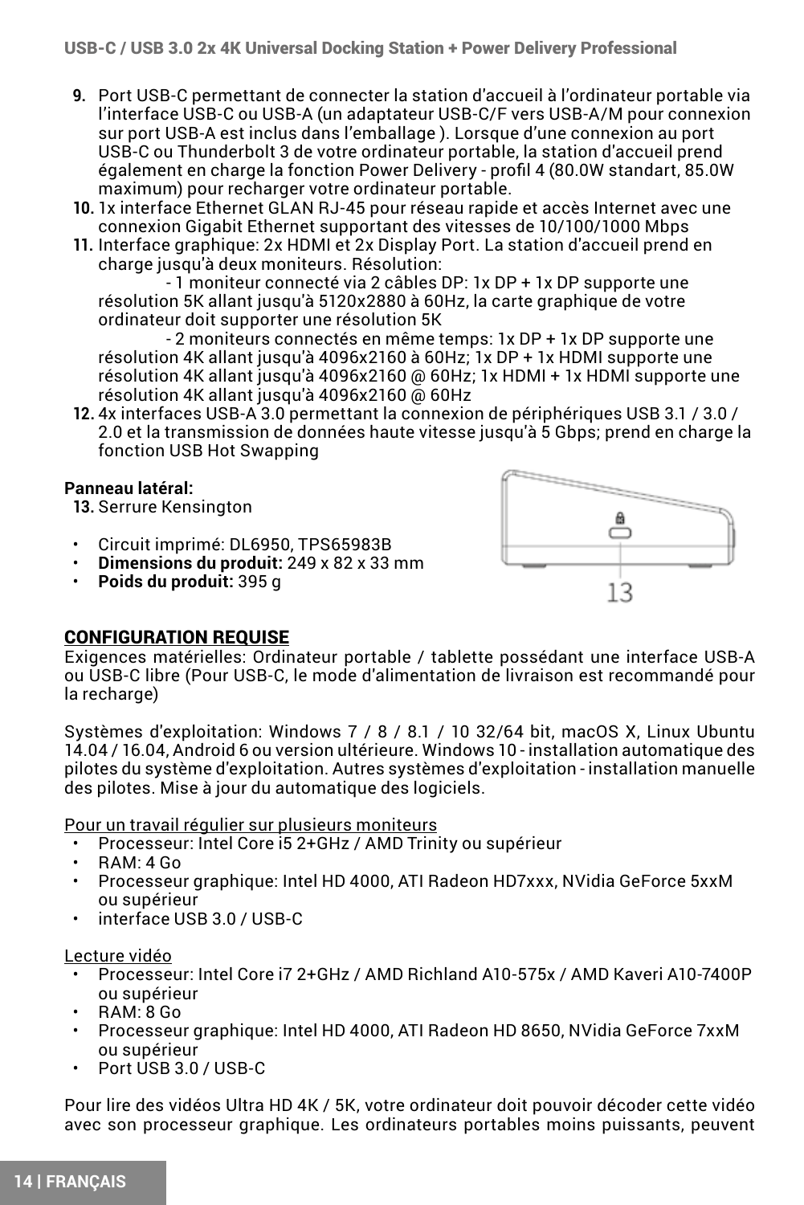9. Port USB-C permettant de connecter la station d'accueil à l'ordinateur portable via l'interface USB-C ou USB-A (un adaptateur USB-C/F vers USB-A/M pour connexion sur port USB-A est inclus dans l'emballage ). Lorsque d'une connexion au port USB-C ou Thunderbolt 3 de votre ordinateur portable, la station d'accueil prend également en charge la fonction Power Delivery - profil 4 (80.0W standart, 85.0W maximum) pour recharger votre ordinateur portable.
10. 1x interface Ethernet GLAN RJ-45 pour réseau rapide et accès Internet avec une connexion Gigabit Ethernet supportant des vitesses de 10/100/1000 Mbps
11. Interface graphique: 2x HDMI et 2x Display Port. La station d'accueil prend en charge jusqu'à deux moniteurs. Résolution:
    - 1 moniteur connecté via 2 câbles DP: 1x DP + 1x DP supporte une résolution 5K allant jusqu'à 5120x2880 à 60Hz, la carte graphique de votre ordinateur doit supporter une résolution 5K
    - 2 moniteurs connectés en même temps: 1x DP + 1x DP supporte une résolution 4K allant jusqu'à 4096x2160 à 60Hz; 1x DP + 1x HDMI supporte une résolution 4K allant jusqu'à 4096x2160 @ 60Hz; 1x HDMI + 1x HDMI supporte une résolution 4K allant jusqu'à 4096x2160 @ 60Hz
12. 4x interfaces USB-A 3.0 permettant la connexion de périphériques USB 3.1 / 3.0 / 2.0 et la transmission de données haute vitesse jusqu'à 5 Gbps; prend en charge la fonction USB Hot Swapping

**Panneau latéral:**

13. Serrure Kensington

- Circuit imprimé: DL6950, TPS65983B
- **Dimensions du produit:** 249 x 82 x 33 mm
- **Poids du produit:** 395 g

13

## CONFIGURATION REQUISE

Exigences matérielles: Ordinateur portable / tablette possédant une interface USB-A ou USB-C libre (Pour USB-C, le mode d'alimentation de livraison est recommandé pour la recharge)

Systèmes d'exploitation: Windows 7 / 8 / 8.1 / 10 32/64 bit, macOS X, Linux Ubuntu 14.04 / 16.04, Android 6 ou version ultérieure. Windows 10 - installation automatique des pilotes du système d'exploitation. Autres systèmes d'exploitation - installation manuelle des pilotes. Mise à jour du automatique des logiciels.

Pour un travail régulier sur plusieurs moniteurs

- Processeur: Intel Core i5 2+GHz / AMD Trinity ou supérieur
- RAM: 4 Go
- Processeur graphique: Intel HD 4000, ATI Radeon HD7xxx, NVidia GeForce 5xxM ou supérieur
- interface USB 3.0 / USB-C

Lecture vidéo

- Processeur: Intel Core i7 2+GHz / AMD Richland A10-575x / AMD Kaveri A10-7400P ou supérieur
- RAM: 8 Go
- Processeur graphique: Intel HD 4000, ATI Radeon HD 8650, NVidia GeForce 7xxM ou supérieur
- Port USB 3.0 / USB-C

Pour lire des vidéos Ultra HD 4K / 5K, votre ordinateur doit pouvoir décoder cette vidéo avec son processeur graphique. Les ordinateurs portables moins puissants, peuvent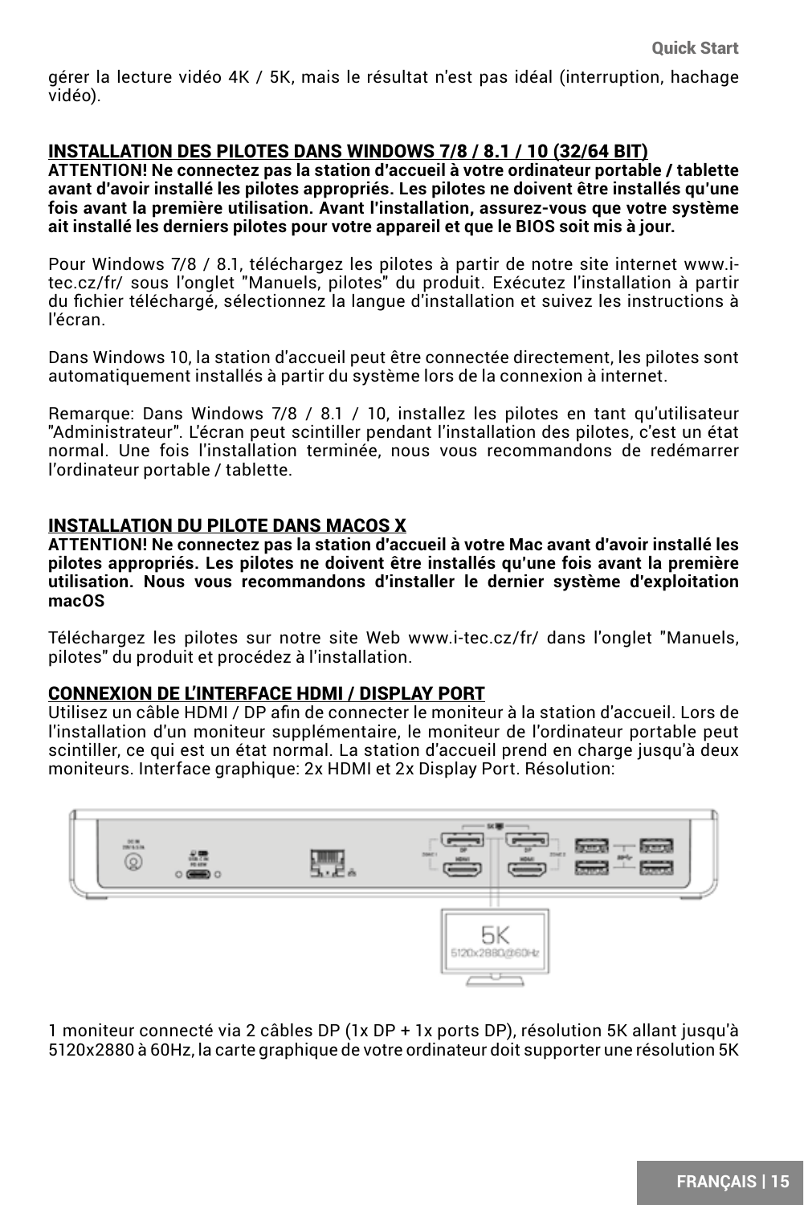gérer la lecture vidéo 4K / 5K, mais le résultat n'est pas idéal (interruption, hachage vidéo).

## INSTALLATION DES PILOTES DANS WINDOWS 7/8 / 8.1 / 10 (32/64 BIT)

**ATTENTION! Ne connectez pas la station d'accueil à votre ordinateur portable / tablette avant d'avoir installé les pilotes appropriés. Les pilotes ne doivent être installés qu'une fois avant la première utilisation. Avant l'installation, assurez-vous que votre système ait installé les derniers pilotes pour votre appareil et que le BIOS soit mis à jour.**

Pour Windows 7/8 / 8.1, téléchargez les pilotes à partir de notre site internet www.i-tec.cz/fr/ sous l'onglet "Manuels, pilotes" du produit. Exécutez l'installation à partir du fichier téléchargé, sélectionnez la langue d'installation et suivez les instructions à l'écran.

Dans Windows 10, la station d'accueil peut être connectée directement, les pilotes sont automatiquement installés à partir du système lors de la connexion à internet.

Remarque: Dans Windows 7/8 / 8.1 / 10, installez les pilotes en tant qu'utilisateur "Administrateur". L'écran peut scintiller pendant l'installation des pilotes, c'est un état normal. Une fois l'installation terminée, nous vous recommandons de redémarrer l'ordinateur portable / tablette.

## INSTALLATION DU PILOTE DANS MACOS X

**ATTENTION! Ne connectez pas la station d'accueil à votre Mac avant d'avoir installé les pilotes appropriés. Les pilotes ne doivent être installés qu'une fois avant la première utilisation. Nous vous recommandons d'installer le dernier système d'exploitation macOS**

Téléchargez les pilotes sur notre site Web www.i-tec.cz/fr/ dans l'onglet "Manuels, pilotes" du produit et procédez à l'installation.

## CONNEXION DE L'INTERFACE HDMI / DISPLAY PORT

Utilisez un câble HDMI / DP afin de connecter le moniteur à la station d'accueil. Lors de l'installation d'un moniteur supplémentaire, le moniteur de l'ordinateur portable peut scintiller, ce qui est un état normal. La station d'accueil prend en charge jusqu'à deux moniteurs. Interface graphique: 2x HDMI et 2x Display Port. Résolution:

1 moniteur connecté via 2 câbles DP (1x DP + 1x ports DP), résolution 5K allant jusqu'à 5120x2880 à 60Hz, la carte graphique de votre ordinateur doit supporter une résolution 5K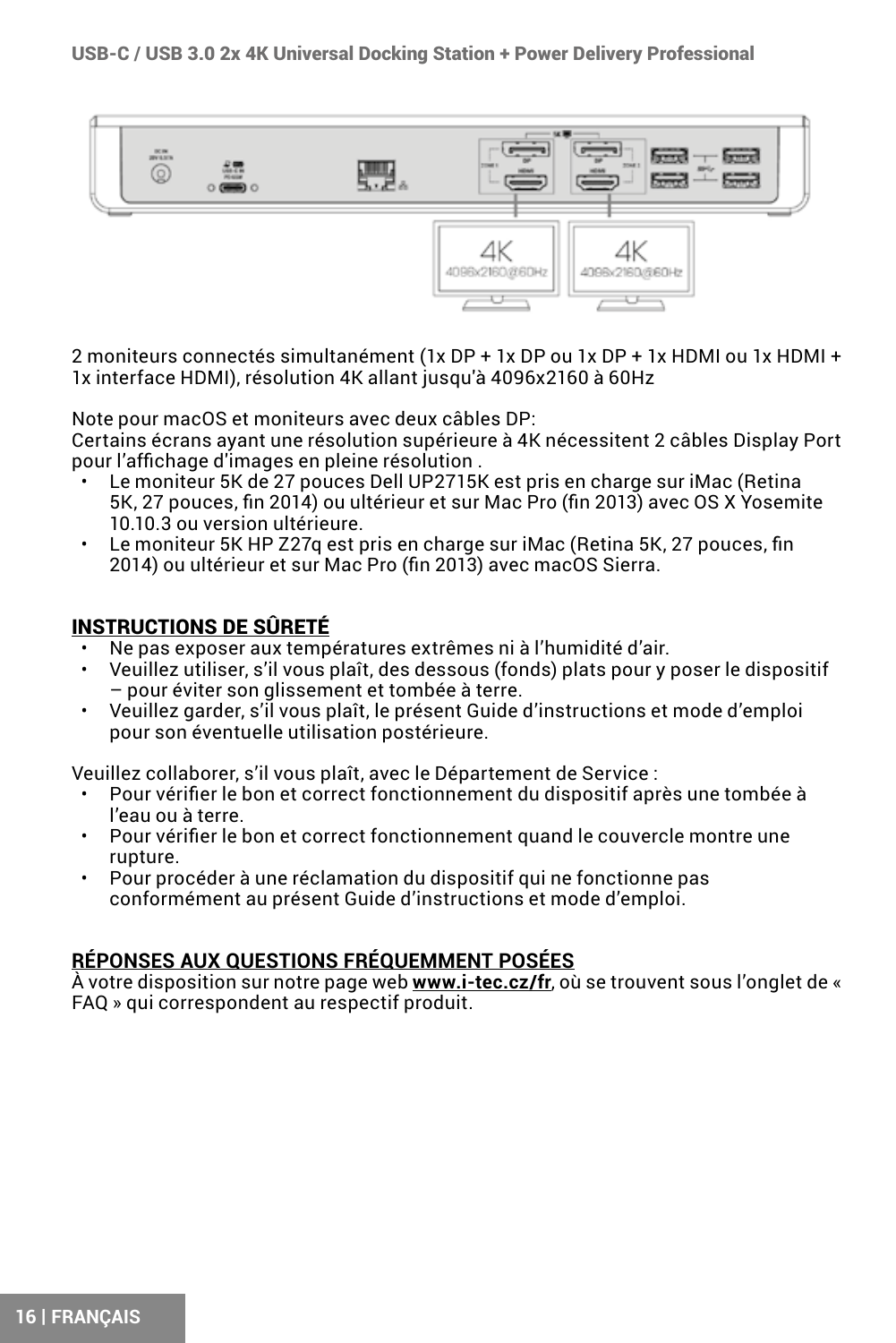2 moniteurs connectés simultanément (1x DP + 1x DP ou 1x DP + 1x HDMI ou 1x HDMI + 1x interface HDMI), résolution 4K allant jusqu'à 4096x2160 à 60Hz

Note pour macOS et moniteurs avec deux câbles DP:
Certains écrans ayant une résolution supérieure à 4K nécessitent 2 câbles Display Port pour l'affichage d'images en pleine résolution .

- Le moniteur 5K de 27 pouces Dell UP2715K est pris en charge sur iMac (Retina 5K, 27 pouces, fin 2014) ou ultérieur et sur Mac Pro (fin 2013) avec OS X Yosemite 10.10.3 ou version ultérieure.
- Le moniteur 5K HP Z27q est pris en charge sur iMac (Retina 5K, 27 pouces, fin 2014) ou ultérieur et sur Mac Pro (fin 2013) avec macOS Sierra.

## INSTRUCTIONS DE SÛRETÉ

- Ne pas exposer aux températures extrêmes ni à l'humidité d'air.
- Veuillez utiliser, s'il vous plaît, des dessous (fonds) plats pour y poser le dispositif – pour éviter son glissement et tombée à terre.
- Veuillez garder, s'il vous plaît, le présent Guide d'instructions et mode d'emploi pour son éventuelle utilisation postérieure.

Veuillez collaborer, s'il vous plaît, avec le Département de Service :

- Pour vérifier le bon et correct fonctionnement du dispositif après une tombée à l'eau ou à terre.
- Pour vérifier le bon et correct fonctionnement quand le couvercle montre une rupture.
- Pour procéder à une réclamation du dispositif qui ne fonctionne pas conformément au présent Guide d'instructions et mode d'emploi.

## RÉPONSES AUX QUESTIONS FRÉQUEMMENT POSÉES

À votre disposition sur notre page web **www.i-tec.cz/fr**, où se trouvent sous l'onglet de « FAQ » qui correspondent au respectif produit.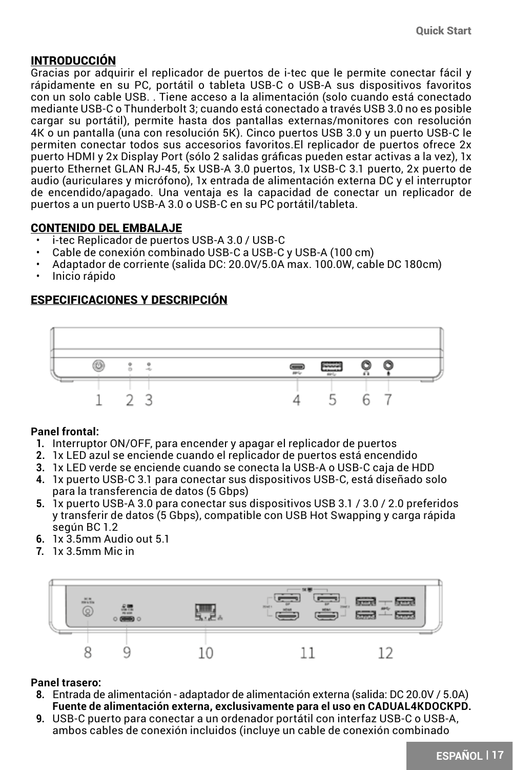## INTRODUCCIÓN

Gracias por adquirir el replicador de puertos de i-tec que le permite conectar fácil y rápidamente en su PC, portátil o tableta USB-C o USB-A sus dispositivos favoritos con un solo cable USB. . Tiene acceso a la alimentación (solo cuando está conectado mediante USB-C o Thunderbolt 3; cuando está conectado a través USB 3.0 no es posible cargar su portátil), permite hasta dos pantallas externas/monitores con resolución 4K o un pantalla (una con resolución 5K). Cinco puertos USB 3.0 y un puerto USB-C le permiten conectar todos sus accesorios favoritos.El replicador de puertos ofrece 2x puerto HDMI y 2x Display Port (sólo 2 salidas gráficas pueden estar activas a la vez), 1x puerto Ethernet GLAN RJ-45, 5x USB-A 3.0 puertos, 1x USB-C 3.1 puerto, 2x puerto de audio (auriculares y micrófono), 1x entrada de alimentación externa DC y el interruptor de encendido/apagado. Una ventaja es la capacidad de conectar un replicador de puertos a un puerto USB-A 3.0 o USB-C en su PC portátil/tableta.

## CONTENIDO DEL EMBALAJE

- i-tec Replicador de puertos USB-A 3.0 / USB-C
- Cable de conexión combinado USB-C a USB-C y USB-A (100 cm)
- Adaptador de corriente (salida DC: 20.0V/5.0A max. 100.0W, cable DC 180cm)
- Inicio rápido

## ESPECIFICACIONES Y DESCRIPCIÓN

**Panel frontal:**

1. Interruptor ON/OFF, para encender y apagar el replicador de puertos
2. 1x LED azul se enciende cuando el replicador de puertos está encendido
3. 1x LED verde se enciende cuando se conecta la USB-A o USB-C caja de HDD
4. 1x puerto USB-C 3.1 para conectar sus dispositivos USB-C, está diseñado solo para la transferencia de datos (5 Gbps)
5. 1x puerto USB-A 3.0 para conectar sus dispositivos USB 3.1 / 3.0 / 2.0 preferidos y transferir de datos (5 Gbps), compatible con USB Hot Swapping y carga rápida según BC 1.2
6. 1x 3.5mm Audio out 5.1
7. 1x 3.5mm Mic in

**Panel trasero:**

8. Entrada de alimentación - adaptador de alimentación externa (salida: DC 20.0V / 5.0A) **Fuente de alimentación externa, exclusivamente para el uso en CADUAL4KDOCKPD.**
9. USB-C puerto para conectar a un ordenador portátil con interfaz USB-C o USB-A, ambos cables de conexión incluidos (incluye un cable de conexión combinado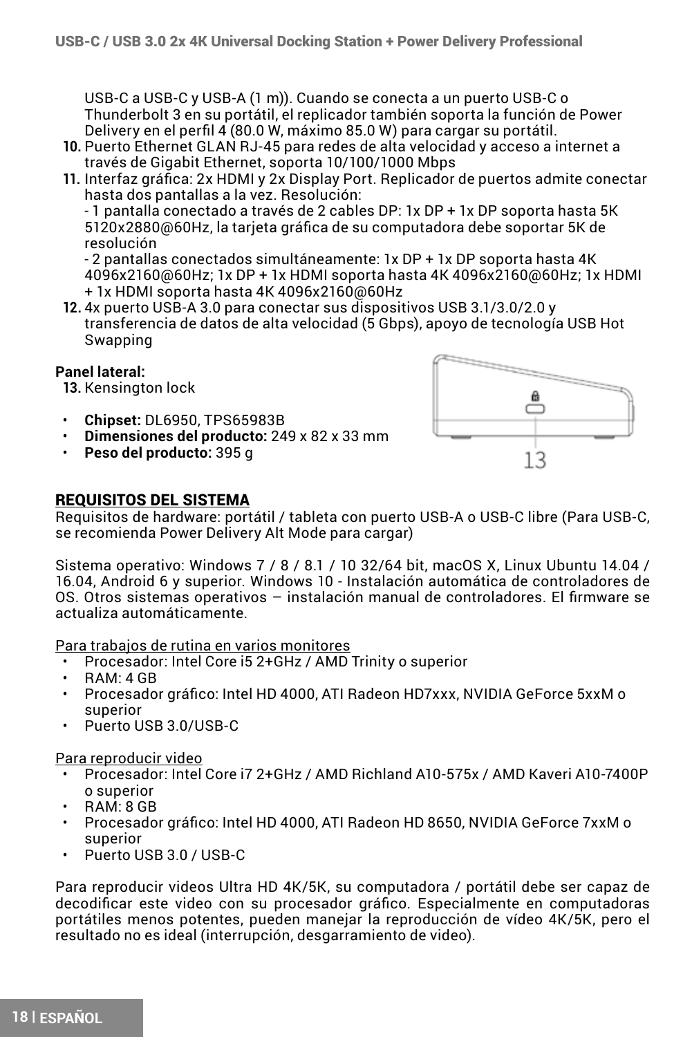USB-C a USB-C y USB-A (1 m)). Cuando se conecta a un puerto USB-C o Thunderbolt 3 en su portátil, el replicador también soporta la función de Power Delivery en el perfil 4 (80.0 W, máximo 85.0 W) para cargar su portátil.

10. Puerto Ethernet GLAN RJ-45 para redes de alta velocidad y acceso a internet a través de Gigabit Ethernet, soporta 10/100/1000 Mbps
11. Interfaz gráfica: 2x HDMI y 2x Display Port. Replicador de puertos admite conectar hasta dos pantallas a la vez. Resolución:
    - 1 pantalla conectado a través de 2 cables DP: 1x DP + 1x DP soporta hasta 5K 5120x2880@60Hz, la tarjeta gráfica de su computadora debe soportar 5K de resolución
    - 2 pantallas conectados simultáneamente: 1x DP + 1x DP soporta hasta 4K 4096x2160@60Hz; 1x DP + 1x HDMI soporta hasta 4K 4096x2160@60Hz; 1x HDMI + 1x HDMI soporta hasta 4K 4096x2160@60Hz
12. 4x puerto USB-A 3.0 para conectar sus dispositivos USB 3.1/3.0/2.0 y transferencia de datos de alta velocidad (5 Gbps), apoyo de tecnología USB Hot Swapping

**Panel lateral:**

13. Kensington lock

- **Chipset:** DL6950, TPS65983B
- **Dimensiones del producto:** 249 x 82 x 33 mm
- **Peso del producto:** 395 g

13

## REQUISITOS DEL SISTEMA

Requisitos de hardware: portátil / tableta con puerto USB-A o USB-C libre (Para USB-C, se recomienda Power Delivery Alt Mode para cargar)

Sistema operativo: Windows 7 / 8 / 8.1 / 10 32/64 bit, macOS X, Linux Ubuntu 14.04 / 16.04, Android 6 y superior. Windows 10 - Instalación automática de controladores de OS. Otros sistemas operativos – instalación manual de controladores. El firmware se actualiza automáticamente.

Para trabajos de rutina en varios monitores

- Procesador: Intel Core i5 2+GHz / AMD Trinity o superior
- RAM: 4 GB
- Procesador gráfico: Intel HD 4000, ATI Radeon HD7xxx, NVIDIA GeForce 5xxM o superior
- Puerto USB 3.0/USB-C

Para reproducir video

- Procesador: Intel Core i7 2+GHz / AMD Richland A10-575x / AMD Kaveri A10-7400P o superior
- RAM: 8 GB
- Procesador gráfico: Intel HD 4000, ATI Radeon HD 8650, NVIDIA GeForce 7xxM o superior
- Puerto USB 3.0 / USB-C

Para reproducir videos Ultra HD 4K/5K, su computadora / portátil debe ser capaz de decodificar este video con su procesador gráfico. Especialmente en computadoras portátiles menos potentes, pueden manejar la reproducción de vídeo 4K/5K, pero el resultado no es ideal (interrupción, desgarramiento de video).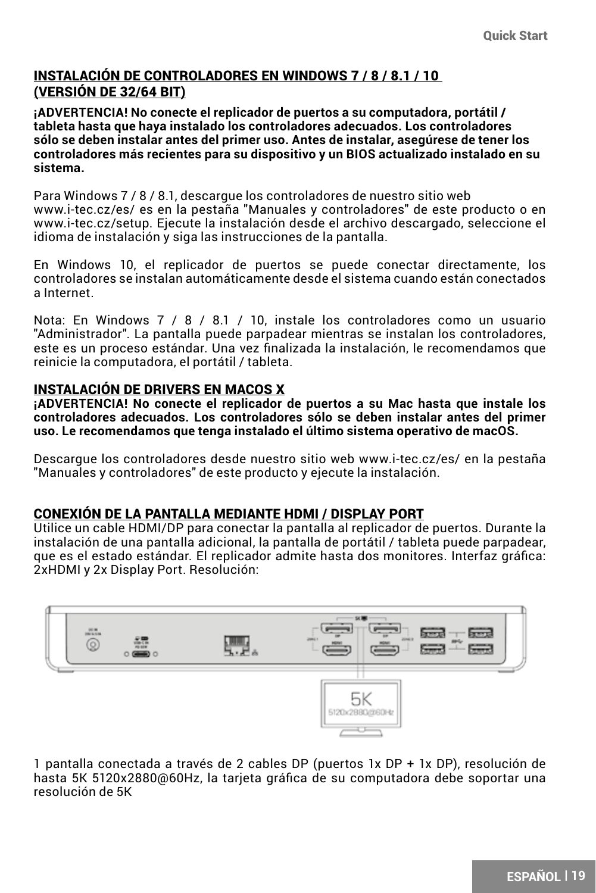## INSTALACIÓN DE CONTROLADORES EN WINDOWS 7 / 8 / 8.1 / 10 (VERSIÓN DE 32/64 BIT)

**¡ADVERTENCIA! No conecte el replicador de puertos a su computadora, portátil / tableta hasta que haya instalado los controladores adecuados. Los controladores sólo se deben instalar antes del primer uso. Antes de instalar, asegúrese de tener los controladores más recientes para su dispositivo y un BIOS actualizado instalado en su sistema.**

Para Windows 7 / 8 / 8.1, descargue los controladores de nuestro sitio web www.i-tec.cz/es/ es en la pestaña "Manuales y controladores" de este producto o en www.i-tec.cz/setup. Ejecute la instalación desde el archivo descargado, seleccione el idioma de instalación y siga las instrucciones de la pantalla.

En Windows 10, el replicador de puertos se puede conectar directamente, los controladores se instalan automáticamente desde el sistema cuando están conectados a Internet.

Nota: En Windows 7 / 8 / 8.1 / 10, instale los controladores como un usuario "Administrador". La pantalla puede parpadear mientras se instalan los controladores, este es un proceso estándar. Una vez finalizada la instalación, le recomendamos que reinicie la computadora, el portátil / tableta.

## INSTALACIÓN DE DRIVERS EN MACOS X

**¡ADVERTENCIA! No conecte el replicador de puertos a su Mac hasta que instale los controladores adecuados. Los controladores sólo se deben instalar antes del primer uso. Le recomendamos que tenga instalado el último sistema operativo de macOS.**

Descargue los controladores desde nuestro sitio web www.i-tec.cz/es/ en la pestaña "Manuales y controladores" de este producto y ejecute la instalación.

## CONEXIÓN DE LA PANTALLA MEDIANTE HDMI / DISPLAY PORT

Utilice un cable HDMI/DP para conectar la pantalla al replicador de puertos. Durante la instalación de una pantalla adicional, la pantalla de portátil / tableta puede parpadear, que es el estado estándar. El replicador admite hasta dos monitores. Interfaz gráfica: 2xHDMI y 2x Display Port. Resolución:

1 pantalla conectada a través de 2 cables DP (puertos 1x DP + 1x DP), resolución de hasta 5K 5120x2880@60Hz, la tarjeta gráfica de su computadora debe soportar una resolución de 5K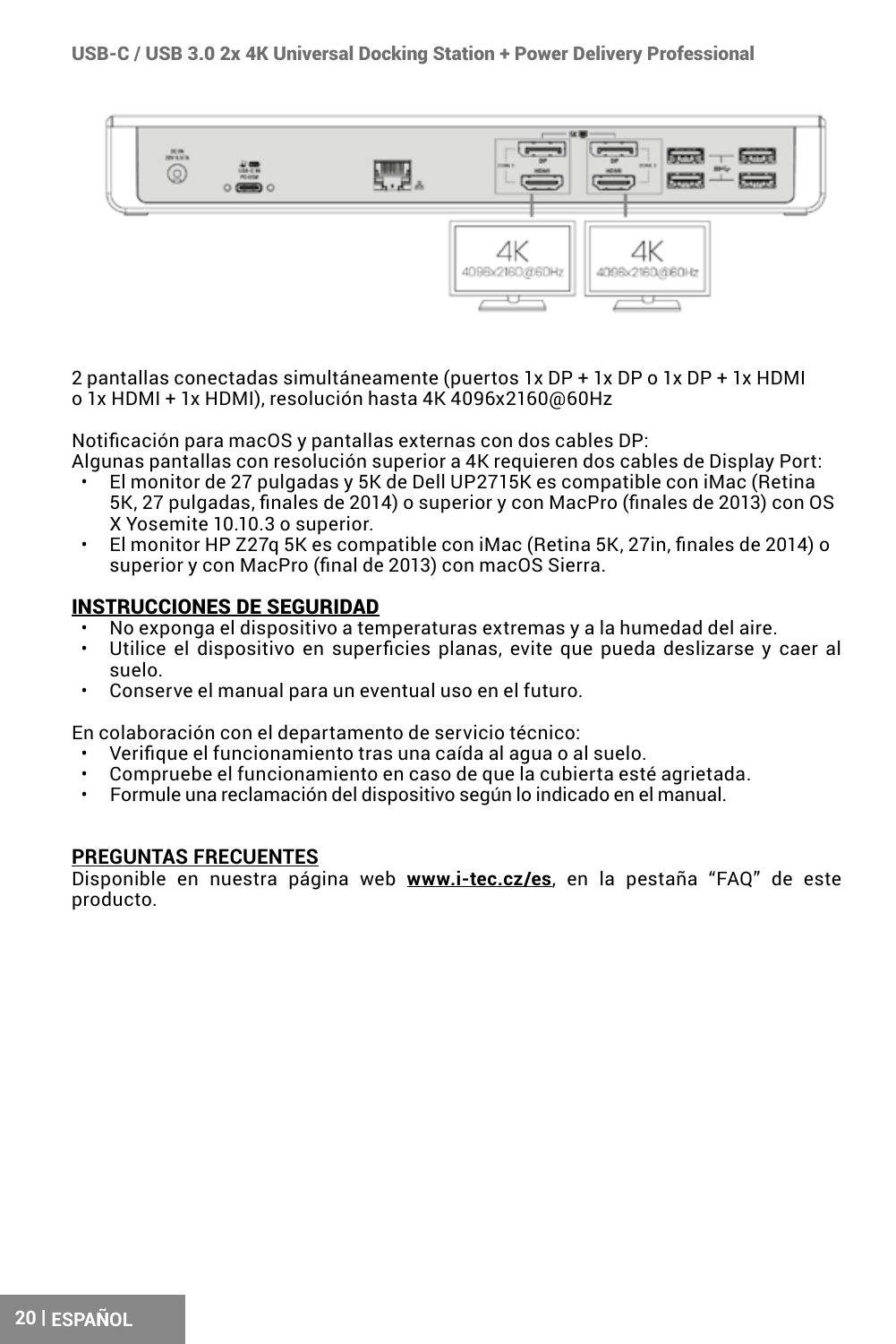2 pantallas conectadas simultáneamente (puertos 1x DP + 1x DP o 1x DP + 1x HDMI o 1x HDMI + 1x HDMI), resolución hasta 4K 4096x2160@60Hz

Notificación para macOS y pantallas externas con dos cables DP:
Algunas pantallas con resolución superior a 4K requieren dos cables de Display Port:

- El monitor de 27 pulgadas y 5K de Dell UP2715K es compatible con iMac (Retina 5K, 27 pulgadas, finales de 2014) o superior y con MacPro (finales de 2013) con OS X Yosemite 10.10.3 o superior.
- El monitor HP Z27q 5K es compatible con iMac (Retina 5K, 27in, finales de 2014) o superior y con MacPro (final de 2013) con macOS Sierra.

## INSTRUCCIONES DE SEGURIDAD

- No exponga el dispositivo a temperaturas extremas y a la humedad del aire.
- Utilice el dispositivo en superficies planas, evite que pueda deslizarse y caer al suelo.
- Conserve el manual para un eventual uso en el futuro.

En colaboración con el departamento de servicio técnico:

- Verifique el funcionamiento tras una caída al agua o al suelo.
- Compruebe el funcionamiento en caso de que la cubierta esté agrietada.
- Formule una reclamación del dispositivo según lo indicado en el manual.

## PREGUNTAS FRECUENTES

Disponible en nuestra página web **www.i-tec.cz/es**, en la pestaña "FAQ" de este producto.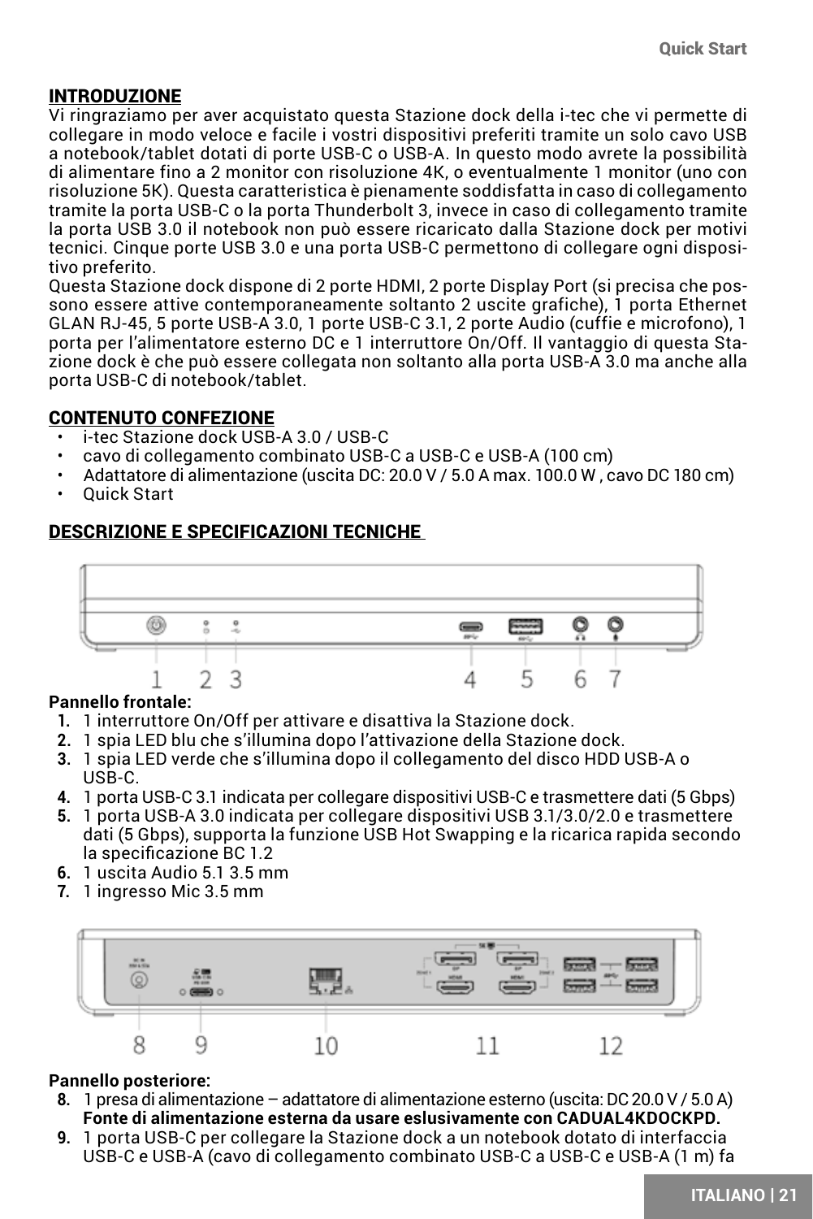## INTRODUZIONE

Vi ringraziamo per aver acquistato questa Stazione dock della i-tec che vi permette di collegare in modo veloce e facile i vostri dispositivi preferiti tramite un solo cavo USB a notebook/tablet dotati di porte USB-C o USB-A. In questo modo avrete la possibilità di alimentare fino a 2 monitor con risoluzione 4K, o eventualmente 1 monitor (uno con risoluzione 5K). Questa caratteristica è pienamente soddisfatta in caso di collegamento tramite la porta USB-C o la porta Thunderbolt 3, invece in caso di collegamento tramite la porta USB 3.0 il notebook non può essere ricaricato dalla Stazione dock per motivi tecnici. Cinque porte USB 3.0 e una porta USB-C permettono di collegare ogni dispositivo preferito.

Questa Stazione dock dispone di 2 porte HDMI, 2 porte Display Port (si precisa che possono essere attive contemporaneamente soltanto 2 uscite grafiche), 1 porta Ethernet GLAN RJ-45, 5 porte USB-A 3.0, 1 porte USB-C 3.1, 2 porte Audio (cuffie e microfono), 1 porta per l'alimentatore esterno DC e 1 interruttore On/Off. Il vantaggio di questa Stazione dock è che può essere collegata non soltanto alla porta USB-A 3.0 ma anche alla porta USB-C di notebook/tablet.

## CONTENUTO CONFEZIONE

- i-tec Stazione dock USB-A 3.0 / USB-C
- cavo di collegamento combinato USB-C a USB-C e USB-A (100 cm)
- Adattatore di alimentazione (uscita DC: 20.0 V / 5.0 A max. 100.0 W , cavo DC 180 cm)
- Quick Start

## DESCRIZIONE E SPECIFICAZIONI TECNICHE

**Pannello frontale:**

1. 1 interruttore On/Off per attivare e disattiva la Stazione dock.
2. 1 spia LED blu che s'illumina dopo l'attivazione della Stazione dock.
3. 1 spia LED verde che s'illumina dopo il collegamento del disco HDD USB-A o USB-C.
4. 1 porta USB-C 3.1 indicata per collegare dispositivi USB-C e trasmettere dati (5 Gbps)
5. 1 porta USB-A 3.0 indicata per collegare dispositivi USB 3.1/3.0/2.0 e trasmettere dati (5 Gbps), supporta la funzione USB Hot Swapping e la ricarica rapida secondo la specificazione BC 1.2
6. 1 uscita Audio 5.1 3.5 mm
7. 1 ingresso Mic 3.5 mm

**Pannello posteriore:**

8. 1 presa di alimentazione – adattatore di alimentazione esterno (uscita: DC 20.0 V / 5.0 A) **Fonte di alimentazione esterna da usare eslusivamente con CADUAL4KDOCKPD.**
9. 1 porta USB-C per collegare la Stazione dock a un notebook dotato di interfaccia USB-C e USB-A (cavo di collegamento combinato USB-C a USB-C e USB-A (1 m) fa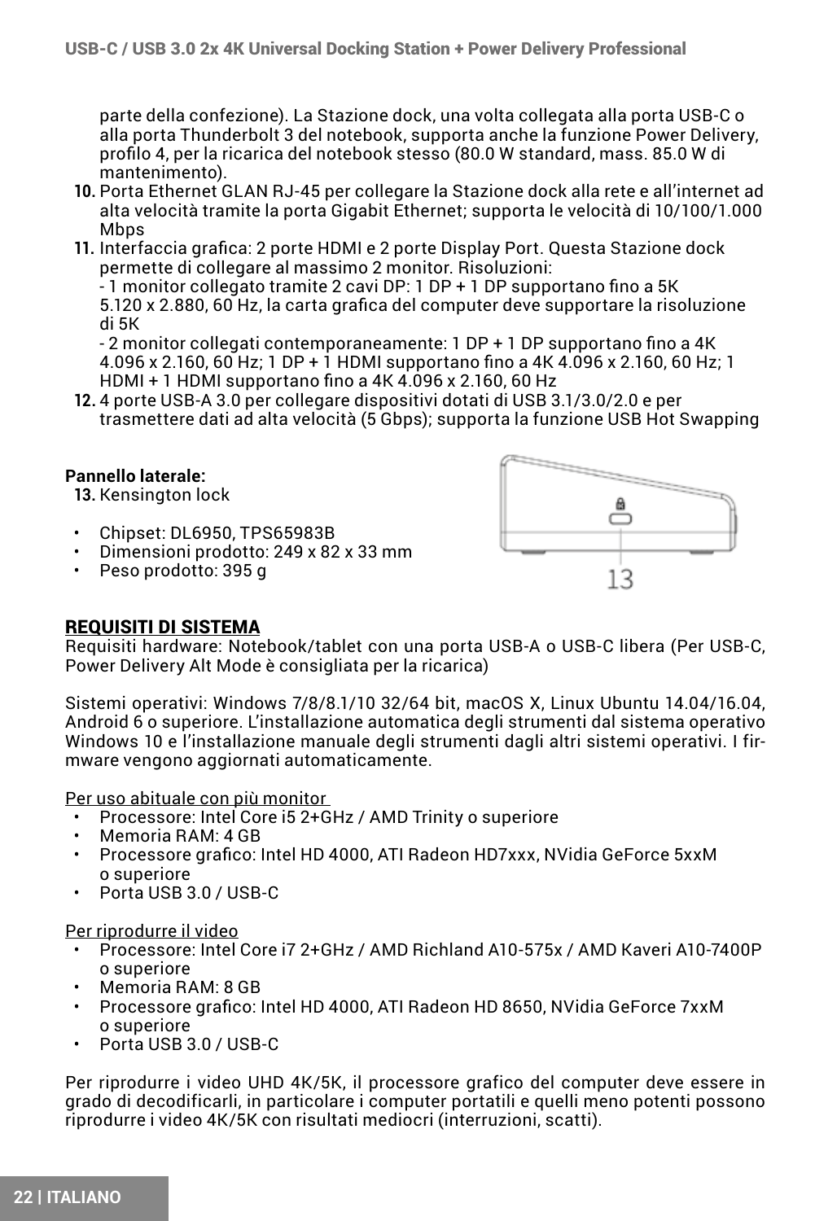parte della confezione). La Stazione dock, una volta collegata alla porta USB-C o alla porta Thunderbolt 3 del notebook, supporta anche la funzione Power Delivery, profilo 4, per la ricarica del notebook stesso (80.0 W standard, mass. 85.0 W di mantenimento).

10. Porta Ethernet GLAN RJ-45 per collegare la Stazione dock alla rete e all'internet ad alta velocità tramite la porta Gigabit Ethernet; supporta le velocità di 10/100/1.000 Mbps
11. Interfaccia grafica: 2 porte HDMI e 2 porte Display Port. Questa Stazione dock permette di collegare al massimo 2 monitor. Risoluzioni:
    - 1 monitor collegato tramite 2 cavi DP: 1 DP + 1 DP supportano fino a 5K 5.120 x 2.880, 60 Hz, la carta grafica del computer deve supportare la risoluzione di 5K
    - 2 monitor collegati contemporaneamente: 1 DP + 1 DP supportano fino a 4K 4.096 x 2.160, 60 Hz; 1 DP + 1 HDMI supportano fino a 4K 4.096 x 2.160, 60 Hz; 1 HDMI + 1 HDMI supportano fino a 4K 4.096 x 2.160, 60 Hz
12. 4 porte USB-A 3.0 per collegare dispositivi dotati di USB 3.1/3.0/2.0 e per trasmettere dati ad alta velocità (5 Gbps); supporta la funzione USB Hot Swapping

**Pannello laterale:**

13. Kensington lock

- Chipset: DL6950, TPS65983B
- Dimensioni prodotto: 249 x 82 x 33 mm
- Peso prodotto: 395 g

13

## REQUISITI DI SISTEMA

Requisiti hardware: Notebook/tablet con una porta USB-A o USB-C libera (Per USB-C, Power Delivery Alt Mode è consigliata per la ricarica)

Sistemi operativi: Windows 7/8/8.1/10 32/64 bit, macOS X, Linux Ubuntu 14.04/16.04, Android 6 o superiore. L'installazione automatica degli strumenti dal sistema operativo Windows 10 e l'installazione manuale degli strumenti dagli altri sistemi operativi. I firmware vengono aggiornati automaticamente.

Per uso abituale con più monitor

- Processore: Intel Core i5 2+GHz / AMD Trinity o superiore
- Memoria RAM: 4 GB
- Processore grafico: Intel HD 4000, ATI Radeon HD7xxx, NVidia GeForce 5xxM o superiore
- Porta USB 3.0 / USB-C

Per riprodurre il video

- Processore: Intel Core i7 2+GHz / AMD Richland A10-575x / AMD Kaveri A10-7400P o superiore
- Memoria RAM: 8 GB
- Processore grafico: Intel HD 4000, ATI Radeon HD 8650, NVidia GeForce 7xxM o superiore
- Porta USB 3.0 / USB-C

Per riprodurre i video UHD 4K/5K, il processore grafico del computer deve essere in grado di decodificarli, in particolare i computer portatili e quelli meno potenti possono riprodurre i video 4K/5K con risultati mediocri (interruzioni, scatti).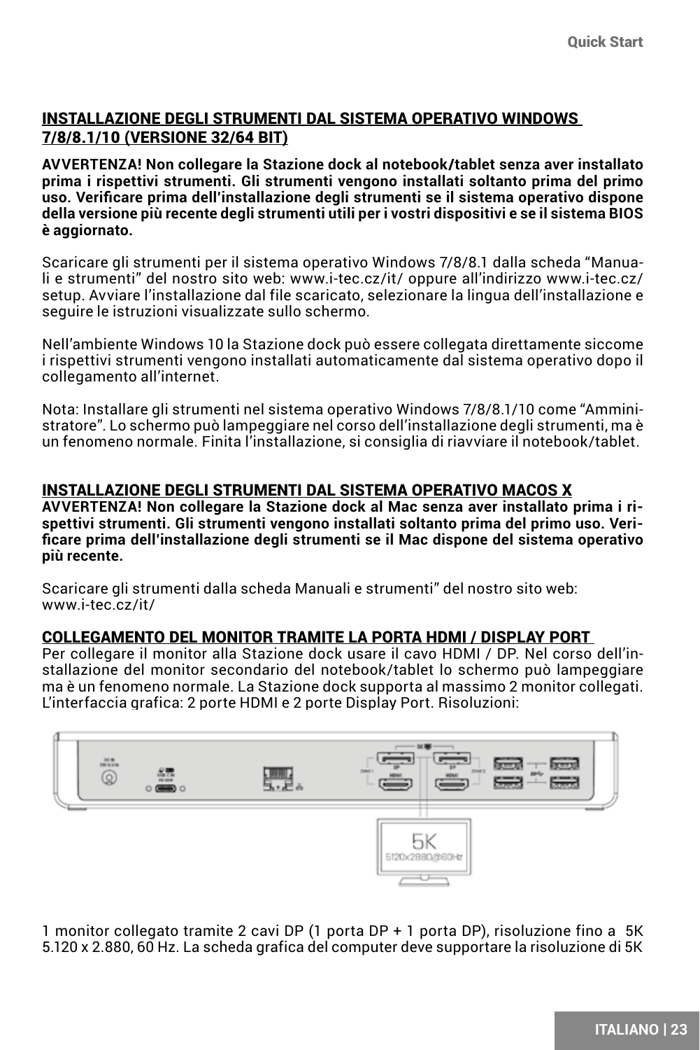## INSTALLAZIONE DEGLI STRUMENTI DAL SISTEMA OPERATIVO WINDOWS 7/8/8.1/10 (VERSIONE 32/64 BIT)

**AVVERTENZA! Non collegare la Stazione dock al notebook/tablet senza aver installato prima i rispettivi strumenti. Gli strumenti vengono installati soltanto prima del primo uso. Verificare prima dell'installazione degli strumenti se il sistema operativo dispone della versione più recente degli strumenti utili per i vostri dispositivi e se il sistema BIOS è aggiornato.**

Scaricare gli strumenti per il sistema operativo Windows 7/8/8.1 dalla scheda "Manuali e strumenti" del nostro sito web: www.i-tec.cz/it/ oppure all'indirizzo www.i-tec.cz/setup. Avviare l'installazione dal file scaricato, selezionare la lingua dell'installazione e seguire le istruzioni visualizzate sullo schermo.

Nell'ambiente Windows 10 la Stazione dock può essere collegata direttamente siccome i rispettivi strumenti vengono installati automaticamente dal sistema operativo dopo il collegamento all'internet.

Nota: Installare gli strumenti nel sistema operativo Windows 7/8/8.1/10 come "Amministratore". Lo schermo può lampeggiare nel corso dell'installazione degli strumenti, ma è un fenomeno normale. Finita l'installazione, si consiglia di riavviare il notebook/tablet.

## INSTALLAZIONE DEGLI STRUMENTI DAL SISTEMA OPERATIVO MACOS X

**AVVERTENZA! Non collegare la Stazione dock al Mac senza aver installato prima i rispettivi strumenti. Gli strumenti vengono installati soltanto prima del primo uso. Verificare prima dell'installazione degli strumenti se il Mac dispone del sistema operativo più recente.**

Scaricare gli strumenti dalla scheda Manuali e strumenti" del nostro sito web: www.i-tec.cz/it/

## COLLEGAMENTO DEL MONITOR TRAMITE LA PORTA HDMI / DISPLAY PORT

Per collegare il monitor alla Stazione dock usare il cavo HDMI / DP. Nel corso dell'installazione del monitor secondario del notebook/tablet lo schermo può lampeggiare ma è un fenomeno normale. La Stazione dock supporta al massimo 2 monitor collegati. L'interfaccia grafica: 2 porte HDMI e 2 porte Display Port. Risoluzioni:

1 monitor collegato tramite 2 cavi DP (1 porta DP + 1 porta DP), risoluzione fino a 5K 5.120 x 2.880, 60 Hz. La scheda grafica del computer deve supportare la risoluzione di 5K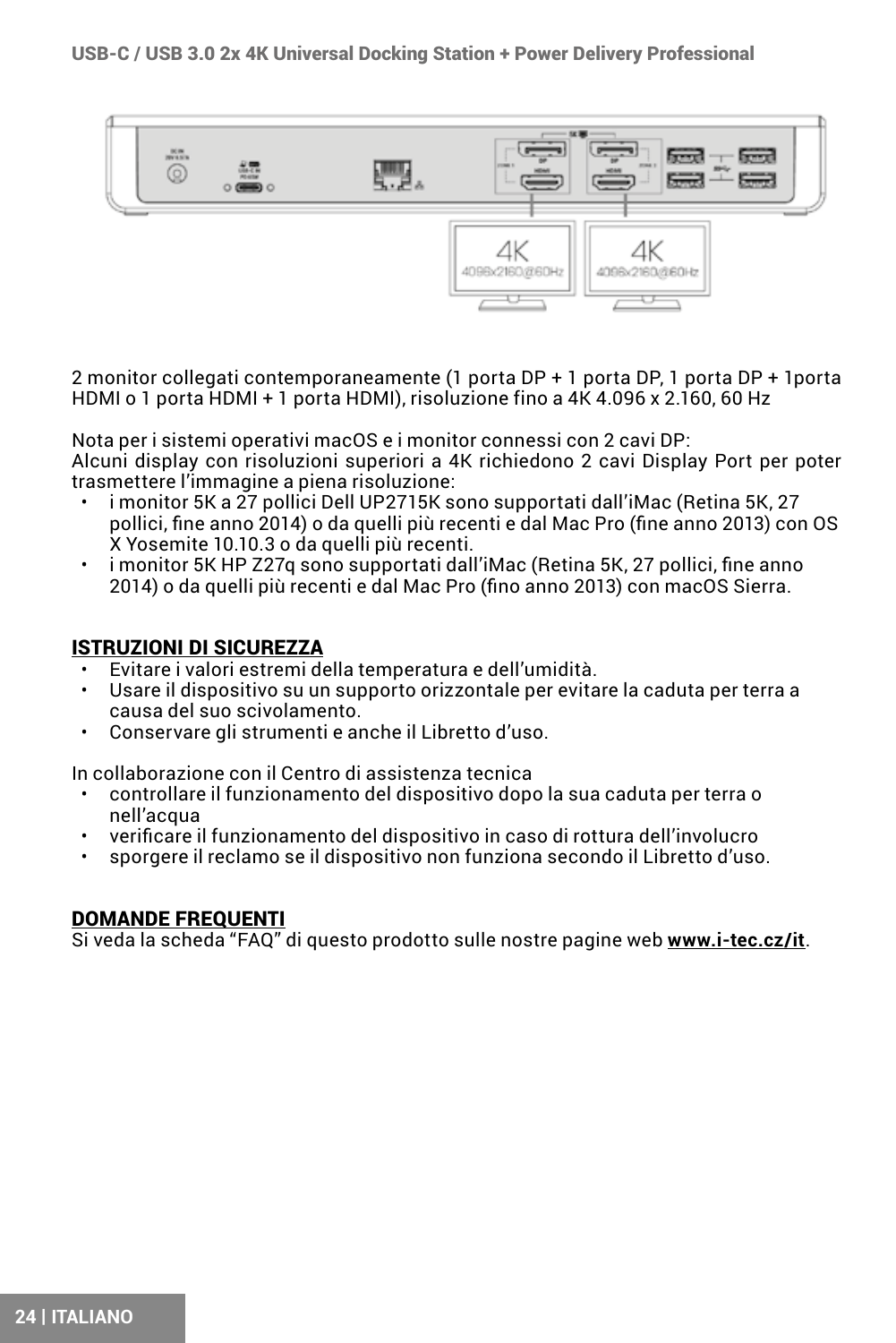2 monitor collegati contemporaneamente (1 porta DP + 1 porta DP, 1 porta DP + 1porta HDMI o 1 porta HDMI + 1 porta HDMI), risoluzione fino a 4K 4.096 x 2.160, 60 Hz

Nota per i sistemi operativi macOS e i monitor connessi con 2 cavi DP:
Alcuni display con risoluzioni superiori a 4K richiedono 2 cavi Display Port per poter trasmettere l'immagine a piena risoluzione:

- i monitor 5K a 27 pollici Dell UP2715K sono supportati dall'iMac (Retina 5K, 27 pollici, fine anno 2014) o da quelli più recenti e dal Mac Pro (fine anno 2013) con OS X Yosemite 10.10.3 o da quelli più recenti.
- i monitor 5K HP Z27q sono supportati dall'iMac (Retina 5K, 27 pollici, fine anno 2014) o da quelli più recenti e dal Mac Pro (fino anno 2013) con macOS Sierra.

## ISTRUZIONI DI SICUREZZA

- Evitare i valori estremi della temperatura e dell'umidità.
- Usare il dispositivo su un supporto orizzontale per evitare la caduta per terra a causa del suo scivolamento.
- Conservare gli strumenti e anche il Libretto d'uso.

In collaborazione con il Centro di assistenza tecnica

- controllare il funzionamento del dispositivo dopo la sua caduta per terra o nell'acqua
- verificare il funzionamento del dispositivo in caso di rottura dell'involucro
- sporgere il reclamo se il dispositivo non funziona secondo il Libretto d'uso.

## DOMANDE FREQUENTI

Si veda la scheda "FAQ" di questo prodotto sulle nostre pagine web **www.i-tec.cz/it**.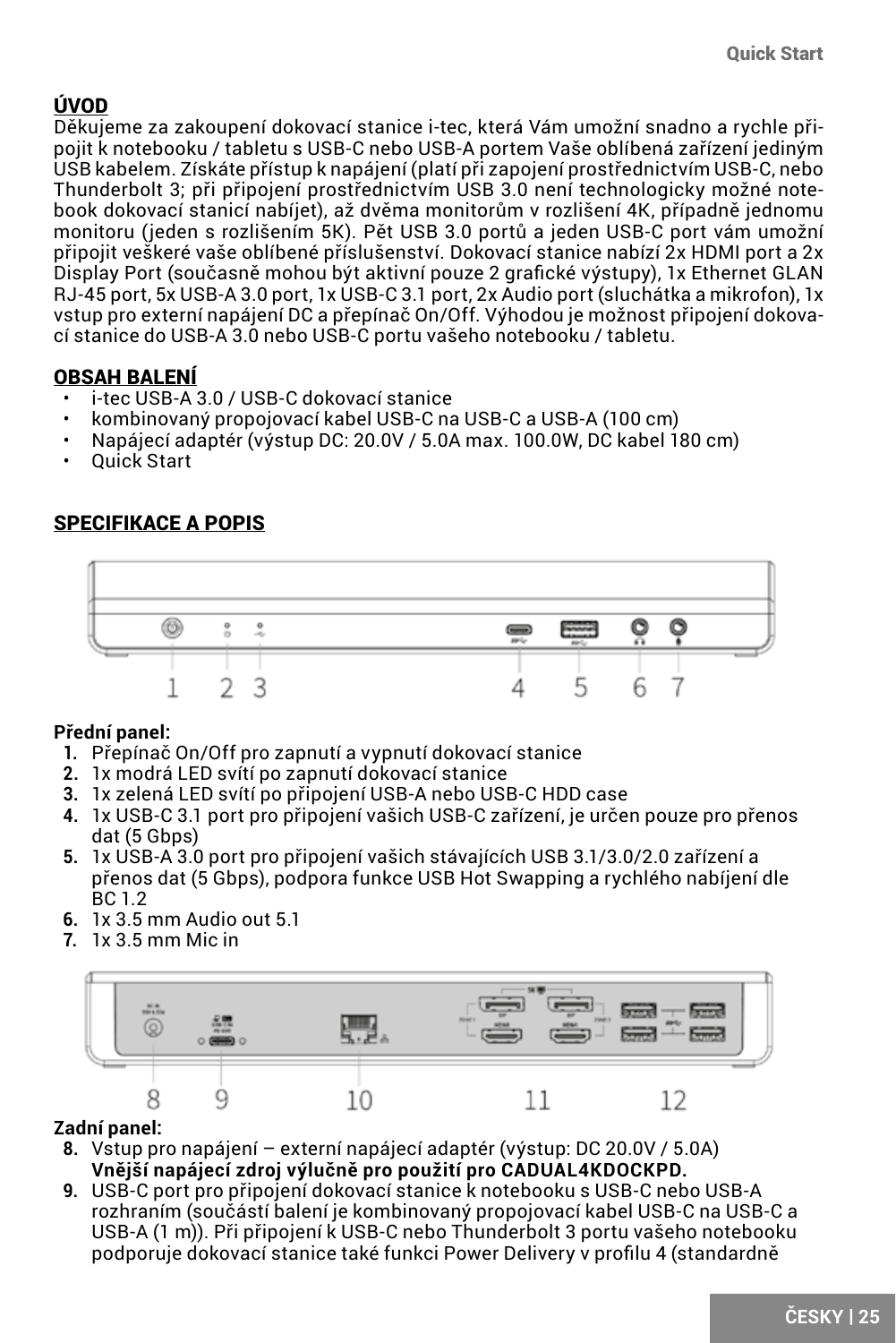## ÚVOD

Děkujeme za zakoupení dokovací stanice i-tec, která Vám umožní snadno a rychle připojit k notebooku / tabletu s USB-C nebo USB-A portem Vaše oblíbená zařízení jediným USB kabelem. Získáte přístup k napájení (platí při zapojení prostřednictvím USB-C, nebo Thunderbolt 3; při připojení prostřednictvím USB 3.0 není technologicky možné notebook dokovací stanicí nabíjet), až dvěma monitorům v rozlišení 4K, případně jednomu monitoru (jeden s rozlišením 5K). Pět USB 3.0 portů a jeden USB-C port vám umožní připojit veškeré vaše oblíbené příslušenství. Dokovací stanice nabízí 2x HDMI port a 2x Display Port (současně mohou být aktivní pouze 2 grafické výstupy), 1x Ethernet GLAN RJ-45 port, 5x USB-A 3.0 port, 1x USB-C 3.1 port, 2x Audio port (sluchátka a mikrofon), 1x vstup pro externí napájení DC a přepínač On/Off. Výhodou je možnost připojení dokovací stanice do USB-A 3.0 nebo USB-C portu vašeho notebooku / tabletu.

## OBSAH BALENÍ

- i-tec USB-A 3.0 / USB-C dokovací stanice
- kombinovaný propojovací kabel USB-C na USB-C a USB-A (100 cm)
- Napájecí adaptér (výstup DC: 20.0V / 5.0A max. 100.0W, DC kabel 180 cm)
- Quick Start

## SPECIFIKACE A POPIS

**Přední panel:**

1. Přepínač On/Off pro zapnutí a vypnutí dokovací stanice
2. 1x modrá LED svítí po zapnutí dokovací stanice
3. 1x zelená LED svítí po připojení USB-A nebo USB-C HDD case
4. 1x USB-C 3.1 port pro připojení vašich USB-C zařízení, je určen pouze pro přenos dat (5 Gbps)
5. 1x USB-A 3.0 port pro připojení vašich stávajících USB 3.1/3.0/2.0 zařízení a přenos dat (5 Gbps), podpora funkce USB Hot Swapping a rychlého nabíjení dle BC 1.2
6. 1x 3.5 mm Audio out 5.1
7. 1x 3.5 mm Mic in

**Zadní panel:**

8. Vstup pro napájení – externí napájecí adaptér (výstup: DC 20.0V / 5.0A) **Vnější napájecí zdroj výlučně pro použití pro CADUAL4KDOCKPD.**
9. USB-C port pro připojení dokovací stanice k notebooku s USB-C nebo USB-A rozhraním (součástí balení je kombinovaný propojovací kabel USB-C na USB-C a USB-A (1 m)). Při připojení k USB-C nebo Thunderbolt 3 portu vašeho notebooku podporuje dokovací stanice také funkci Power Delivery v profilu 4 (standardně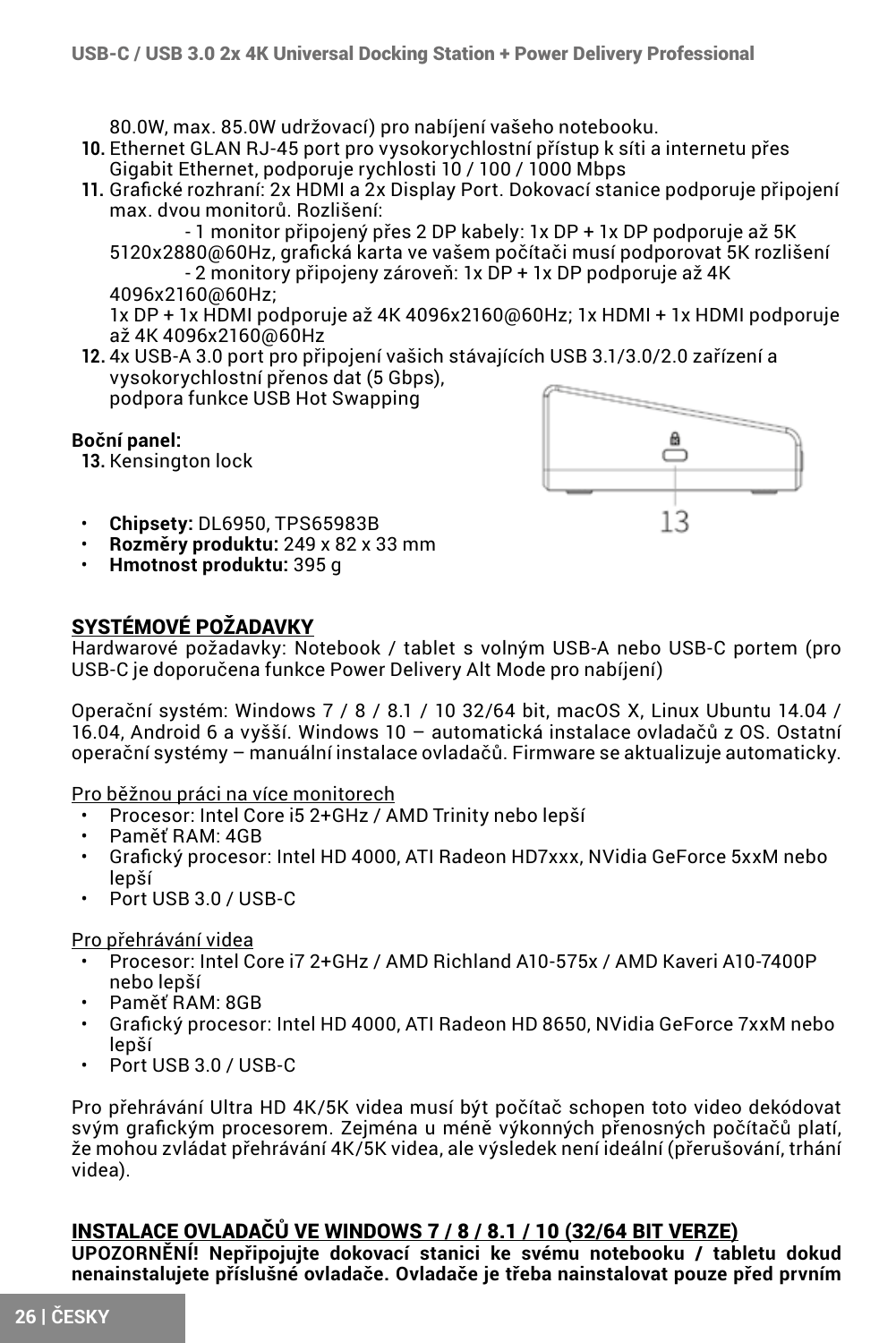80.0W, max. 85.0W udržovací) pro nabíjení vašeho notebooku.

10. Ethernet GLAN RJ-45 port pro vysokorychlostní přístup k síti a internetu přes Gigabit Ethernet, podporuje rychlosti 10 / 100 / 1000 Mbps
11. Grafické rozhraní: 2x HDMI a 2x Display Port. Dokovací stanice podporuje připojení max. dvou monitorů. Rozlišení:
    - 1 monitor připojený přes 2 DP kabely: 1x DP + 1x DP podporuje až 5K 5120x2880@60Hz, grafická karta ve vašem počítači musí podporovat 5K rozlišení
    - 2 monitory připojeny zároveň: 1x DP + 1x DP podporuje až 4K 4096x2160@60Hz;

    1x DP + 1x HDMI podporuje až 4K 4096x2160@60Hz; 1x HDMI + 1x HDMI podporuje až 4K 4096x2160@60Hz
12. 4x USB-A 3.0 port pro připojení vašich stávajících USB 3.1/3.0/2.0 zařízení a vysokorychlostní přenos dat (5 Gbps), podpora funkce USB Hot Swapping

**Boční panel:**

13. Kensington lock

- **Chipsety:** DL6950, TPS65983B
- **Rozměry produktu:** 249 x 82 x 33 mm
- **Hmotnost produktu:** 395 g

## SYSTÉMOVÉ POŽADAVKY

Hardwarové požadavky: Notebook / tablet s volným USB-A nebo USB-C portem (pro USB-C je doporučena funkce Power Delivery Alt Mode pro nabíjení)

Operační systém: Windows 7 / 8 / 8.1 / 10 32/64 bit, macOS X, Linux Ubuntu 14.04 / 16.04, Android 6 a vyšší. Windows 10 – automatická instalace ovladačů z OS. Ostatní operační systémy – manuální instalace ovladačů. Firmware se aktualizuje automaticky.

Pro běžnou práci na více monitorech

- Procesor: Intel Core i5 2+GHz / AMD Trinity nebo lepší
- Paměť RAM: 4GB
- Grafický procesor: Intel HD 4000, ATI Radeon HD7xxx, NVidia GeForce 5xxM nebo lepší
- Port USB 3.0 / USB-C

Pro přehrávání videa

- Procesor: Intel Core i7 2+GHz / AMD Richland A10-575x / AMD Kaveri A10-7400P nebo lepší
- Paměť RAM: 8GB
- Grafický procesor: Intel HD 4000, ATI Radeon HD 8650, NVidia GeForce 7xxM nebo lepší
- Port USB 3.0 / USB-C

Pro přehrávání Ultra HD 4K/5K videa musí být počítač schopen toto video dekódovat svým grafickým procesorem. Zejména u méně výkonných přenosných počítačů platí, že mohou zvládat přehrávání 4K/5K videa, ale výsledek není ideální (přerušování, trhání videa).

## INSTALACE OVLADAČŮ VE WINDOWS 7 / 8 / 8.1 / 10 (32/64 BIT VERZE)

**UPOZORNĚNÍ! Nepřipojujte dokovací stanici ke svému notebooku / tabletu dokud nenainstalujete příslušné ovladače. Ovladače je třeba nainstalovat pouze před prvním**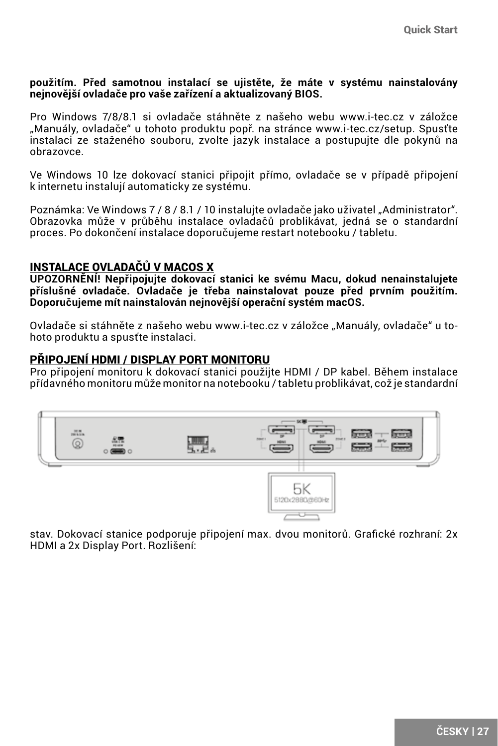**použitím. Před samotnou instalací se ujistěte, že máte v systému nainstalovány nejnovější ovladače pro vaše zařízení a aktualizovaný BIOS.**

Pro Windows 7/8/8.1 si ovladače stáhněte z našeho webu www.i-tec.cz v záložce „Manuály, ovladače" u tohoto produktu popř. na stránce www.i-tec.cz/setup. Spusťte instalaci ze staženého souboru, zvolte jazyk instalace a postupujte dle pokynů na obrazovce.

Ve Windows 10 lze dokovací stanici připojit přímo, ovladače se v případě připojení k internetu instalují automaticky ze systému.

Poznámka: Ve Windows 7 / 8 / 8.1 / 10 instalujte ovladače jako uživatel „Administrator". Obrazovka může v průběhu instalace ovladačů problikávat, jedná se o standardní proces. Po dokončení instalace doporučujeme restart notebooku / tabletu.

## INSTALACE OVLADAČŮ V MACOS X

**UPOZORNĚNÍ! Nepřipojujte dokovací stanici ke svému Macu, dokud nenainstalujete příslušné ovladače. Ovladače je třeba nainstalovat pouze před prvním použitím. Doporučujeme mít nainstalován nejnovější operační systém macOS.**

Ovladače si stáhněte z našeho webu www.i-tec.cz v záložce „Manuály, ovladače" u tohoto produktu a spusťte instalaci.

## PŘIPOJENÍ HDMI / DISPLAY PORT MONITORU

Pro připojení monitoru k dokovací stanici použijte HDMI / DP kabel. Během instalace přídavného monitoru může monitor na notebooku / tabletu problikávat, což je standardní stav. Dokovací stanice podporuje připojení max. dvou monitorů. Grafické rozhraní: 2x HDMI a 2x Display Port. Rozlišení: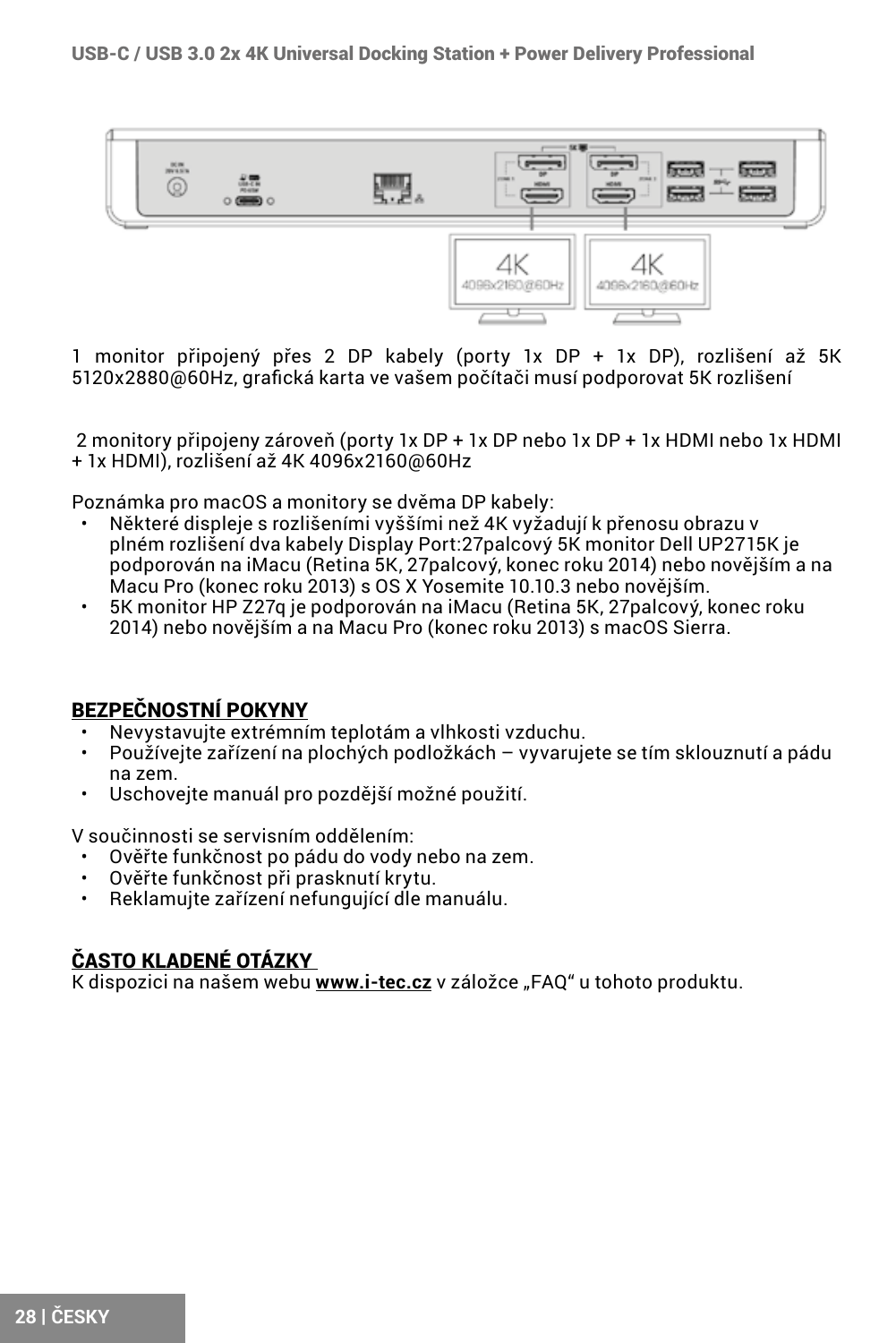1 monitor připojený přes 2 DP kabely (porty 1x DP + 1x DP), rozlišení až 5K 5120x2880@60Hz, grafická karta ve vašem počítači musí podporovat 5K rozlišení

2 monitory připojeny zároveň (porty 1x DP + 1x DP nebo 1x DP + 1x HDMI nebo 1x HDMI + 1x HDMI), rozlišení až 4K 4096x2160@60Hz

Poznámka pro macOS a monitory se dvěma DP kabely:

- Některé displeje s rozlišeními vyššími než 4K vyžadují k přenosu obrazu v plném rozlišení dva kabely Display Port:27palcový 5K monitor Dell UP2715K je podporován na iMacu (Retina 5K, 27palcový, konec roku 2014) nebo novějším a na Macu Pro (konec roku 2013) s OS X Yosemite 10.10.3 nebo novějším.
- 5K monitor HP Z27q je podporován na iMacu (Retina 5K, 27palcový, konec roku 2014) nebo novějším a na Macu Pro (konec roku 2013) s macOS Sierra.

## BEZPEČNOSTNÍ POKYNY

- Nevystavujte extrémním teplotám a vlhkosti vzduchu.
- Používejte zařízení na plochých podložkách – vyvarujete se tím sklouznutí a pádu na zem.
- Uschovejte manuál pro pozdější možné použití.

V součinnosti se servisním oddělením:

- Ověřte funkčnost po pádu do vody nebo na zem.
- Ověřte funkčnost při prasknutí krytu.
- Reklamujte zařízení nefungující dle manuálu.

## ČASTO KLADENÉ OTÁZKY

K dispozici na našem webu **www.i-tec.cz** v záložce „FAQ“ u tohoto produktu.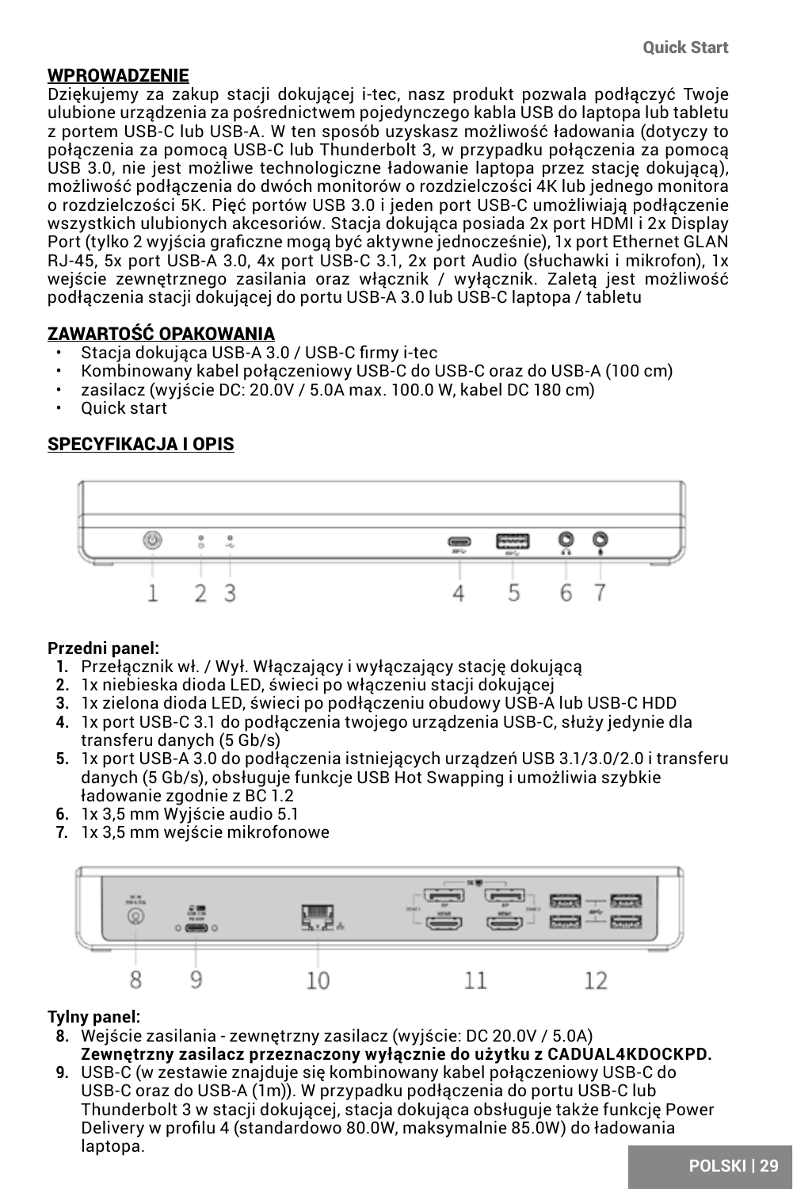## WPROWADZENIE

Dziękujemy za zakup stacji dokującej i-tec, nasz produkt pozwala podłączyć Twoje ulubione urządzenia za pośrednictwem pojedynczego kabla USB do laptopa lub tabletu z portem USB-C lub USB-A. W ten sposób uzyskasz możliwość ładowania (dotyczy to połączenia za pomocą USB-C lub Thunderbolt 3, w przypadku połączenia za pomocą USB 3.0, nie jest możliwe technologiczne ładowanie laptopa przez stację dokującą), możliwość podłączenia do dwóch monitorów o rozdzielczości 4K lub jednego monitora o rozdzielczości 5K. Pięć portów USB 3.0 i jeden port USB-C umożliwiają podłączenie wszystkich ulubionych akcesoriów. Stacja dokująca posiada 2x port HDMI i 2x Display Port (tylko 2 wyjścia graficzne mogą być aktywne jednocześnie), 1x port Ethernet GLAN RJ-45, 5x port USB-A 3.0, 4x port USB-C 3.1, 2x port Audio (słuchawki i mikrofon), 1x wejście zewnętrznego zasilania oraz włącznik / wyłącznik. Zaletą jest możliwość podłączenia stacji dokującej do portu USB-A 3.0 lub USB-C laptopa / tabletu

## ZAWARTOŚĆ OPAKOWANIA

- Stacja dokująca USB-A 3.0 / USB-C firmy i-tec
- Kombinowany kabel połączeniowy USB-C do USB-C oraz do USB-A (100 cm)
- zasilacz (wyjście DC: 20.0V / 5.0A max. 100.0 W, kabel DC 180 cm)
- Quick start

## SPECYFIKACJA I OPIS

**Przedni panel:**

1. Przełącznik wł. / Wył. Włączający i wyłączający stację dokującą
2. 1x niebieska dioda LED, świeci po włączeniu stacji dokującej
3. 1x zielona dioda LED, świeci po podłączeniu obudowy USB-A lub USB-C HDD
4. 1x port USB-C 3.1 do podłączenia twojego urządzenia USB-C, służy jedynie dla transferu danych (5 Gb/s)
5. 1x port USB-A 3.0 do podłączenia istniejących urządzeń USB 3.1/3.0/2.0 i transferu danych (5 Gb/s), obsługuje funkcje USB Hot Swapping i umożliwia szybkie ładowanie zgodnie z BC 1.2
6. 1x 3,5 mm Wyjście audio 5.1
7. 1x 3,5 mm wejście mikrofonowe

**Tylny panel:**

8. Wejście zasilania - zewnętrzny zasilacz (wyjście: DC 20.0V / 5.0A)
   **Zewnętrzny zasilacz przeznaczony wyłącznie do użytku z CADUAL4KDOCKPD.**
9. USB-C (w zestawie znajduje się kombinowany kabel połączeniowy USB-C do USB-C oraz do USB-A (1m)). W przypadku podłączenia do portu USB-C lub Thunderbolt 3 w stacji dokującej, stacja dokująca obsługuje także funkcję Power Delivery w profilu 4 (standardowo 80.0W, maksymalnie 85.0W) do ładowania laptopa.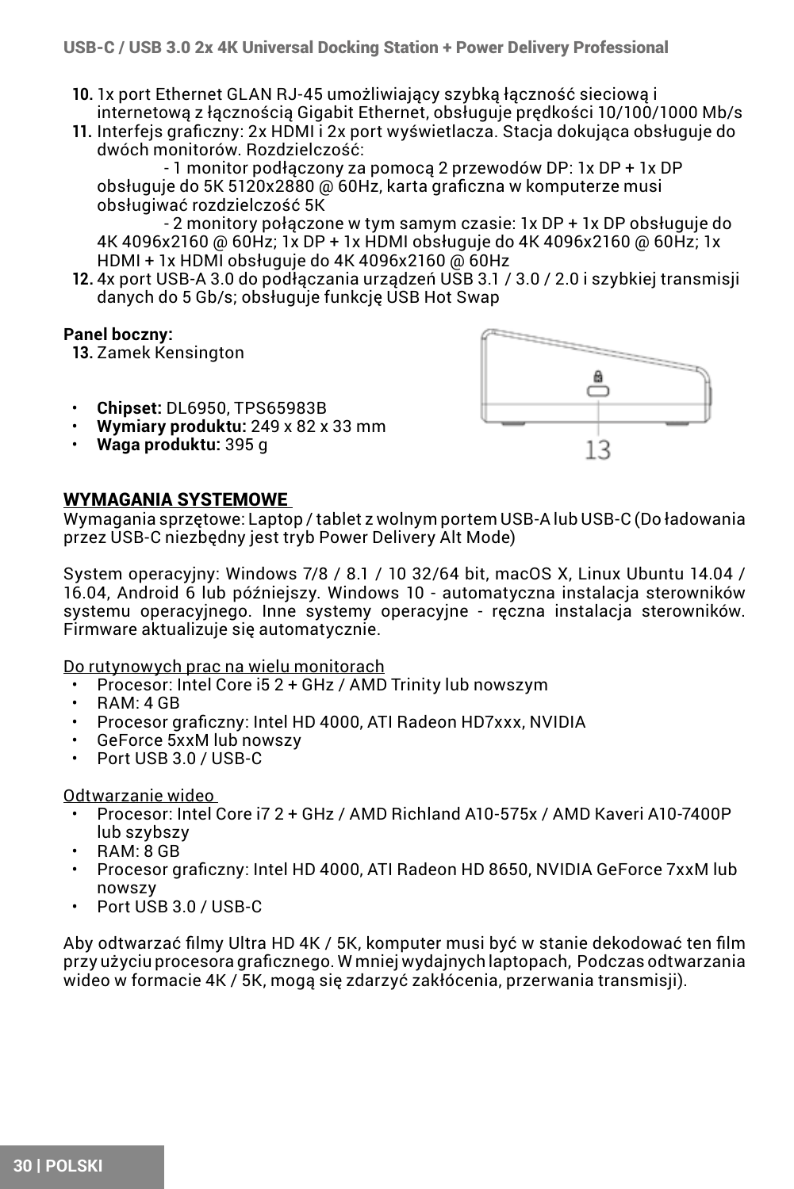10. 1x port Ethernet GLAN RJ-45 umożliwiający szybką łączność sieciową i internetową z łącznością Gigabit Ethernet, obsługuje prędkości 10/100/1000 Mb/s
11. Interfejs graficzny: 2x HDMI i 2x port wyświetlacza. Stacja dokująca obsługuje do dwóch monitorów. Rozdzielczość:
    - 1 monitor podłączony za pomocą 2 przewodów DP: 1x DP + 1x DP obsługuje do 5K 5120x2880 @ 60Hz, karta graficzna w komputerze musi obsługiwać rozdzielczość 5K
    - 2 monitory połączone w tym samym czasie: 1x DP + 1x DP obsługuje do 4K 4096x2160 @ 60Hz; 1x DP + 1x HDMI obsługuje do 4K 4096x2160 @ 60Hz; 1x HDMI + 1x HDMI obsługuje do 4K 4096x2160 @ 60Hz
12. 4x port USB-A 3.0 do podłączania urządzeń USB 3.1 / 3.0 / 2.0 i szybkiej transmisji danych do 5 Gb/s; obsługuje funkcję USB Hot Swap

**Panel boczny:**

13. Zamek Kensington

13

- **Chipset:** DL6950, TPS65983B
- **Wymiary produktu:** 249 x 82 x 33 mm
- **Waga produktu:** 395 g

## WYMAGANIA SYSTEMOWE

Wymagania sprzętowe: Laptop / tablet z wolnym portem USB-A lub USB-C (Do ładowania przez USB-C niezbędny jest tryb Power Delivery Alt Mode)

System operacyjny: Windows 7/8 / 8.1 / 10 32/64 bit, macOS X, Linux Ubuntu 14.04 / 16.04, Android 6 lub późniejszy. Windows 10 - automatyczna instalacja sterowników systemu operacyjnego. Inne systemy operacyjne - ręczna instalacja sterowników. Firmware aktualizuje się automatycznie.

Do rutynowych prac na wielu monitorach

- Procesor: Intel Core i5 2 + GHz / AMD Trinity lub nowszym
- RAM: 4 GB
- Procesor graficzny: Intel HD 4000, ATI Radeon HD7xxx, NVIDIA
- GeForce 5xxM lub nowszy
- Port USB 3.0 / USB-C

Odtwarzanie wideo

- Procesor: Intel Core i7 2 + GHz / AMD Richland A10-575x / AMD Kaveri A10-7400P lub szybszy
- RAM: 8 GB
- Procesor graficzny: Intel HD 4000, ATI Radeon HD 8650, NVIDIA GeForce 7xxM lub nowszy
- Port USB 3.0 / USB-C

Aby odtwarzać filmy Ultra HD 4K / 5K, komputer musi być w stanie dekodować ten film przy użyciu procesora graficznego. W mniej wydajnych laptopach, Podczas odtwarzania wideo w formacie 4K / 5K, mogą się zdarzyć zakłócenia, przerwania transmisji).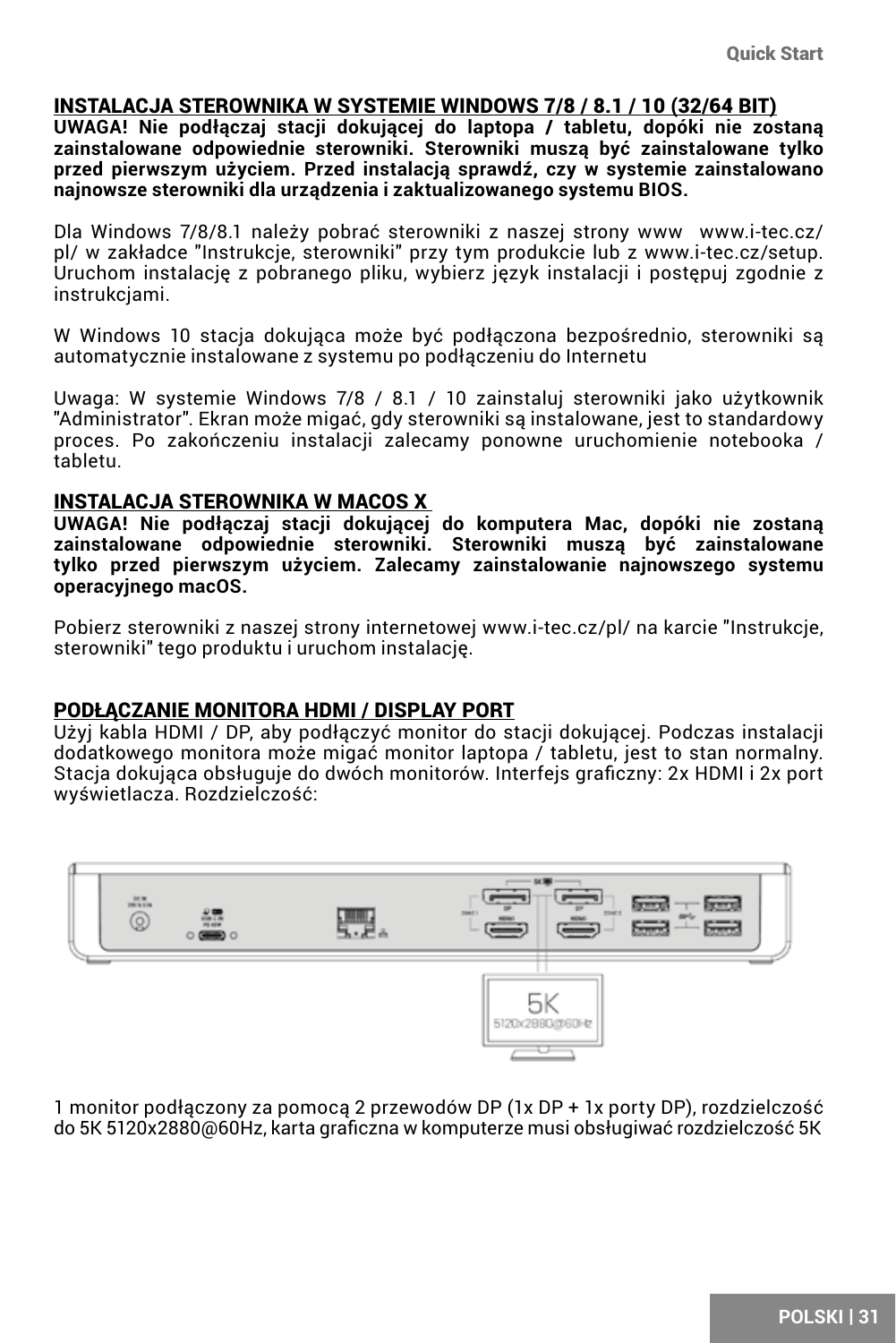## INSTALACJA STEROWNIKA W SYSTEMIE WINDOWS 7/8 / 8.1 / 10 (32/64 BIT)

**UWAGA! Nie podłączaj stacji dokującej do laptopa / tabletu, dopóki nie zostaną zainstalowane odpowiednie sterowniki. Sterowniki muszą być zainstalowane tylko przed pierwszym użyciem. Przed instalacją sprawdź, czy w systemie zainstalowano najnowsze sterowniki dla urządzenia i zaktualizowanego systemu BIOS.**

Dla Windows 7/8/8.1 należy pobrać sterowniki z naszej strony www www.i-tec.cz/pl/ w zakładce "Instrukcje, sterowniki" przy tym produkcie lub z www.i-tec.cz/setup. Uruchom instalację z pobranego pliku, wybierz język instalacji i postępuj zgodnie z instrukcjami.

W Windows 10 stacja dokująca może być podłączona bezpośrednio, sterowniki są automatycznie instalowane z systemu po podłączeniu do Internetu

Uwaga: W systemie Windows 7/8 / 8.1 / 10 zainstaluj sterowniki jako użytkownik "Administrator". Ekran może migać, gdy sterowniki są instalowane, jest to standardowy proces. Po zakończeniu instalacji zalecamy ponowne uruchomienie notebooka / tabletu.

## INSTALACJA STEROWNIKA W MACOS X

**UWAGA! Nie podłączaj stacji dokującej do komputera Mac, dopóki nie zostaną zainstalowane odpowiednie sterowniki. Sterowniki muszą być zainstalowane tylko przed pierwszym użyciem. Zalecamy zainstalowanie najnowszego systemu operacyjnego macOS.**

Pobierz sterowniki z naszej strony internetowej www.i-tec.cz/pl/ na karcie "Instrukcje, sterowniki" tego produktu i uruchom instalację.

## PODŁĄCZANIE MONITORA HDMI / DISPLAY PORT

Użyj kabla HDMI / DP, aby podłączyć monitor do stacji dokującej. Podczas instalacji dodatkowego monitora może migać monitor laptopa / tabletu, jest to stan normalny. Stacja dokująca obsługuje do dwóch monitorów. Interfejs graficzny: 2x HDMI i 2x port wyświetlacza. Rozdzielczość:

1 monitor podłączony za pomocą 2 przewodów DP (1x DP + 1x porty DP), rozdzielczość do 5K 5120x2880@60Hz, karta graficzna w komputerze musi obsługiwać rozdzielczość 5K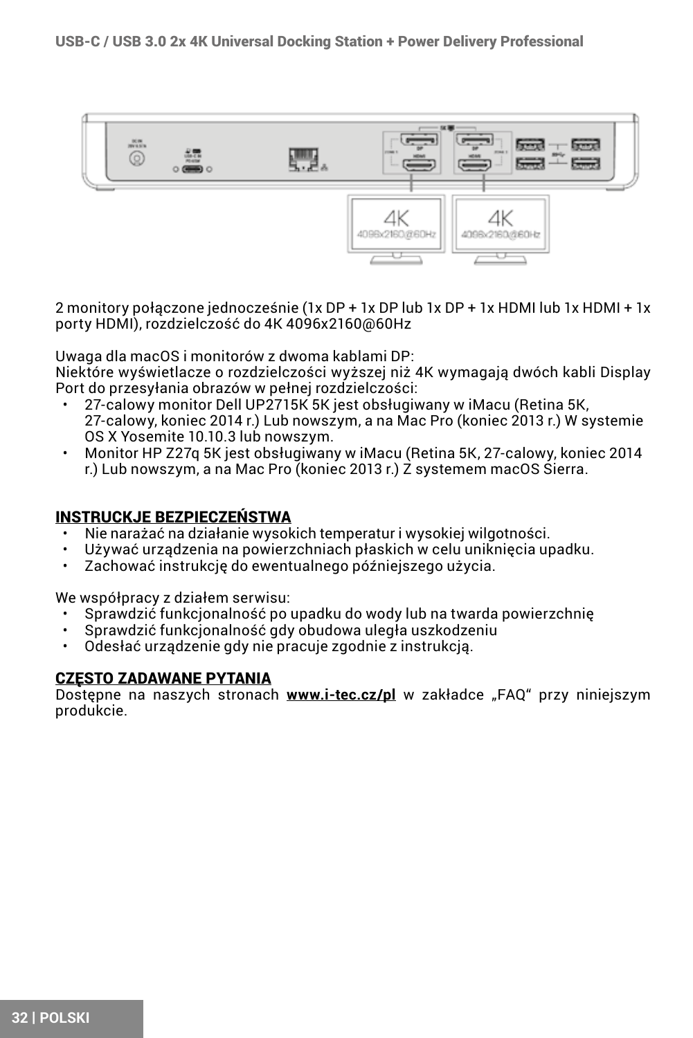2 monitory połączone jednocześnie (1x DP + 1x DP lub 1x DP + 1x HDMI lub 1x HDMI + 1x porty HDMI), rozdzielczość do 4K 4096x2160@60Hz

Uwaga dla macOS i monitorów z dwoma kablami DP:
Niektóre wyświetlacze o rozdzielczości wyższej niż 4K wymagają dwóch kabli Display Port do przesyłania obrazów w pełnej rozdzielczości:

- 27-calowy monitor Dell UP2715K 5K jest obsługiwany w iMacu (Retina 5K, 27-calowy, koniec 2014 r.) Lub nowszym, a na Mac Pro (koniec 2013 r.) W systemie OS X Yosemite 10.10.3 lub nowszym.
- Monitor HP Z27q 5K jest obsługiwany w iMacu (Retina 5K, 27-calowy, koniec 2014 r.) Lub nowszym, a na Mac Pro (koniec 2013 r.) Z systemem macOS Sierra.

## INSTRUCKJE BEZPIECZEŃSTWA

- Nie narażać na działanie wysokich temperatur i wysokiej wilgotności.
- Używać urządzenia na powierzchniach płaskich w celu uniknięcia upadku.
- Zachować instrukcję do ewentualnego późniejszego użycia.

We współpracy z działem serwisu:

- Sprawdzić funkcjonalność po upadku do wody lub na twarda powierzchnię
- Sprawdzić funkcjonalność gdy obudowa uległa uszkodzeniu
- Odesłać urządzenie gdy nie pracuje zgodnie z instrukcją.

## CZĘSTO ZADAWANE PYTANIA

Dostępne na naszych stronach **www.i-tec.cz/pl** w zakładce „FAQ" przy niniejszym produkcie.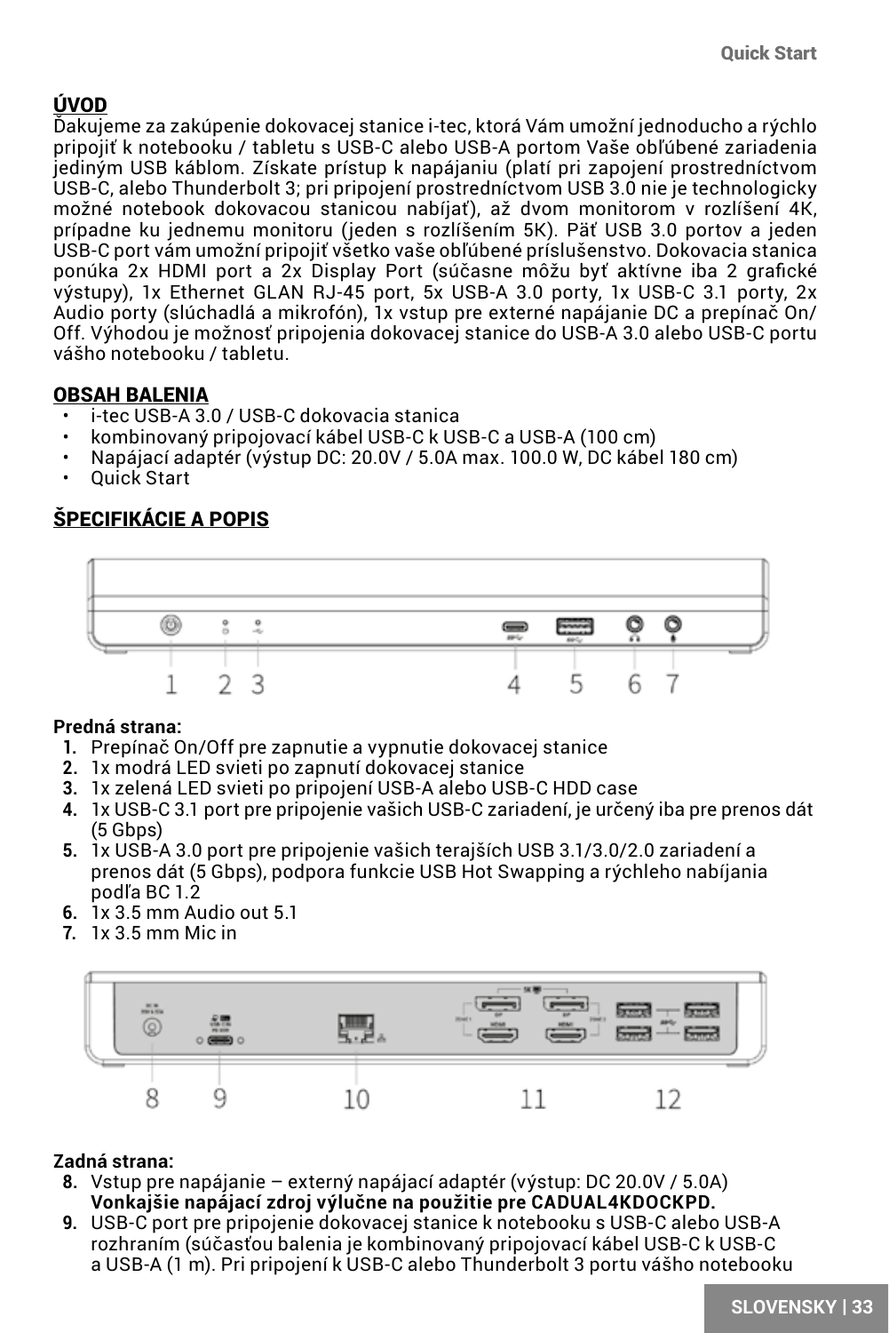## ÚVOD

Ďakujeme za zakúpenie dokovacej stanice i-tec, ktorá Vám umožní jednoducho a rýchlo pripojiť k notebooku / tabletu s USB-C alebo USB-A portom Vaše obľúbené zariadenia jediným USB káblom. Získate prístup k napájaniu (platí pri zapojení prostredníctvom USB-C, alebo Thunderbolt 3; pri pripojení prostredníctvom USB 3.0 nie je technologicky možné notebook dokovacou stanicou nabíjať), až dvom monitorom v rozlíšení 4K, prípadne ku jednemu monitoru (jeden s rozlíšením 5K). Päť USB 3.0 portov a jeden USB-C port vám umožní pripojiť všetko vaše obľúbené príslušenstvo. Dokovacia stanica ponúka 2x HDMI port a 2x Display Port (súčasne môžu byť aktívne iba 2 grafické výstupy), 1x Ethernet GLAN RJ-45 port, 5x USB-A 3.0 porty, 1x USB-C 3.1 porty, 2x Audio porty (slúchadlá a mikrofón), 1x vstup pre externé napájanie DC a prepínač On/Off. Výhodou je možnosť pripojenia dokovacej stanice do USB-A 3.0 alebo USB-C portu vášho notebooku / tabletu.

## OBSAH BALENIA

- i-tec USB-A 3.0 / USB-C dokovacia stanica
- kombinovaný pripojovací kábel USB-C k USB-C a USB-A (100 cm)
- Napájací adaptér (výstup DC: 20.0V / 5.0A max. 100.0 W, DC kábel 180 cm)
- Quick Start

## ŠPECIFIKÁCIE A POPIS

**Predná strana:**

1. Prepínač On/Off pre zapnutie a vypnutie dokovacej stanice
2. 1x modrá LED svieti po zapnutí dokovacej stanice
3. 1x zelená LED svieti po pripojení USB-A alebo USB-C HDD case
4. 1x USB-C 3.1 port pre pripojenie vašich USB-C zariadení, je určený iba pre prenos dát (5 Gbps)
5. 1x USB-A 3.0 port pre pripojenie vašich terajších USB 3.1/3.0/2.0 zariadení a prenos dát (5 Gbps), podpora funkcie USB Hot Swapping a rýchleho nabíjania podľa BC 1.2
6. 1x 3.5 mm Audio out 5.1
7. 1x 3.5 mm Mic in

**Zadná strana:**

8. Vstup pre napájanie – externý napájací adaptér (výstup: DC 20.0V / 5.0A) **Vonkajšie napájací zdroj výlučne na použitie pre CADUAL4KDOCKPD.**
9. USB-C port pre pripojenie dokovacej stanice k notebooku s USB-C alebo USB-A rozhraním (súčasťou balenia je kombinovaný pripojovací kábel USB-C k USB-C a USB-A (1 m). Pri pripojení k USB-C alebo Thunderbolt 3 portu vášho notebooku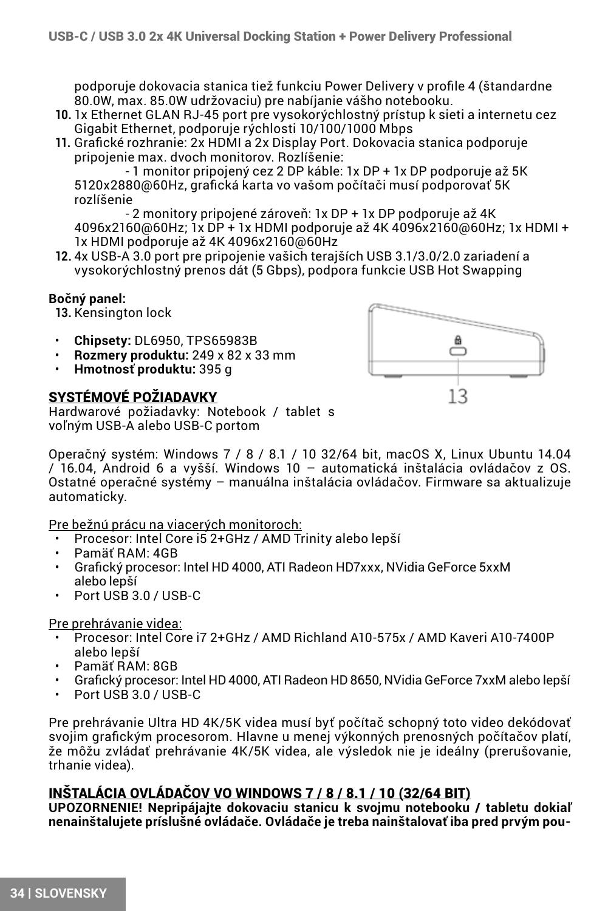podporuje dokovacia stanica tiež funkciu Power Delivery v profile 4 (štandardne 80.0W, max. 85.0W udržovaciu) pre nabíjanie vášho notebooku.

10. 1x Ethernet GLAN RJ-45 port pre vysokorýchlostný prístup k sieti a internetu cez Gigabit Ethernet, podporuje rýchlosti 10/100/1000 Mbps
11. Grafické rozhranie: 2x HDMI a 2x Display Port. Dokovacia stanica podporuje pripojenie max. dvoch monitorov. Rozlíšenie:
    - 1 monitor pripojený cez 2 DP káble: 1x DP + 1x DP podporuje až 5K 5120x2880@60Hz, grafická karta vo vašom počítači musí podporovať 5K rozlíšenie
    - 2 monitory pripojené zároveň: 1x DP + 1x DP podporuje až 4K 4096x2160@60Hz; 1x DP + 1x HDMI podporuje až 4K 4096x2160@60Hz; 1x HDMI + 1x HDMI podporuje až 4K 4096x2160@60Hz
12. 4x USB-A 3.0 port pre pripojenie vašich terajších USB 3.1/3.0/2.0 zariadení a vysokorýchlostný prenos dát (5 Gbps), podpora funkcie USB Hot Swapping

**Bočný panel:**

13. Kensington lock

13

- **Chipsety:** DL6950, TPS65983B
- **Rozmery produktu:** 249 x 82 x 33 mm
- **Hmotnosť produktu:** 395 g

## SYSTÉMOVÉ POŽIADAVKY

Hardwarové požiadavky: Notebook / tablet s voľným USB-A alebo USB-C portom

Operačný systém: Windows 7 / 8 / 8.1 / 10 32/64 bit, macOS X, Linux Ubuntu 14.04 / 16.04, Android 6 a vyšší. Windows 10 – automatická inštalácia ovládačov z OS. Ostatné operačné systémy – manuálna inštalácia ovládačov. Firmware sa aktualizuje automaticky.

Pre bežnú prácu na viacerých monitoroch:

- Procesor: Intel Core i5 2+GHz / AMD Trinity alebo lepší
- Pamäť RAM: 4GB
- Grafický procesor: Intel HD 4000, ATI Radeon HD7xxx, NVidia GeForce 5xxM alebo lepší
- Port USB 3.0 / USB-C

Pre prehrávanie videa:

- Procesor: Intel Core i7 2+GHz / AMD Richland A10-575x / AMD Kaveri A10-7400P alebo lepší
- Pamäť RAM: 8GB
- Grafický procesor: Intel HD 4000, ATI Radeon HD 8650, NVidia GeForce 7xxM alebo lepší
- Port USB 3.0 / USB-C

Pre prehrávanie Ultra HD 4K/5K videa musí byť počítač schopný toto video dekódovať svojim grafickým procesorom. Hlavne u menej výkonných prenosných počítačov platí, že môžu zvládať prehrávanie 4K/5K videa, ale výsledok nie je ideálny (prerušovanie, trhanie videa).

## INŠTALÁCIA OVLÁDAČOV VO WINDOWS 7 / 8 / 8.1 / 10 (32/64 BIT)

**UPOZORNENIE! Nepripájajte dokovaciu stanicu k svojmu notebooku / tabletu dokiaľ nenainštalujete príslušné ovládače. Ovládače je treba nainštalovať iba pred prvým pou-**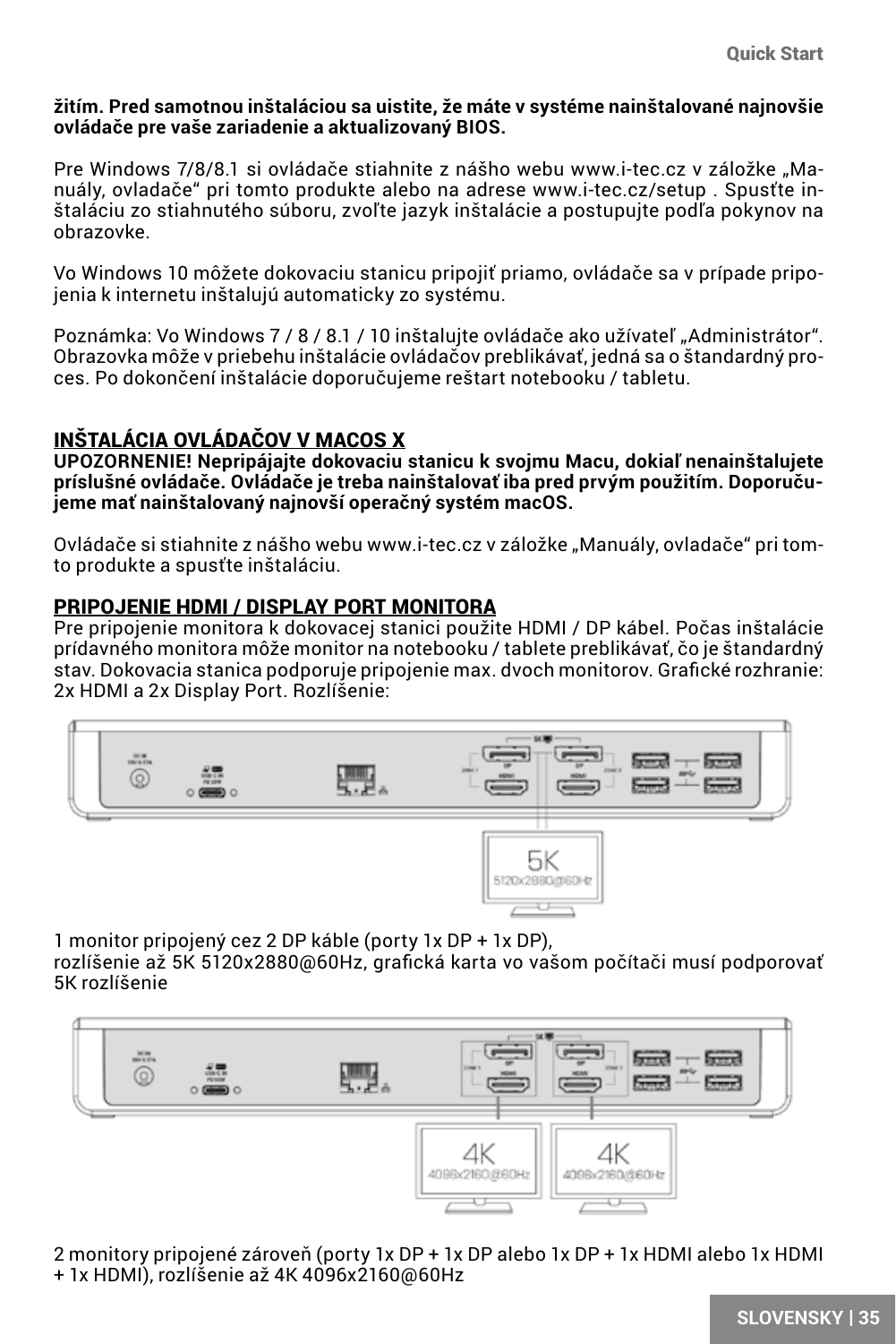**žitím. Pred samotnou inštaláciou sa uistite, že máte v systéme nainštalované najnovšie ovládače pre vaše zariadenie a aktualizovaný BIOS.**

Pre Windows 7/8/8.1 si ovládače stiahnite z nášho webu www.i-tec.cz v záložke „Manuály, ovladače" pri tomto produkte alebo na adrese www.i-tec.cz/setup . Spusťte inštaláciu zo stiahnutého súboru, zvoľte jazyk inštalácie a postupujte podľa pokynov na obrazovke.

Vo Windows 10 môžete dokovaciu stanicu pripojiť priamo, ovládače sa v prípade pripojenia k internetu inštalujú automaticky zo systému.

Poznámka: Vo Windows 7 / 8 / 8.1 / 10 inštalujte ovládače ako užívateľ „Administrátor". Obrazovka môže v priebehu inštalácie ovládačov preblikávať, jedná sa o štandardný proces. Po dokončení inštalácie doporučujeme reštart notebooku / tabletu.

## INŠTALÁCIA OVLÁDAČOV V MACOS X

**UPOZORNENIE! Nepripájajte dokovaciu stanicu k svojmu Macu, dokiaľ nenainštalujete príslušné ovládače. Ovládače je treba nainštalovať iba pred prvým použitím. Doporučujeme mať nainštalovaný najnovší operačný systém macOS.**

Ovládače si stiahnite z nášho webu www.i-tec.cz v záložke „Manuály, ovladače" pri tomto produkte a spusťte inštaláciu.

## PRIPOJENIE HDMI / DISPLAY PORT MONITORA

Pre pripojenie monitora k dokovacej stanici použite HDMI / DP kábel. Počas inštalácie prídavného monitora môže monitor na notebooku / tablete preblikávať, čo je štandardný stav. Dokovacia stanica podporuje pripojenie max. dvoch monitorov. Grafické rozhranie: 2x HDMI a 2x Display Port. Rozlíšenie:

1 monitor pripojený cez 2 DP káble (porty 1x DP + 1x DP),
rozlíšenie až 5K 5120x2880@60Hz, grafická karta vo vašom počítači musí podporovať 5K rozlíšenie

2 monitory pripojené zároveň (porty 1x DP + 1x DP alebo 1x DP + 1x HDMI alebo 1x HDMI + 1x HDMI), rozlíšenie až 4K 4096x2160@60Hz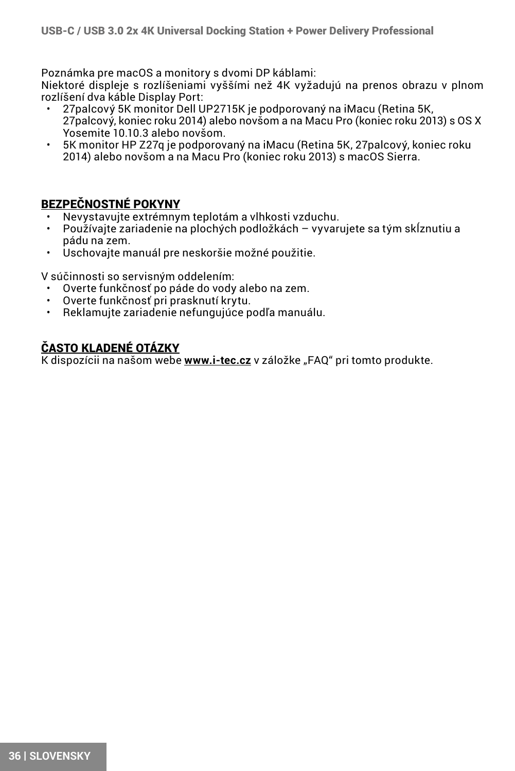Poznámka pre macOS a monitory s dvomi DP káblami:
Niektoré displeje s rozlíšeniami vyššími než 4K vyžadujú na prenos obrazu v plnom rozlíšení dva káble Display Port:

- 27palcový 5K monitor Dell UP2715K je podporovaný na iMacu (Retina 5K, 27palcový, koniec roku 2014) alebo novšom a na Macu Pro (koniec roku 2013) s OS X Yosemite 10.10.3 alebo novšom.
- 5K monitor HP Z27q je podporovaný na iMacu (Retina 5K, 27palcový, koniec roku 2014) alebo novšom a na Macu Pro (koniec roku 2013) s macOS Sierra.

## BEZPEČNOSTNÉ POKYNY

- Nevystavujte extrémnym teplotám a vlhkosti vzduchu.
- Používajte zariadenie na plochých podložkách – vyvarujete sa tým skĺznutiu a pádu na zem.
- Uschovajte manuál pre neskoršie možné použitie.

V súčinnosti so servisným oddelením:

- Overte funkčnosť po páde do vody alebo na zem.
- Overte funkčnosť pri prasknutí krytu.
- Reklamujte zariadenie nefungujúce podľa manuálu.

## ČASTO KLADENÉ OTÁZKY

K dispozícii na našom webe **www.i-tec.cz** v záložke „FAQ“ pri tomto produkte.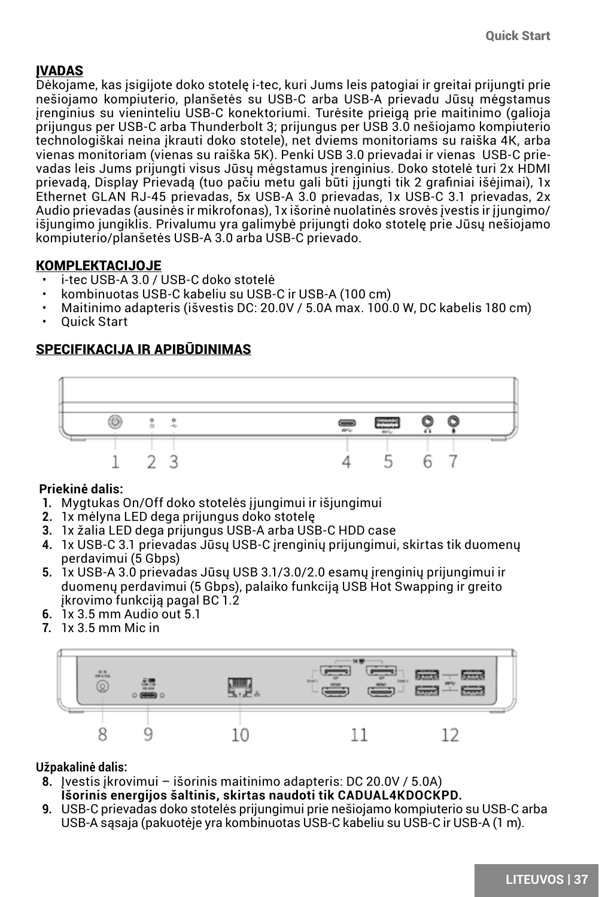## ĮVADAS

Dėkojame, kas įsigijote doko stotelę i-tec, kuri Jums leis patogiai ir greitai prijungti prie nešiojamo kompiuterio, planšetės su USB-C arba USB-A prievadu Jūsų mėgstamus įrenginius su vieninteliu USB-C konektoriumi. Turėsite prieigą prie maitinimo (galioja prijungus per USB-C arba Thunderbolt 3; prijungus per USB 3.0 nešiojamo kompiuterio technologiškai neina įkrauti doko stotele), net dviems monitoriams su raiška 4K, arba vienas monitoriam (vienas su raiška 5K). Penki USB 3.0 prievadai ir vienas USB-C prievadas leis Jums prijungti visus Jūsų mėgstamus įrenginius. Doko stotelė turi 2x HDMI prievadą, Display Prievadą (tuo pačiu metu gali būti įjungti tik 2 grafiniai išėjimai), 1x Ethernet GLAN RJ-45 prievadas, 5x USB-A 3.0 prievadas, 1x USB-C 3.1 prievadas, 2x Audio prievadas (ausinės ir mikrofonas), 1x išorinė nuolatinės srovės įvestis ir įjungimo/išjungimo jungiklis. Privalumu yra galimybė prijungti doko stotelę prie Jūsų nešiojamo kompiuterio/planšetės USB-A 3.0 arba USB-C prievado.

## KOMPLEKTACIJOJE

- i-tec USB-A 3.0 / USB-C doko stotelė
- kombinuotas USB-C kabeliu su USB-C ir USB-A (100 cm)
- Maitinimo adapteris (išvestis DC: 20.0V / 5.0A max. 100.0 W, DC kabelis 180 cm)
- Quick Start

## SPECIFIKACIJA IR APIBŪDINIMAS

1 2 3 4 5 6 7

**Priekinė dalis:**

1. Mygtukas On/Off doko stotelės įjungimui ir išjungimui
2. 1x mėlyna LED dega prijungus doko stotelę
3. 1x žalia LED dega prijungus USB-A arba USB-C HDD case
4. 1x USB-C 3.1 prievadas Jūsų USB-C įrenginių prijungimui, skirtas tik duomenų perdavimui (5 Gbps)
5. 1x USB-A 3.0 prievadas Jūsų USB 3.1/3.0/2.0 esamų įrenginių prijungimui ir duomenų perdavimui (5 Gbps), palaiko funkciją USB Hot Swapping ir greito įkrovimo funkciją pagal BC 1.2
6. 1x 3.5 mm Audio out 5.1
7. 1x 3.5 mm Mic in

8 9 10 11 12

**Užpakalinė dalis:**

8. Įvestis įkrovimui – išorinis maitinimo adapteris: DC 20.0V / 5.0A)
   **Išorinis energijos šaltinis, skirtas naudoti tik CADUAL4KDOCKPD.**
9. USB-C prievadas doko stotelės prijungimui prie nešiojamo kompiuterio su USB-C arba USB-A sąsaja (pakuotėje yra kombinuotas USB-C kabeliu su USB-C ir USB-A (1 m).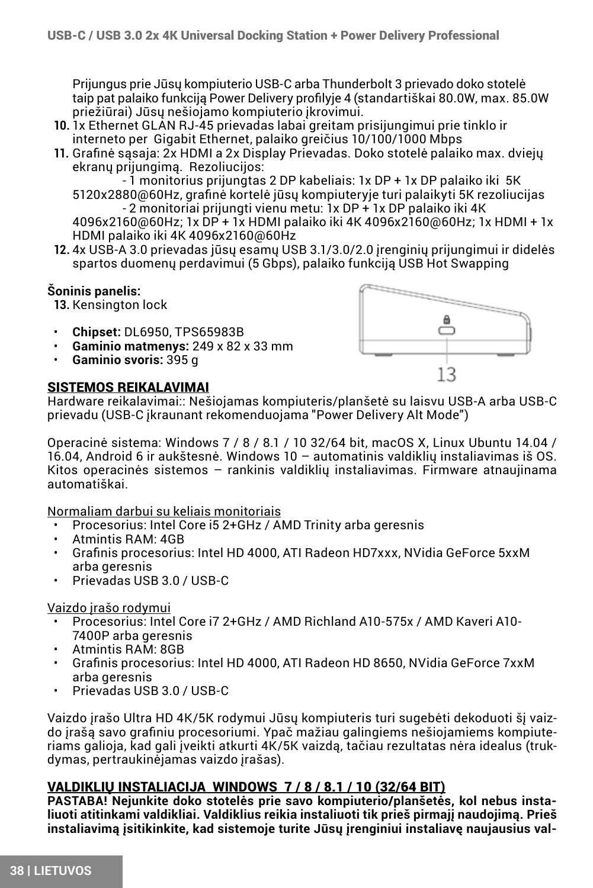Prijungus prie Jūsų kompiuterio USB-C arba Thunderbolt 3 prievado doko stotelė taip pat palaiko funkciją Power Delivery profilyje 4 (standartiškai 80.0W, max. 85.0W priežiūrai) Jūsų nešiojamo kompiuterio įkrovimui.

10. 1x Ethernet GLAN RJ-45 prievadas labai greitam prisijungimui prie tinklo ir interneto per Gigabit Ethernet, palaiko greičius 10/100/1000 Mbps
11. Grafinė sąsaja: 2x HDMI a 2x Display Prievadas. Doko stotelė palaiko max. dviejų ekranų prijungimą. Rezoliucijos:
    - 1 monitorius prijungtas 2 DP kabeliais: 1x DP + 1x DP palaiko iki 5K 5120x2880@60Hz, grafinė kortelė jūsų kompiuteryje turi palaikyti 5K rezoliucijas
    - 2 monitoriai prijungti vienu metu: 1x DP + 1x DP palaiko iki 4K 4096x2160@60Hz; 1x DP + 1x HDMI palaiko iki 4K 4096x2160@60Hz; 1x HDMI + 1x HDMI palaiko iki 4K 4096x2160@60Hz
12. 4x USB-A 3.0 prievadas jūsų esamų USB 3.1/3.0/2.0 įrenginių prijungimui ir didelės spartos duomenų perdavimui (5 Gbps), palaiko funkciją USB Hot Swapping

**Šoninis panelis:**

13. Kensington lock

- **Chipset:** DL6950, TPS65983B
- **Gaminio matmenys:** 249 x 82 x 33 mm
- **Gaminio svoris:** 395 g

13

## SISTEMOS REIKALAVIMAI

Hardware reikalavimai:: Nešiojamas kompiuteris/planšetė su laisvu USB-A arba USB-C prievadu (USB-C įkraunant rekomenduojama "Power Delivery Alt Mode")

Operacinė sistema: Windows 7 / 8 / 8.1 / 10 32/64 bit, macOS X, Linux Ubuntu 14.04 / 16.04, Android 6 ir aukštesnė. Windows 10 – automatinis valdiklių instaliavimas iš OS. Kitos operacinės sistemos – rankinis valdiklių instaliavimas. Firmware atnaujinama automatiškai.

Normaliam darbui su keliais monitoriais

- Procesorius: Intel Core i5 2+GHz / AMD Trinity arba geresnis
- Atmintis RAM: 4GB
- Grafinis procesorius: Intel HD 4000, ATI Radeon HD7xxx, NVidia GeForce 5xxM arba geresnis
- Prievadas USB 3.0 / USB-C

Vaizdo įrašo rodymui

- Procesorius: Intel Core i7 2+GHz / AMD Richland A10-575x / AMD Kaveri A10-7400P arba geresnis
- Atmintis RAM: 8GB
- Grafinis procesorius: Intel HD 4000, ATI Radeon HD 8650, NVidia GeForce 7xxM arba geresnis
- Prievadas USB 3.0 / USB-C

Vaizdo įrašo Ultra HD 4K/5K rodymui Jūsų kompiuteris turi sugebėti dekoduoti šį vaizdo įrašą savo grafiniu procesoriumi. Ypač mažiau galingiems nešiojamiems kompiuteriams galioja, kad gali įveikti atkurti 4K/5K vaizdą, tačiau rezultatas nėra idealus (trukdymas, pertraukinėjamas vaizdo įrašas).

## VALDIKLIŲ INSTALIACIJA WINDOWS 7 / 8 / 8.1 / 10 (32/64 BIT)

**PASTABA! Nejunkite doko stotelės prie savo kompiuterio/planšetės, kol nebus instaliuoti atitinkami valdikliai. Valdiklius reikia instaliuoti tik prieš pirmajį naudojimą. Prieš instaliavimą įsitikinkite, kad sistemoje turite Jūsų įrenginiui instaliavę naujausius val-**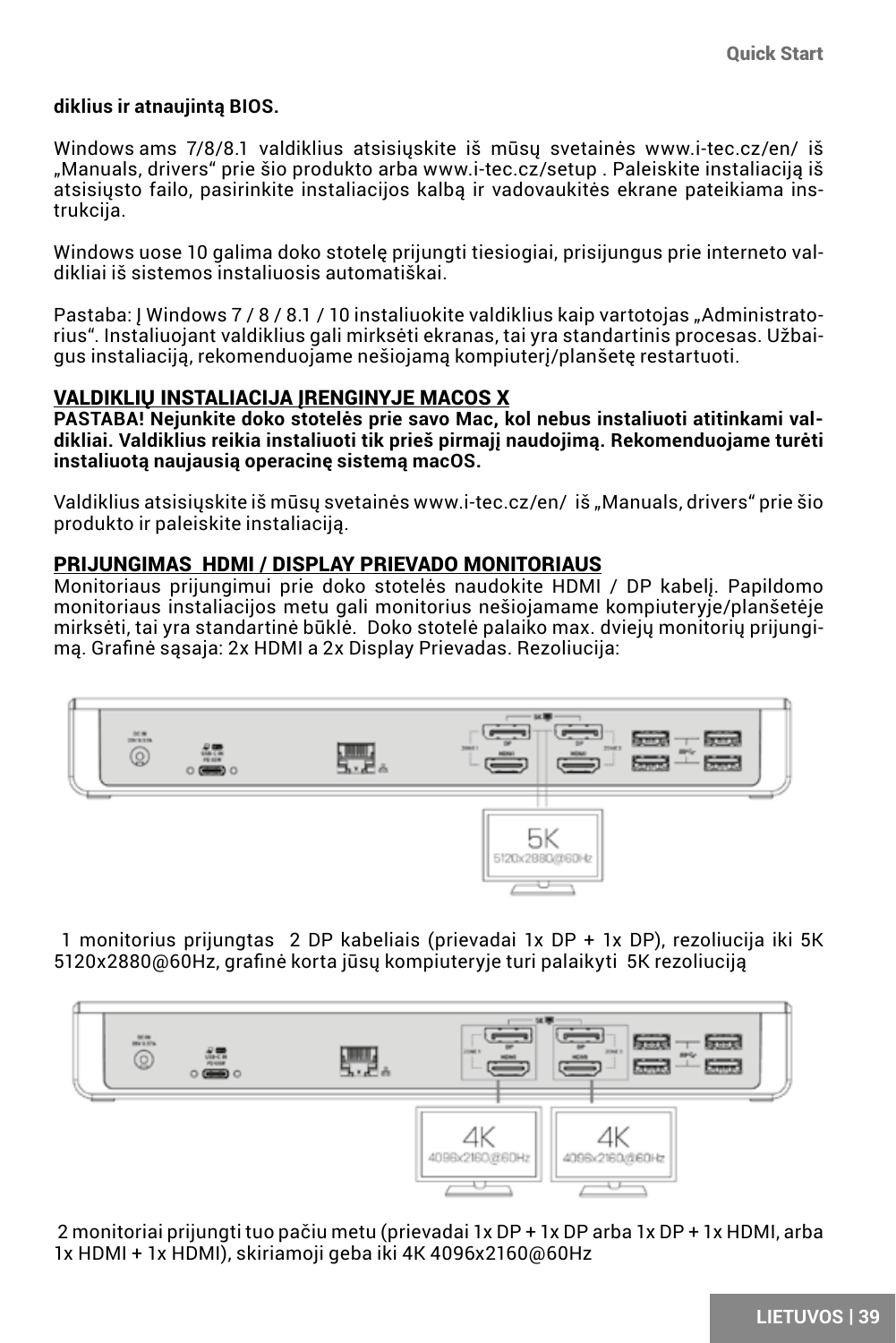**diklius ir atnaujintą BIOS.**

Windows ams 7/8/8.1 valdiklius atsisiųskite iš mūsų svetainės www.i-tec.cz/en/ iš „Manuals, drivers" prie šio produkto arba www.i-tec.cz/setup . Paleiskite instaliaciją iš atsisiųsto failo, pasirinkite instaliacijos kalbą ir vadovaukitės ekrane pateikiama instrukcija.

Windows uose 10 galima doko stotelę prijungti tiesiogiai, prisijungus prie interneto valdikliai iš sistemos instaliuosis automatiškai.

Pastaba: Į Windows 7 / 8 / 8.1 / 10 instaliuokite valdiklius kaip vartotojas „Administratorius". Instaliuojant valdiklius gali mirksėti ekranas, tai yra standartinis procesas. Užbaigus instaliaciją, rekomenduojame nešiojamą kompiuterį/planšetę restartuoti.

## VALDIKLIŲ INSTALIACIJA ĮRENGINYJE MACOS X

**PASTABA! Nejunkite doko stotelės prie savo Mac, kol nebus instaliuoti atitinkami valdikliai. Valdiklius reikia instaliuoti tik prieš pirmajį naudojimą. Rekomenduojame turėti instaliuotą naujausią operacinę sistemą macOS.**

Valdiklius atsisiųskite iš mūsų svetainės www.i-tec.cz/en/ iš „Manuals, drivers" prie šio produkto ir paleiskite instaliaciją.

## PRIJUNGIMAS HDMI / DISPLAY PRIEVADO MONITORIAUS

Monitoriaus prijungimui prie doko stotelės naudokite HDMI / DP kabelį. Papildomo monitoriaus instaliacijos metu gali monitorius nešiojamame kompiuteryje/planšetėje mirksėti, tai yra standartinė būklė. Doko stotelė palaiko max. dviejų monitorių prijungimą. Grafinė sąsaja: 2x HDMI a 2x Display Prievadas. Rezoliucija:

1 monitorius prijungtas 2 DP kabeliais (prievadai 1x DP + 1x DP), rezoliucija iki 5K 5120x2880@60Hz, grafinė korta jūsų kompiuteryje turi palaikyti 5K rezoliuciją

2 monitoriai prijungti tuo pačiu metu (prievadai 1x DP + 1x DP arba 1x DP + 1x HDMI, arba 1x HDMI + 1x HDMI), skiriamoji geba iki 4K 4096x2160@60Hz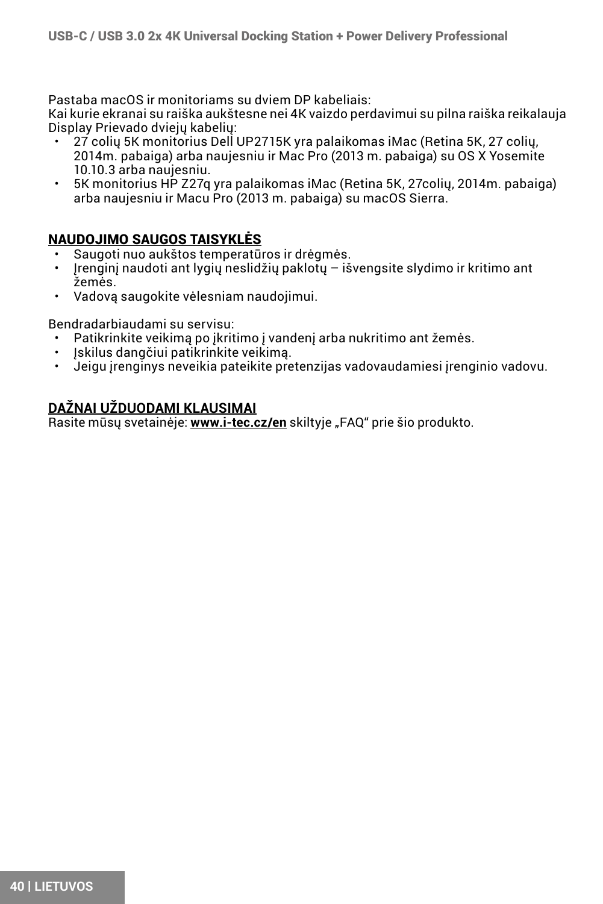Pastaba macOS ir monitoriams su dviem DP kabeliais:
Kai kurie ekranai su raiška aukštesne nei 4K vaizdo perdavimui su pilna raiška reikalauja Display Prievado dviejų kabelių:

- 27 colių 5K monitorius Dell UP2715K yra palaikomas iMac (Retina 5K, 27 colių, 2014m. pabaiga) arba naujesniu ir Mac Pro (2013 m. pabaiga) su OS X Yosemite 10.10.3 arba naujesniu.
- 5K monitorius HP Z27q yra palaikomas iMac (Retina 5K, 27colių, 2014m. pabaiga) arba naujesniu ir Macu Pro (2013 m. pabaiga) su macOS Sierra.

## NAUDOJIMO SAUGOS TAISYKLĖS

- Saugoti nuo aukštos temperatūros ir drėgmės.
- Įrenginį naudoti ant lygių neslidžių paklotų – išvengsite slydimo ir kritimo ant žemės.
- Vadovą saugokite vėlesniam naudojimui.

Bendradarbiaudami su servisu:

- Patikrinkite veikimą po įkritimo į vandenį arba nukritimo ant žemės.
- Įskilus dangčiui patikrinkite veikimą.
- Jeigu įrenginys neveikia pateikite pretenzijas vadovaudamiesi įrenginio vadovu.

## DAŽNAI UŽDUODAMI KLAUSIMAI

Rasite mūsų svetainėje: **www.i-tec.cz/en** skiltyje „FAQ" prie šio produkto.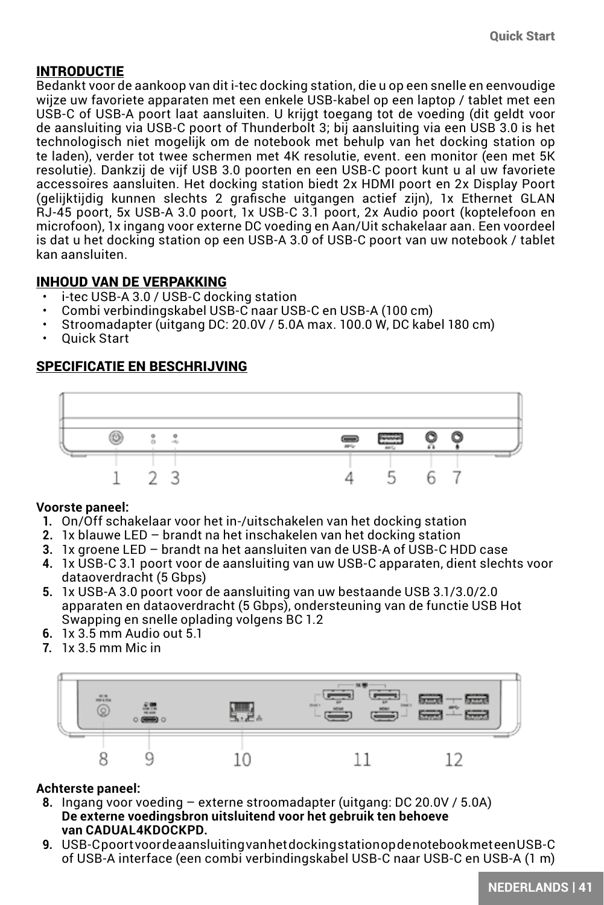## INTRODUCTIE

Bedankt voor de aankoop van dit i-tec docking station, die u op een snelle en eenvoudige wijze uw favoriete apparaten met een enkele USB-kabel op een laptop / tablet met een USB-C of USB-A poort laat aansluiten. U krijgt toegang tot de voeding (dit geldt voor de aansluiting via USB-C poort of Thunderbolt 3; bij aansluiting via een USB 3.0 is het technologisch niet mogelijk om de notebook met behulp van het docking station op te laden), verder tot twee schermen met 4K resolutie, event. een monitor (een met 5K resolutie). Dankzij de vijf USB 3.0 poorten en een USB-C poort kunt u al uw favoriete accessoires aansluiten. Het docking station biedt 2x HDMI poort en 2x Display Poort (gelijktijdig kunnen slechts 2 grafische uitgangen actief zijn), 1x Ethernet GLAN RJ-45 poort, 5x USB-A 3.0 poort, 1x USB-C 3.1 poort, 2x Audio poort (koptelefoon en microfoon), 1x ingang voor externe DC voeding en Aan/Uit schakelaar aan. Een voordeel is dat u het docking station op een USB-A 3.0 of USB-C poort van uw notebook / tablet kan aansluiten.

## INHOUD VAN DE VERPAKKING

- i-tec USB-A 3.0 / USB-C docking station
- Combi verbindingskabel USB-C naar USB-C en USB-A (100 cm)
- Stroomadapter (uitgang DC: 20.0V / 5.0A max. 100.0 W, DC kabel 180 cm)
- Quick Start

## SPECIFICATIE EN BESCHRIJVING

**Voorste paneel:**

1. On/Off schakelaar voor het in-/uitschakelen van het docking station
2. 1x blauwe LED – brandt na het inschakelen van het docking station
3. 1x groene LED – brandt na het aansluiten van de USB-A of USB-C HDD case
4. 1x USB-C 3.1 poort voor de aansluiting van uw USB-C apparaten, dient slechts voor dataoverdracht (5 Gbps)
5. 1x USB-A 3.0 poort voor de aansluiting van uw bestaande USB 3.1/3.0/2.0 apparaten en dataoverdracht (5 Gbps), ondersteuning van de functie USB Hot Swapping en snelle oplading volgens BC 1.2
6. 1x 3.5 mm Audio out 5.1
7. 1x 3.5 mm Mic in

**Achterste paneel:**

8. Ingang voor voeding – externe stroomadapter (uitgang: DC 20.0V / 5.0A)
   **De externe voedingsbron uitsluitend voor het gebruik ten behoeve van CADUAL4KDOCKPD.**
9. USB-C poort voor de aansluiting van het docking station op de notebook met een USB-C of USB-A interface (een combi verbindingskabel USB-C naar USB-C en USB-A (1 m)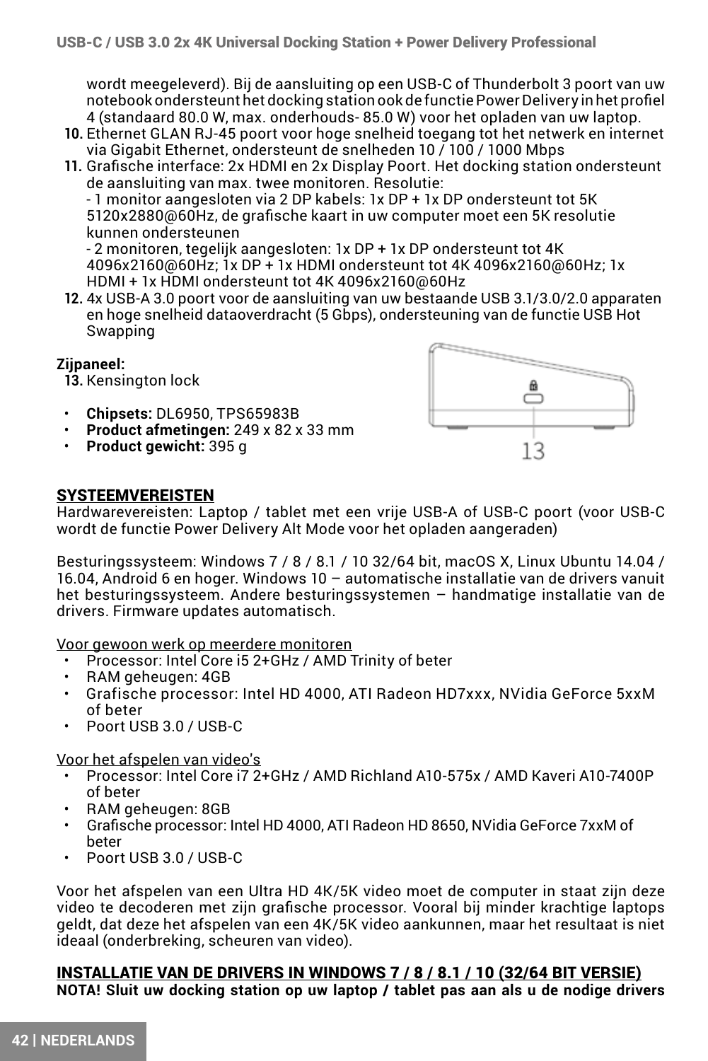wordt meegeleverd). Bij de aansluiting op een USB-C of Thunderbolt 3 poort van uw notebook ondersteunt het docking station ook de functie Power Delivery in het profiel 4 (standaard 80.0 W, max. onderhouds- 85.0 W) voor het opladen van uw laptop.

10. Ethernet GLAN RJ-45 poort voor hoge snelheid toegang tot het netwerk en internet via Gigabit Ethernet, ondersteunt de snelheden 10 / 100 / 1000 Mbps
11. Grafische interface: 2x HDMI en 2x Display Poort. Het docking station ondersteunt de aansluiting van max. twee monitoren. Resolutie:
    - 1 monitor aangesloten via 2 DP kabels: 1x DP + 1x DP ondersteunt tot 5K 5120x2880@60Hz, de grafische kaart in uw computer moet een 5K resolutie kunnen ondersteunen
    - 2 monitoren, tegelijk aangesloten: 1x DP + 1x DP ondersteunt tot 4K 4096x2160@60Hz; 1x DP + 1x HDMI ondersteunt tot 4K 4096x2160@60Hz; 1x HDMI + 1x HDMI ondersteunt tot 4K 4096x2160@60Hz
12. 4x USB-A 3.0 poort voor de aansluiting van uw bestaande USB 3.1/3.0/2.0 apparaten en hoge snelheid dataoverdracht (5 Gbps), ondersteuning van de functie USB Hot Swapping

**Zijpaneel:**

13. Kensington lock

- **Chipsets:** DL6950, TPS65983B
- **Product afmetingen:** 249 x 82 x 33 mm
- **Product gewicht:** 395 g

## SYSTEEMVEREISTEN

Hardwarevereisten: Laptop / tablet met een vrije USB-A of USB-C poort (voor USB-C wordt de functie Power Delivery Alt Mode voor het opladen aangeraden)

Besturingssysteem: Windows 7 / 8 / 8.1 / 10 32/64 bit, macOS X, Linux Ubuntu 14.04 / 16.04, Android 6 en hoger. Windows 10 – automatische installatie van de drivers vanuit het besturingssysteem. Andere besturingssystemen – handmatige installatie van de drivers. Firmware updates automatisch.

Voor gewoon werk op meerdere monitoren

- Processor: Intel Core i5 2+GHz / AMD Trinity of beter
- RAM geheugen: 4GB
- Grafische processor: Intel HD 4000, ATI Radeon HD7xxx, NVidia GeForce 5xxM of beter
- Poort USB 3.0 / USB-C

Voor het afspelen van video's

- Processor: Intel Core i7 2+GHz / AMD Richland A10-575x / AMD Kaveri A10-7400P of beter
- RAM geheugen: 8GB
- Grafische processor: Intel HD 4000, ATI Radeon HD 8650, NVidia GeForce 7xxM of beter
- Poort USB 3.0 / USB-C

Voor het afspelen van een Ultra HD 4K/5K video moet de computer in staat zijn deze video te decoderen met zijn grafische processor. Vooral bij minder krachtige laptops geldt, dat deze het afspelen van een 4K/5K video aankunnen, maar het resultaat is niet ideaal (onderbreking, scheuren van video).

## INSTALLATIE VAN DE DRIVERS IN WINDOWS 7 / 8 / 8.1 / 10 (32/64 BIT VERSIE)

**NOTA! Sluit uw docking station op uw laptop / tablet pas aan als u de nodige drivers**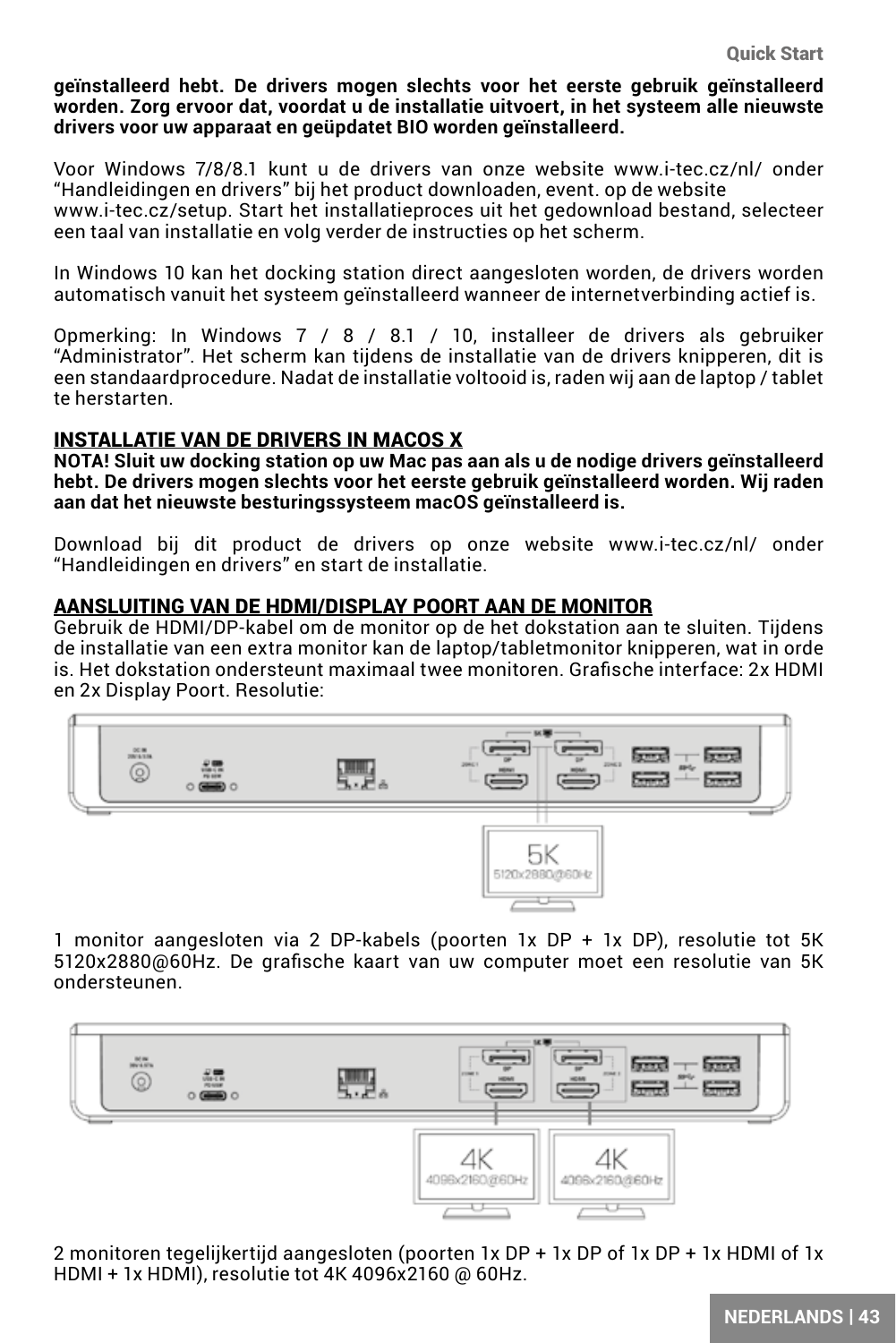**geïnstalleerd hebt. De drivers mogen slechts voor het eerste gebruik geïnstalleerd worden. Zorg ervoor dat, voordat u de installatie uitvoert, in het systeem alle nieuwste drivers voor uw apparaat en geüpdatet BIO worden geïnstalleerd.**

Voor Windows 7/8/8.1 kunt u de drivers van onze website www.i-tec.cz/nl/ onder "Handleidingen en drivers" bij het product downloaden, event. op de website www.i-tec.cz/setup. Start het installatieproces uit het gedownload bestand, selecteer een taal van installatie en volg verder de instructies op het scherm.

In Windows 10 kan het docking station direct aangesloten worden, de drivers worden automatisch vanuit het systeem geïnstalleerd wanneer de internetverbinding actief is.

Opmerking: In Windows 7 / 8 / 8.1 / 10, installeer de drivers als gebruiker "Administrator". Het scherm kan tijdens de installatie van de drivers knipperen, dit is een standaardprocedure. Nadat de installatie voltooid is, raden wij aan de laptop / tablet te herstarten.

## INSTALLATIE VAN DE DRIVERS IN MACOS X

**NOTA! Sluit uw docking station op uw Mac pas aan als u de nodige drivers geïnstalleerd hebt. De drivers mogen slechts voor het eerste gebruik geïnstalleerd worden. Wij raden aan dat het nieuwste besturingssysteem macOS geïnstalleerd is.**

Download bij dit product de drivers op onze website www.i-tec.cz/nl/ onder "Handleidingen en drivers" en start de installatie.

## AANSLUITING VAN DE HDMI/DISPLAY POORT AAN DE MONITOR

Gebruik de HDMI/DP-kabel om de monitor op de het dokstation aan te sluiten. Tijdens de installatie van een extra monitor kan de laptop/tabletmonitor knipperen, wat in orde is. Het dokstation ondersteunt maximaal twee monitoren. Grafische interface: 2x HDMI en 2x Display Poort. Resolutie:

1 monitor aangesloten via 2 DP-kabels (poorten 1x DP + 1x DP), resolutie tot 5K 5120x2880@60Hz. De grafische kaart van uw computer moet een resolutie van 5K ondersteunen.

2 monitoren tegelijkertijd aangesloten (poorten 1x DP + 1x DP of 1x DP + 1x HDMI of 1x HDMI + 1x HDMI), resolutie tot 4K 4096x2160 @ 60Hz.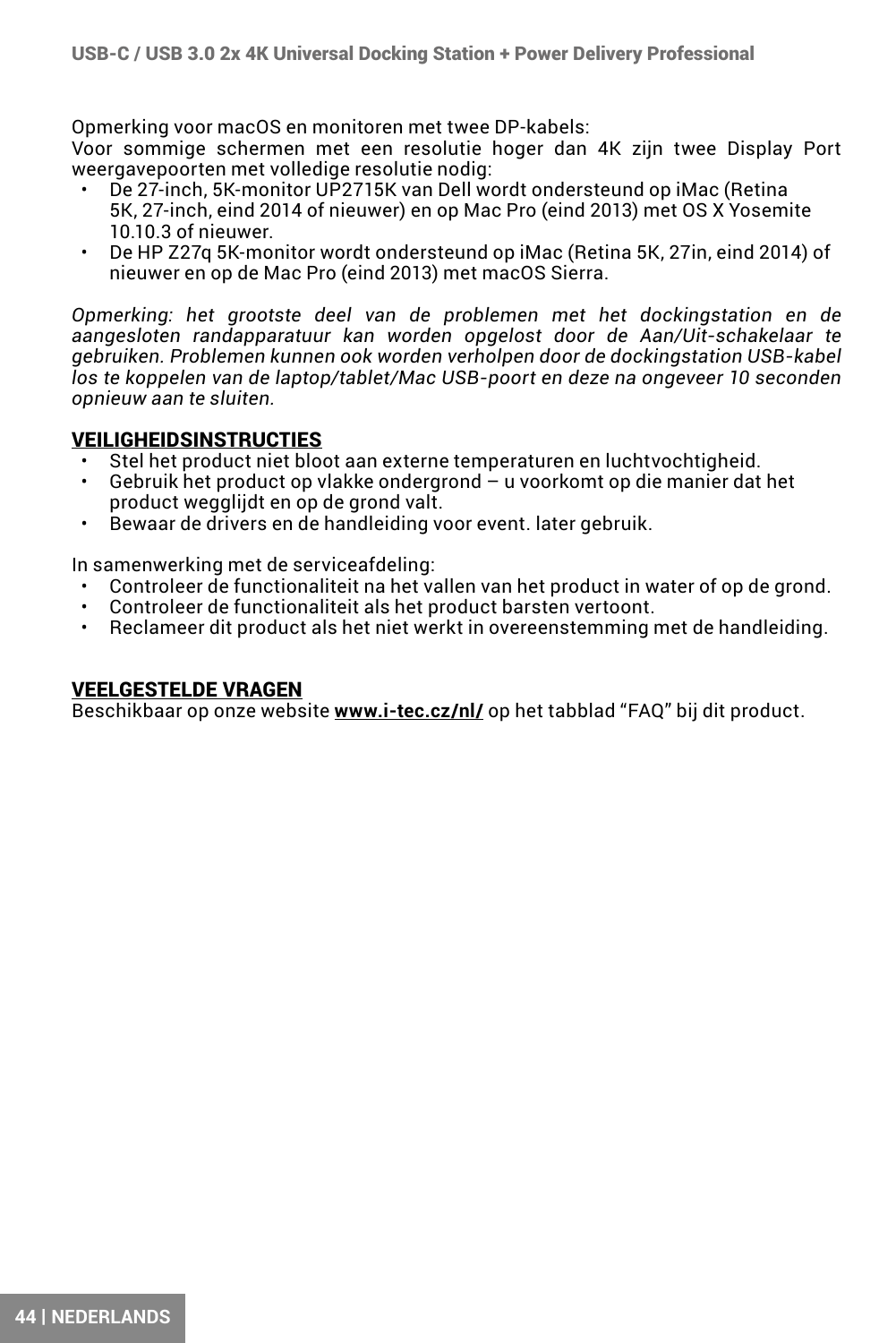Opmerking voor macOS en monitoren met twee DP-kabels:
Voor sommige schermen met een resolutie hoger dan 4K zijn twee Display Port weergavepoorten met volledige resolutie nodig:

- De 27-inch, 5K-monitor UP2715K van Dell wordt ondersteund op iMac (Retina 5K, 27-inch, eind 2014 of nieuwer) en op Mac Pro (eind 2013) met OS X Yosemite 10.10.3 of nieuwer.
- De HP Z27q 5K-monitor wordt ondersteund op iMac (Retina 5K, 27in, eind 2014) of nieuwer en op de Mac Pro (eind 2013) met macOS Sierra.

*Opmerking: het grootste deel van de problemen met het dockingstation en de aangesloten randapparatuur kan worden opgelost door de Aan/Uit-schakelaar te gebruiken. Problemen kunnen ook worden verholpen door de dockingstation USB-kabel los te koppelen van de laptop/tablet/Mac USB-poort en deze na ongeveer 10 seconden opnieuw aan te sluiten.*

## VEILIGHEIDSINSTRUCTIES

- Stel het product niet bloot aan externe temperaturen en luchtvochtigheid.
- Gebruik het product op vlakke ondergrond – u voorkomt op die manier dat het product wegglijdt en op de grond valt.
- Bewaar de drivers en de handleiding voor event. later gebruik.

In samenwerking met de serviceafdeling:

- Controleer de functionaliteit na het vallen van het product in water of op de grond.
- Controleer de functionaliteit als het product barsten vertoont.
- Reclameer dit product als het niet werkt in overeenstemming met de handleiding.

## VEELGESTELDE VRAGEN

Beschikbaar op onze website **www.i-tec.cz/nl/** op het tabblad "FAQ" bij dit product.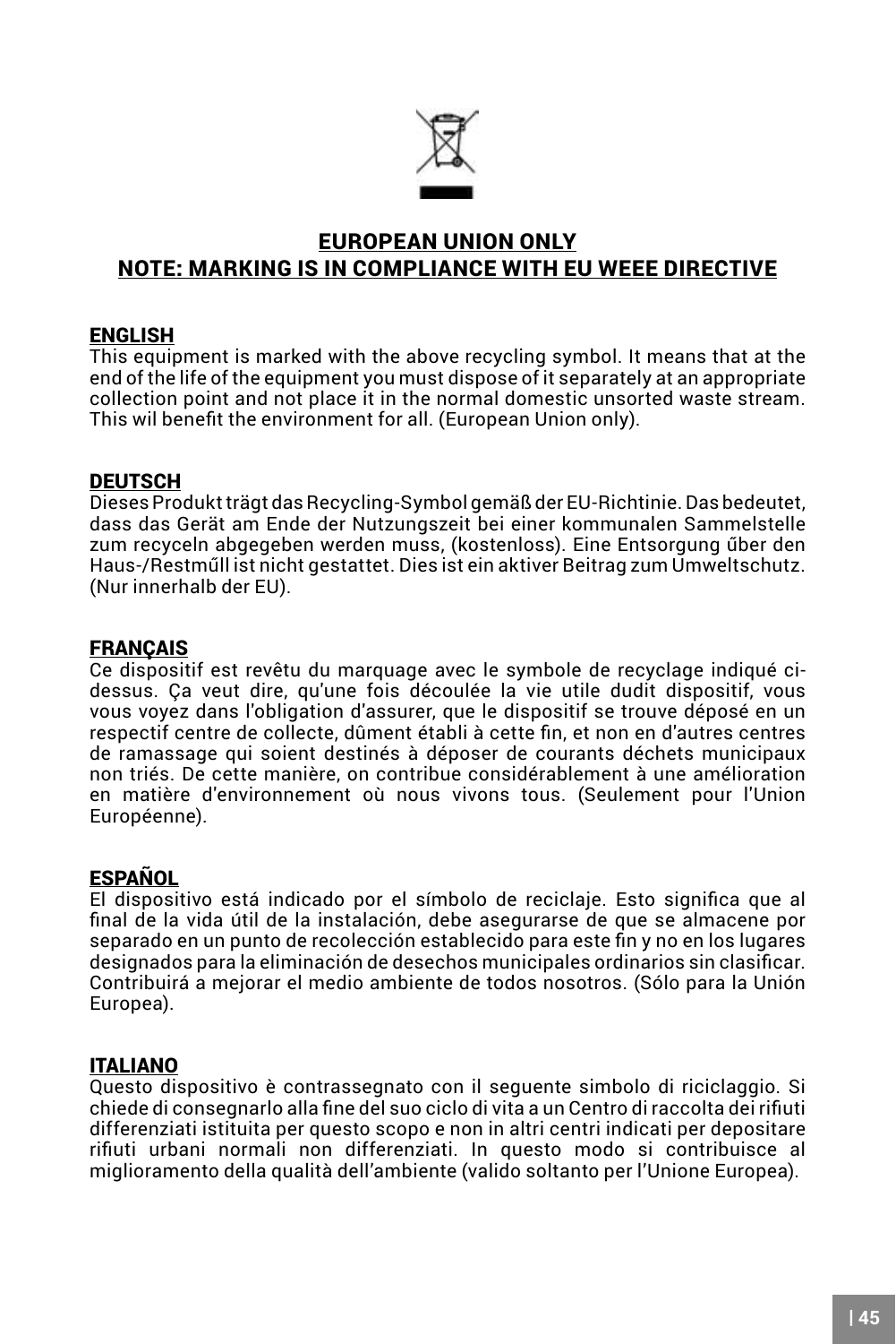**EUROPEAN UNION ONLY**
**NOTE: MARKING IS IN COMPLIANCE WITH EU WEEE DIRECTIVE**

**ENGLISH**
This equipment is marked with the above recycling symbol. It means that at the end of the life of the equipment you must dispose of it separately at an appropriate collection point and not place it in the normal domestic unsorted waste stream. This wil benefit the environment for all. (European Union only).

**DEUTSCH**
Dieses Produkt trägt das Recycling-Symbol gemäß der EU-Richtinie. Das bedeutet, dass das Gerät am Ende der Nutzungszeit bei einer kommunalen Sammelstelle zum recyceln abgegeben werden muss, (kostenloss). Eine Entsorgung űber den Haus-/Restműll ist nicht gestattet. Dies ist ein aktiver Beitrag zum Umweltschutz. (Nur innerhalb der EU).

**FRANÇAIS**
Ce dispositif est revêtu du marquage avec le symbole de recyclage indiqué ci-dessus. Ça veut dire, qu'une fois découlée la vie utile dudit dispositif, vous vous voyez dans l'obligation d'assurer, que le dispositif se trouve déposé en un respectif centre de collecte, dûment établi à cette fin, et non en d'autres centres de ramassage qui soient destinés à déposer de courants déchets municipaux non triés. De cette manière, on contribue considérablement à une amélioration en matière d'environnement où nous vivons tous. (Seulement pour l'Union Européenne).

**ESPAÑOL**
El dispositivo está indicado por el símbolo de reciclaje. Esto significa que al final de la vida útil de la instalación, debe asegurarse de que se almacene por separado en un punto de recolección establecido para este fin y no en los lugares designados para la eliminación de desechos municipales ordinarios sin clasificar. Contribuirá a mejorar el medio ambiente de todos nosotros. (Sólo para la Unión Europea).

**ITALIANO**
Questo dispositivo è contrassegnato con il seguente simbolo di riciclaggio. Si chiede di consegnarlo alla fine del suo ciclo di vita a un Centro di raccolta dei rifiuti differenziati istituita per questo scopo e non in altri centri indicati per depositare rifiuti urbani normali non differenziati. In questo modo si contribuisce al miglioramento della qualità dell'ambiente (valido soltanto per l'Unione Europea).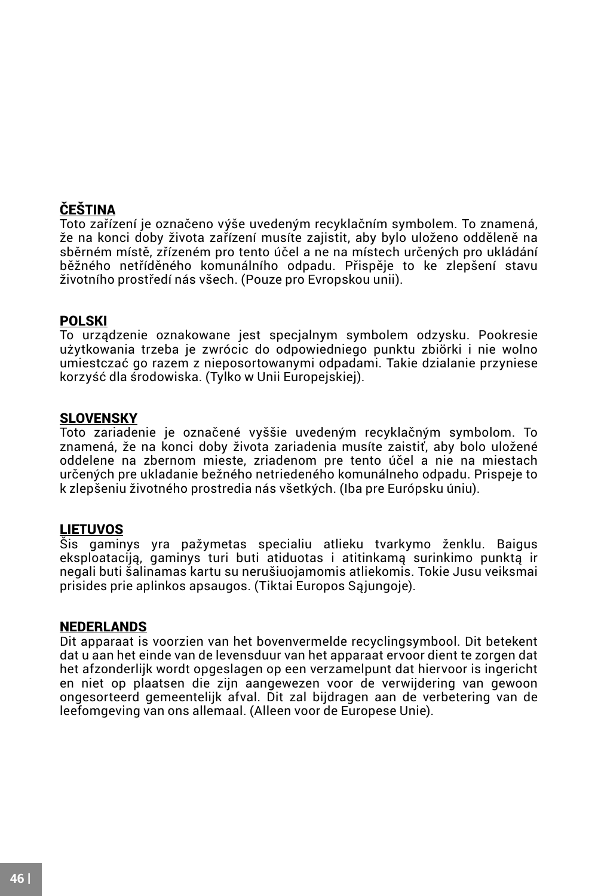## ČEŠTINA

Toto zařízení je označeno výše uvedeným recyklačním symbolem. To znamená, že na konci doby života zařízení musíte zajistit, aby bylo uloženo odděleně na sběrném místě, zřízeném pro tento účel a ne na místech určených pro ukládání běžného netříděného komunálního odpadu. Přispěje to ke zlepšení stavu životního prostředí nás všech. (Pouze pro Evropskou unii).

## POLSKI

To urządzenie oznakowane jest specjalnym symbolem odzysku. Pookresie użytkowania trzeba je zwrócic do odpowiedniego punktu zbiörki i nie wolno umiestczać go razem z nieposortowanymi odpadami. Takie dzialanie przyniese korzyść dla środowiska. (Tylko w Unii Europejskiej).

## SLOVENSKY

Toto zariadenie je označené vyššie uvedeným recyklačným symbolom. To znamená, že na konci doby života zariadenia musíte zaistiť, aby bolo uložené oddelene na zbernom mieste, zriadenom pre tento účel a nie na miestach určených pre ukladanie bežného netriedeného komunálneho odpadu. Prispeje to k zlepšeniu životného prostredia nás všetkých. (Iba pre Európsku úniu).

## LIETUVOS

Šis gaminys yra pažymetas specialiu atlieku tvarkymo ženklu. Baigus eksploatacija, gaminys turi buti atiduotas i atitinkamą surinkimo punktą ir negali buti šalinamas kartu su nerušiuojamomis atliekomis. Tokie Jusu veiksmai prisides prie aplinkos apsaugos. (Tiktai Europos Sąjungoje).

## NEDERLANDS

Dit apparaat is voorzien van het bovenvermelde recyclingsymbool. Dit betekent dat u aan het einde van de levensduur van het apparaat ervoor dient te zorgen dat het afzonderlijk wordt opgeslagen op een verzamelpunt dat hiervoor is ingericht en niet op plaatsen die zijn aangewezen voor de verwijdering van gewoon ongesorteerd gemeentelijk afval. Dit zal bijdragen aan de verbetering van de leefomgeving van ons allemaal. (Alleen voor de Europese Unie).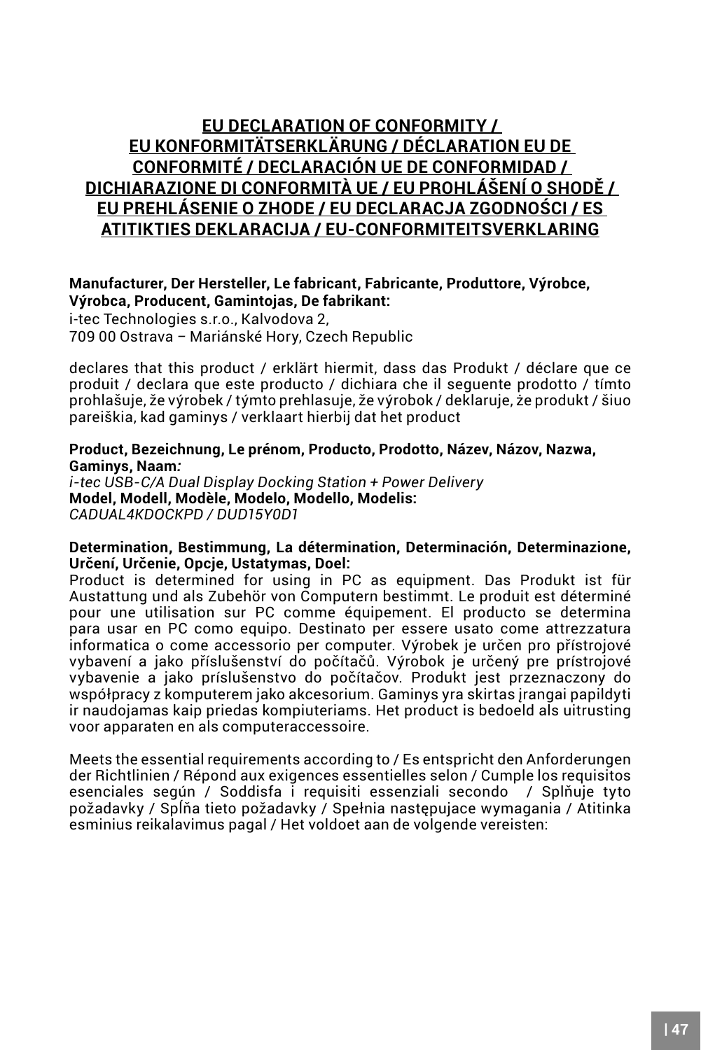# EU DECLARATION OF CONFORMITY / EU KONFORMITÄTSERKLÄRUNG / DÉCLARATION EU DE CONFORMITÉ / DECLARACIÓN UE DE CONFORMIDAD / DICHIARAZIONE DI CONFORMITÀ UE / EU PROHLÁŠENÍ O SHODĚ / EU PREHLÁSENIE O ZHODE / EU DECLARACJA ZGODNOŚCI / ES ATITIKTIES DEKLARACIJA / EU-CONFORMITEITSVERKLARING

**Manufacturer, Der Hersteller, Le fabricant, Fabricante, Produttore, Výrobce, Výrobca, Producent, Gamintojas, De fabrikant:**
i-tec Technologies s.r.o., Kalvodova 2,
709 00 Ostrava – Mariánské Hory, Czech Republic

declares that this product / erklärt hiermit, dass das Produkt / déclare que ce produit / declara que este producto / dichiara che il seguente prodotto / tímto prohlašuje, že výrobek / týmto prehlasuje, že výrobok / deklaruje, że produkt / šiuo pareiškia, kad gaminys / verklaart hierbij dat het product

**Product, Bezeichnung, Le prénom, Producto, Prodotto, Název, Názov, Nazwa, Gaminys, Naam:**
*i-tec USB-C/A Dual Display Docking Station + Power Delivery*
**Model, Modell, Modèle, Modelo, Modello, Modelis:**
*CADUAL4KDOCKPD / DUD15Y0D1*

**Determination, Bestimmung, La détermination, Determinación, Determinazione, Určení, Určenie, Opcje, Ustatymas, Doel:**
Product is determined for using in PC as equipment. Das Produkt ist für Austattung und als Zubehör von Computern bestimmt. Le produit est déterminé pour une utilisation sur PC comme équipement. El producto se determina para usar en PC como equipo. Destinato per essere usato come attrezzatura informatica o come accessorio per computer. Výrobek je určen pro přístrojové vybavení a jako příslušenství do počítačů. Výrobok je určený pre prístrojové vybavenie a jako príslušenstvo do počítačov. Produkt jest przeznaczony do współpracy z komputerem jako akcesorium. Gaminys yra skirtas įrangai papildyti ir naudojamas kaip priedas kompiuteriams. Het product is bedoeld als uitrusting voor apparaten en als computeraccessoire.

Meets the essential requirements according to / Es entspricht den Anforderungen der Richtlinien / Répond aux exigences essentielles selon / Cumple los requisitos esenciales según / Soddisfa i requisiti essenziali secondo / Splňuje tyto požadavky / Spĺňa tieto požadavky / Spełnia następujace wymagania / Atitinka esminius reikalavimus pagal / Het voldoet aan de volgende vereisten: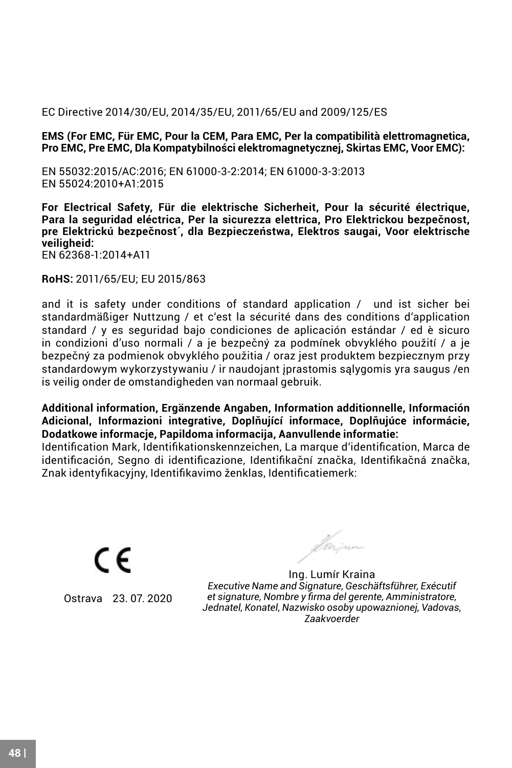EC Directive 2014/30/EU, 2014/35/EU, 2011/65/EU and 2009/125/ES

**EMS (For EMC, Für EMC, Pour la CEM, Para EMC, Per la compatibilità elettromagnetica, Pro EMC, Pre EMC, Dla Kompatybilności elektromagnetycznej, Skirtas EMC, Voor EMC):**

EN 55032:2015/AC:2016; EN 61000-3-2:2014; EN 61000-3-3:2013
EN 55024:2010+A1:2015

**For Electrical Safety, Für die elektrische Sicherheit, Pour la sécurité électrique, Para la seguridad eléctrica, Per la sicurezza elettrica, Pro Elektrickou bezpečnost, pre Elektrickú bezpečnost´, dla Bezpieczeństwa, Elektros saugai, Voor elektrische veiligheid:**
EN 62368-1:2014+A11

**RoHS:** 2011/65/EU; EU 2015/863

and it is safety under conditions of standard application / und ist sicher bei standardmäßiger Nuttzung / et c'est la sécurité dans des conditions d'application standard / y es seguridad bajo condiciones de aplicación estándar / ed è sicuro in condizioni d'uso normali / a je bezpečný za podmínek obvyklého použití / a je bezpečný za podmienok obvyklého použitia / oraz jest produktem bezpiecznym przy standardowym wykorzystywaniu / ir naudojant įprastomis sąlygomis yra saugus /en is veilig onder de omstandigheden van normaal gebruik.

**Additional information, Ergänzende Angaben, Information additionnelle, Información Adicional, Informazioni integrative, Doplňující informace, Doplňujúce informácie, Dodatkowe informacje, Papildoma informacija, Aanvullende informatie:**
Identification Mark, Identifikationskennzeichen, La marque d'identification, Marca de identificación, Segno di identificazione, Identifikační značka, Identifikačná značka, Znak identyfikacyjny, Identifikavimo ženklas, Identificatiemerk:

CE

Ostrava 23. 07. 2020

Ing. Lumír Kraina
*Executive Name and Signature, Geschäftsführer, Exécutif et signature, Nombre y firma del gerente, Amministratore, Jednatel, Konatel, Nazwisko osoby upowaznionej, Vadovas, Zaakvoerder*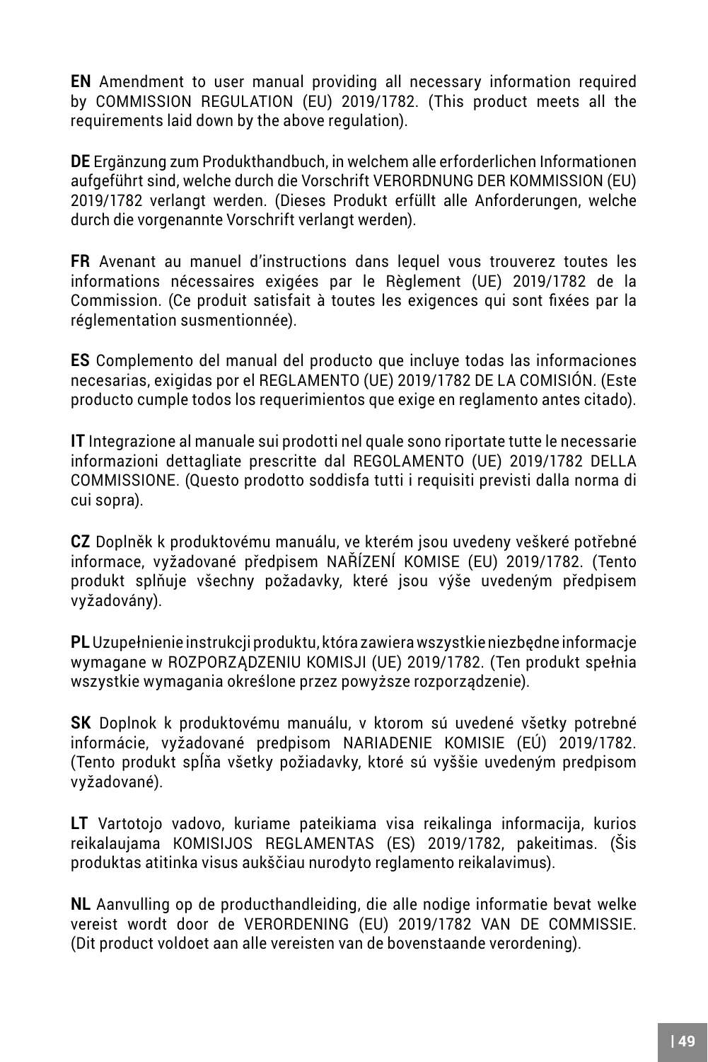**EN** Amendment to user manual providing all necessary information required by COMMISSION REGULATION (EU) 2019/1782. (This product meets all the requirements laid down by the above regulation).

**DE** Ergänzung zum Produkthandbuch, in welchem alle erforderlichen Informationen aufgeführt sind, welche durch die Vorschrift VERORDNUNG DER KOMMISSION (EU) 2019/1782 verlangt werden. (Dieses Produkt erfüllt alle Anforderungen, welche durch die vorgenannte Vorschrift verlangt werden).

**FR** Avenant au manuel d'instructions dans lequel vous trouverez toutes les informations nécessaires exigées par le Règlement (UE) 2019/1782 de la Commission. (Ce produit satisfait à toutes les exigences qui sont fixées par la réglementation susmentionnée).

**ES** Complemento del manual del producto que incluye todas las informaciones necesarias, exigidas por el REGLAMENTO (UE) 2019/1782 DE LA COMISIÓN. (Este producto cumple todos los requerimientos que exige en reglamento antes citado).

**IT** Integrazione al manuale sui prodotti nel quale sono riportate tutte le necessarie informazioni dettagliate prescritte dal REGOLAMENTO (UE) 2019/1782 DELLA COMMISSIONE. (Questo prodotto soddisfa tutti i requisiti previsti dalla norma di cui sopra).

**CZ** Doplněk k produktovému manuálu, ve kterém jsou uvedeny veškeré potřebné informace, vyžadované předpisem NAŘÍZENÍ KOMISE (EU) 2019/1782. (Tento produkt splňuje všechny požadavky, které jsou výše uvedeným předpisem vyžadovány).

**PL** Uzupełnienie instrukcji produktu, która zawiera wszystkie niezbędne informacje wymagane w ROZPORZĄDZENIU KOMISJI (UE) 2019/1782. (Ten produkt spełnia wszystkie wymagania określone przez powyższe rozporządzenie).

**SK** Doplnok k produktovému manuálu, v ktorom sú uvedené všetky potrebné informácie, vyžadované predpisom NARIADENIE KOMISIE (EÚ) 2019/1782. (Tento produkt spĺňa všetky požiadavky, ktoré sú vyššie uvedeným predpisom vyžadované).

**LT** Vartotojo vadovo, kuriame pateikiama visa reikalinga informacija, kurios reikalaujama KOMISIJOS REGLAMENTAS (ES) 2019/1782, pakeitimas. (Šis produktas atitinka visus aukščiau nurodyto reglamento reikalavimus).

**NL** Aanvulling op de producthandleiding, die alle nodige informatie bevat welke vereist wordt door de VERORDENING (EU) 2019/1782 VAN DE COMMISSIE. (Dit product voldoet aan alle vereisten van de bovenstaande verordening).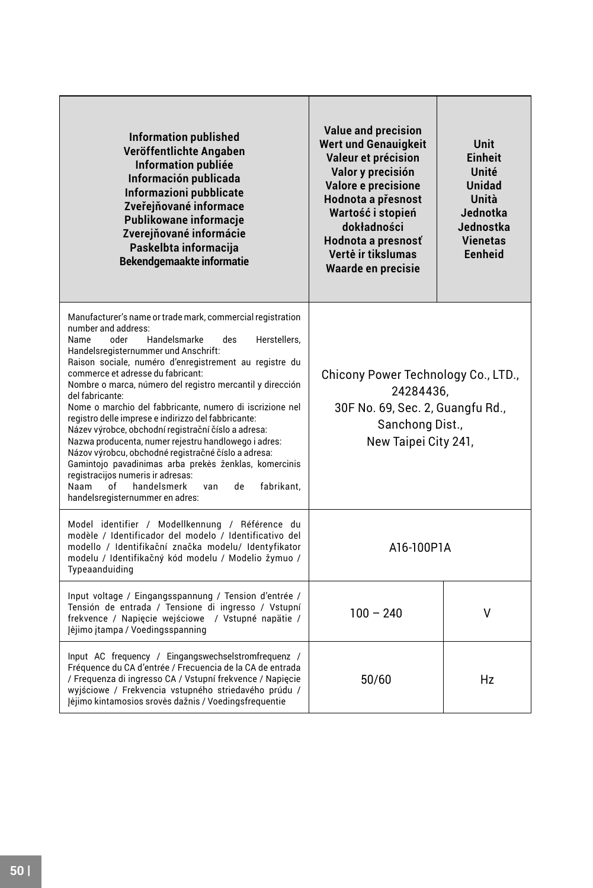| Information published<br>Veröffentlichte Angaben<br>Information publiée<br>Información publicada<br>Informazioni pubblicate<br>Zveřejňované informace<br>Publikowane informacje<br>Zverejňované informácie<br>Paskelbta informacija<br>Bekendgemaakte informatie | Value and precision<br>Wert und Genauigkeit<br>Valeur et précision<br>Valor y precisión<br>Valore e precisione<br>Hodnota a přesnost<br>Wartość i stopień dokładności<br>Hodnota a presnosť<br>Vertė ir tikslumas<br>Waarde en precisie | Unit<br>Einheit<br>Unité<br>Unidad<br>Unità<br>Jednotka<br>Jednostka<br>Vienetas<br>Eenheid |
|---|---|---|
| Manufacturer's name or trade mark, commercial registration number and address:<br>Name oder Handelsmarke des Herstellers, Handelsregisternummer und Anschrift:<br>Raison sociale, numéro d'enregistrement au registre du commerce et adresse du fabricant:<br>Nombre o marca, número del registro mercantil y dirección del fabricante:<br>Nome o marchio del fabbricante, numero di iscrizione nel registro delle imprese e indirizzo del fabbricante:<br>Název výrobce, obchodní registrační číslo a adresa:<br>Nazwa producenta, numer rejestru handlowego i adres:<br>Názov výrobcu, obchodné registračné číslo a adresa:<br>Gamintojo pavadinimas arba prekės ženklas, komercinis registracijos numeris ir adresas:<br>Naam of handelsmerk van de fabrikant, handelsregisternummer en adres: | Chicony Power Technology Co., LTD., 24284436, 30F No. 69, Sec. 2, Guangfu Rd., Sanchong Dist., New Taipei City 241, | |
| Model identifier / Modellkennung / Référence du modèle / Identificador del modelo / Identificativo del modello / Identifikační značka modelu/ Identyfikator modelu / Identifikačný kód modelu / Modelio žymuo / Typeaanduiding | A16-100P1A | |
| Input voltage / Eingangsspannung / Tension d'entrée / Tensión de entrada / Tensione di ingresso / Vstupní frekvence / Napięcie wejściowe / Vstupné napätie / Įėjimo įtampa / Voedingsspanning | 100 – 240 | V |
| Input AC frequency / Eingangswechselstromfrequenz / Fréquence du CA d'entrée / Frecuencia de la CA de entrada / Frequenza di ingresso CA / Vstupní frekvence / Napięcie wyjściowe / Frekvencia vstupného striedavého prúdu / Įėjimo kintamosios srovės dažnis / Voedingsfrequentie | 50/60 | Hz |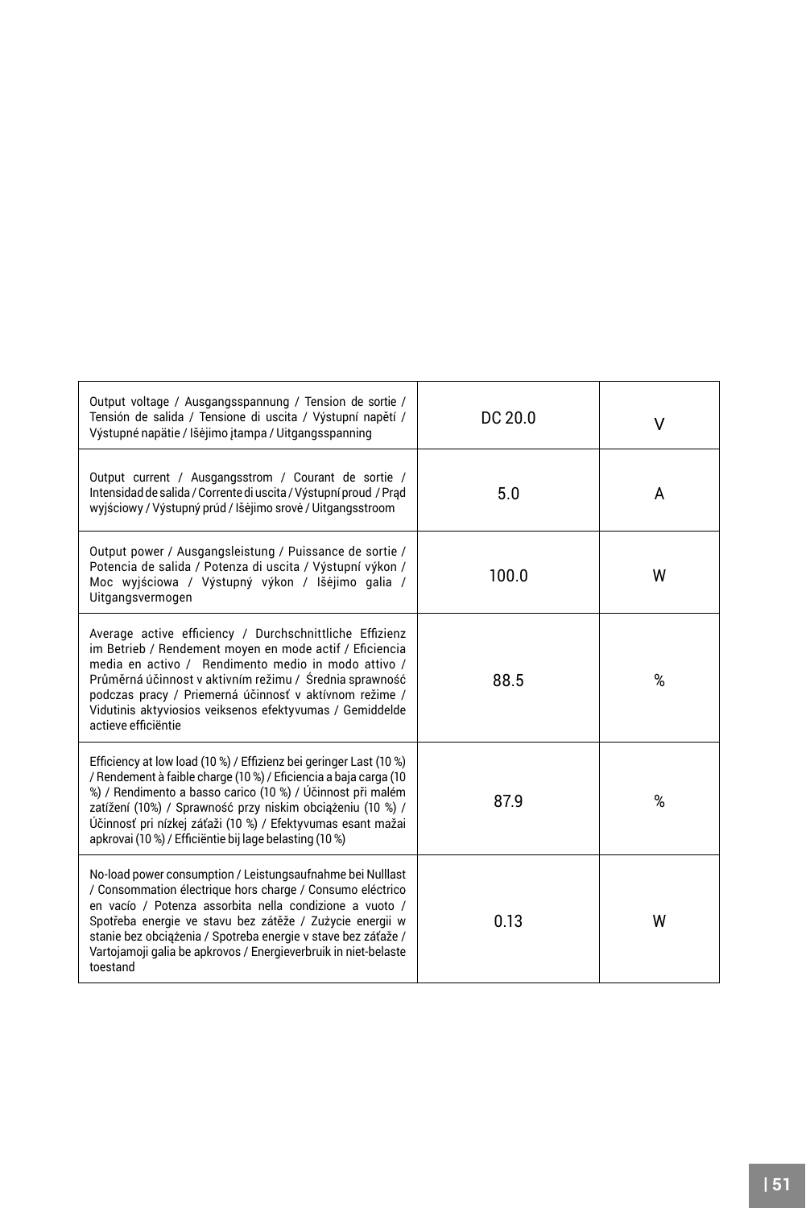| | | |
|---|---|---|
| Output voltage / Ausgangsspannung / Tension de sortie / Tensión de salida / Tensione di uscita / Výstupní napětí / Výstupné napätie / Išėjimo įtampa / Uitgangsspanning | DC 20.0 | V |
| Output current / Ausgangsstrom / Courant de sortie / Intensidad de salida / Corrente di uscita / Výstupní proud / Prąd wyjściowy / Výstupný prúd / Išėjimo srovė / Uitgangsstroom | 5.0 | A |
| Output power / Ausgangsleistung / Puissance de sortie / Potencia de salida / Potenza di uscita / Výstupní výkon / Moc wyjściowa / Výstupný výkon / Išėjimo galia / Uitgangsvermogen | 100.0 | W |
| Average active efficiency / Durchschnittliche Effizienz im Betrieb / Rendement moyen en mode actif / Eficiencia media en activo / Rendimento medio in modo attivo / Průměrná účinnost v aktivním režimu / Średnia sprawność podczas pracy / Priemerná účinnosť v aktívnom režime / Vidutinis aktyviosios veiksenos efektyvumas / Gemiddelde actieve efficiëntie | 88.5 | % |
| Efficiency at low load (10 %) / Effizienz bei geringer Last (10 %) / Rendement à faible charge (10 %) / Eficiencia a baja carga (10 %) / Rendimento a basso carico (10 %) / Účinnost při malém zatížení (10%) / Sprawność przy niskim obciążeniu (10 %) / Účinnosť pri nízkej záťaži (10 %) / Efektyvumas esant mažai apkrovai (10 %) / Efficiëntie bij lage belasting (10 %) | 87.9 | % |
| No-load power consumption / Leistungsaufnahme bei Nulllast / Consommation électrique hors charge / Consumo eléctrico en vacío / Potenza assorbita nella condizione a vuoto / Spotřeba energie ve stavu bez zátěže / Zużycie energii w stanie bez obciążenia / Spotreba energie v stave bez záťaže / Vartojamoji galia be apkrovos / Energieverbruik in niet-belaste toestand | 0.13 | W |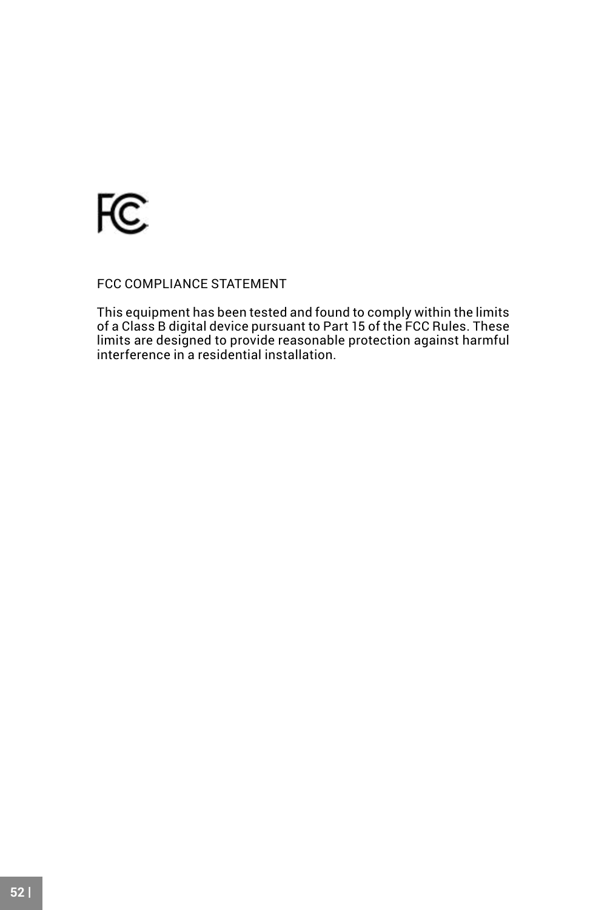FCC COMPLIANCE STATEMENT

This equipment has been tested and found to comply within the limits of a Class B digital device pursuant to Part 15 of the FCC Rules. These limits are designed to provide reasonable protection against harmful interference in a residential installation.